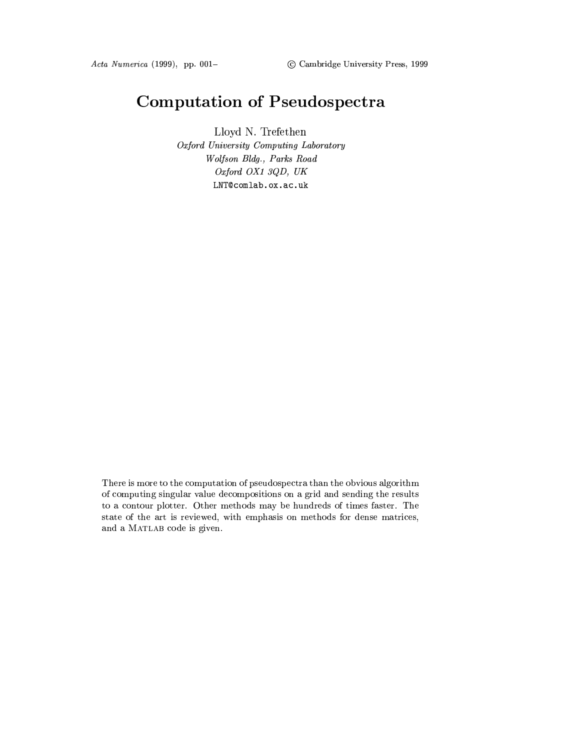# Computation of Pseudospectra

Lloyd N. Trefethen
*Oxford University Computing Laboratory*
*Wolfson Bldg., Parks Road*
*Oxford OX1 3QD, UK*
LNT@comlab.ox.ac.uk

There is more to the computation of pseudospectra than the obvious algorithm of computing singular value decompositions on a grid and sending the results to a contour plotter. Other methods may be hundreds of times faster. The state of the art is reviewed, with emphasis on methods for dense matrices, and a MATLAB code is given.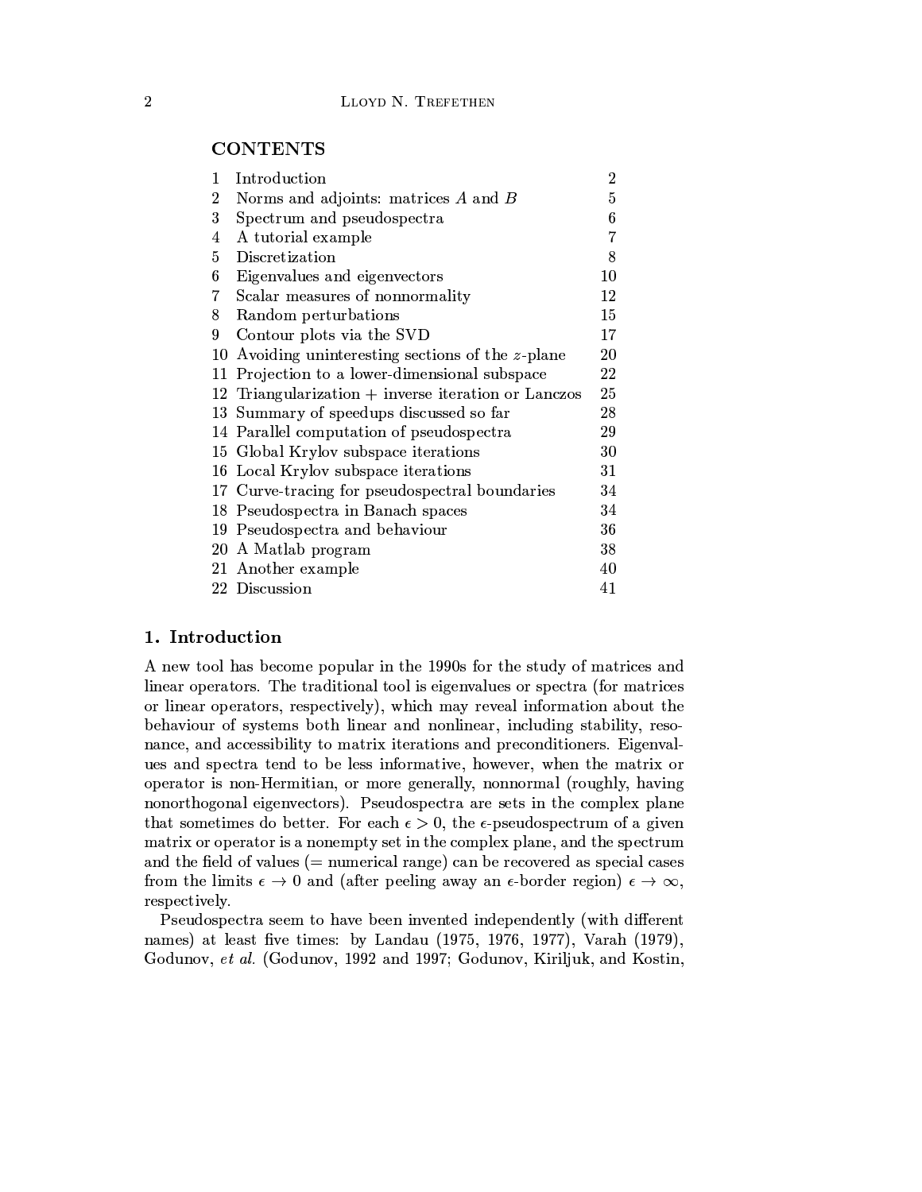## CONTENTS

| | | |
|---|---|---|
| 1 | Introduction | 2 |
| 2 | Norms and adjoints: matrices $A$ and $B$ | 5 |
| 3 | Spectrum and pseudospectra | 6 |
| 4 | A tutorial example | 7 |
| 5 | Discretization | 8 |
| 6 | Eigenvalues and eigenvectors | 10 |
| 7 | Scalar measures of nonnormality | 12 |
| 8 | Random perturbations | 15 |
| 9 | Contour plots via the SVD | 17 |
| 10 | Avoiding uninteresting sections of the $z$-plane | 20 |
| 11 | Projection to a lower-dimensional subspace | 22 |
| 12 | Triangularization + inverse iteration or Lanczos | 25 |
| 13 | Summary of speedups discussed so far | 28 |
| 14 | Parallel computation of pseudospectra | 29 |
| 15 | Global Krylov subspace iterations | 30 |
| 16 | Local Krylov subspace iterations | 31 |
| 17 | Curve-tracing for pseudospectral boundaries | 34 |
| 18 | Pseudospectra in Banach spaces | 34 |
| 19 | Pseudospectra and behaviour | 36 |
| 20 | A Matlab program | 38 |
| 21 | Another example | 40 |
| 22 | Discussion | 41 |

## 1. Introduction

A new tool has become popular in the 1990s for the study of matrices and linear operators. The traditional tool is eigenvalues or spectra (for matrices or linear operators, respectively), which may reveal information about the behaviour of systems both linear and nonlinear, including stability, resonance, and accessibility to matrix iterations and preconditioners. Eigenvalues and spectra tend to be less informative, however, when the matrix or operator is non-Hermitian, or more generally, nonnormal (roughly, having nonorthogonal eigenvectors). Pseudospectra are sets in the complex plane that sometimes do better. For each $\epsilon > 0$, the $\epsilon$-pseudospectrum of a given matrix or operator is a nonempty set in the complex plane, and the spectrum and the field of values (= numerical range) can be recovered as special cases from the limits $\epsilon \to 0$ and (after peeling away an $\epsilon$-border region) $\epsilon \to \infty$, respectively.

Pseudospectra seem to have been invented independently (with different names) at least five times: by Landau (1975, 1976, 1977), Varah (1979), Godunov, *et al.* (Godunov, 1992 and 1997; Godunov, Kiriljuk, and Kostin,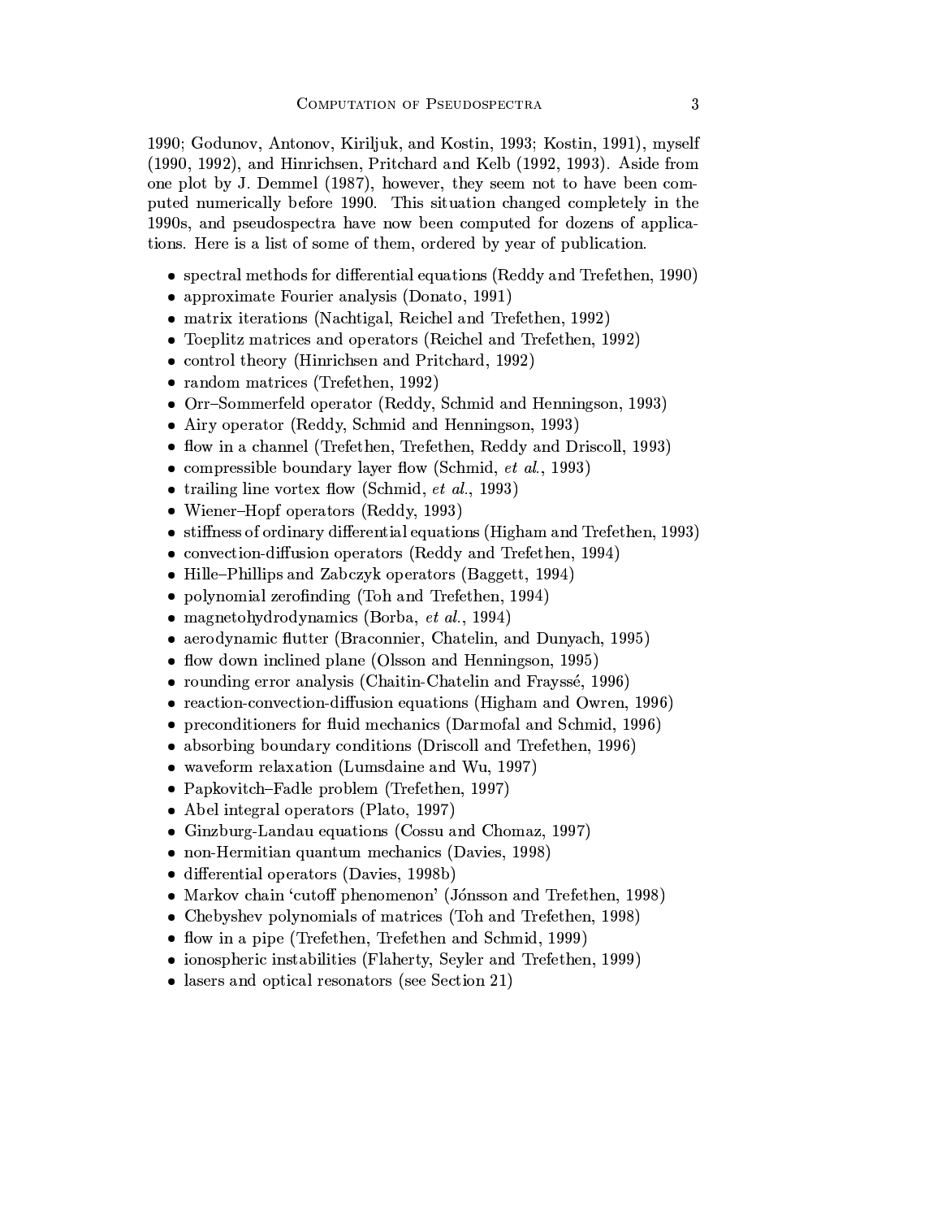1990; Godunov, Antonov, Kiriljuk, and Kostin, 1993; Kostin, 1991), myself (1990, 1992), and Hinrichsen, Pritchard and Kelb (1992, 1993). Aside from one plot by J. Demmel (1987), however, they seem not to have been computed numerically before 1990. This situation changed completely in the 1990s, and pseudospectra have now been computed for dozens of applications. Here is a list of some of them, ordered by year of publication.

- spectral methods for differential equations (Reddy and Trefethen, 1990)
- approximate Fourier analysis (Donato, 1991)
- matrix iterations (Nachtigal, Reichel and Trefethen, 1992)
- Toeplitz matrices and operators (Reichel and Trefethen, 1992)
- control theory (Hinrichsen and Pritchard, 1992)
- random matrices (Trefethen, 1992)
- Orr–Sommerfeld operator (Reddy, Schmid and Henningson, 1993)
- Airy operator (Reddy, Schmid and Henningson, 1993)
- flow in a channel (Trefethen, Trefethen, Reddy and Driscoll, 1993)
- compressible boundary layer flow (Schmid, *et al.*, 1993)
- trailing line vortex flow (Schmid, *et al.*, 1993)
- Wiener–Hopf operators (Reddy, 1993)
- stiffness of ordinary differential equations (Higham and Trefethen, 1993)
- convection-diffusion operators (Reddy and Trefethen, 1994)
- Hille–Phillips and Zabczyk operators (Baggett, 1994)
- polynomial zerofinding (Toh and Trefethen, 1994)
- magnetohydrodynamics (Borba, *et al.*, 1994)
- aerodynamic flutter (Braconnier, Chatelin, and Dunyach, 1995)
- flow down inclined plane (Olsson and Henningson, 1995)
- rounding error analysis (Chaitin-Chatelin and Frayssé, 1996)
- reaction-convection-diffusion equations (Higham and Owren, 1996)
- preconditioners for fluid mechanics (Darmofal and Schmid, 1996)
- absorbing boundary conditions (Driscoll and Trefethen, 1996)
- waveform relaxation (Lumsdaine and Wu, 1997)
- Papkovitch–Fadle problem (Trefethen, 1997)
- Abel integral operators (Plato, 1997)
- Ginzburg-Landau equations (Cossu and Chomaz, 1997)
- non-Hermitian quantum mechanics (Davies, 1998)
- differential operators (Davies, 1998b)
- Markov chain 'cutoff phenomenon' (Jónsson and Trefethen, 1998)
- Chebyshev polynomials of matrices (Toh and Trefethen, 1998)
- flow in a pipe (Trefethen, Trefethen and Schmid, 1999)
- ionospheric instabilities (Flaherty, Seyler and Trefethen, 1999)
- lasers and optical resonators (see Section 21)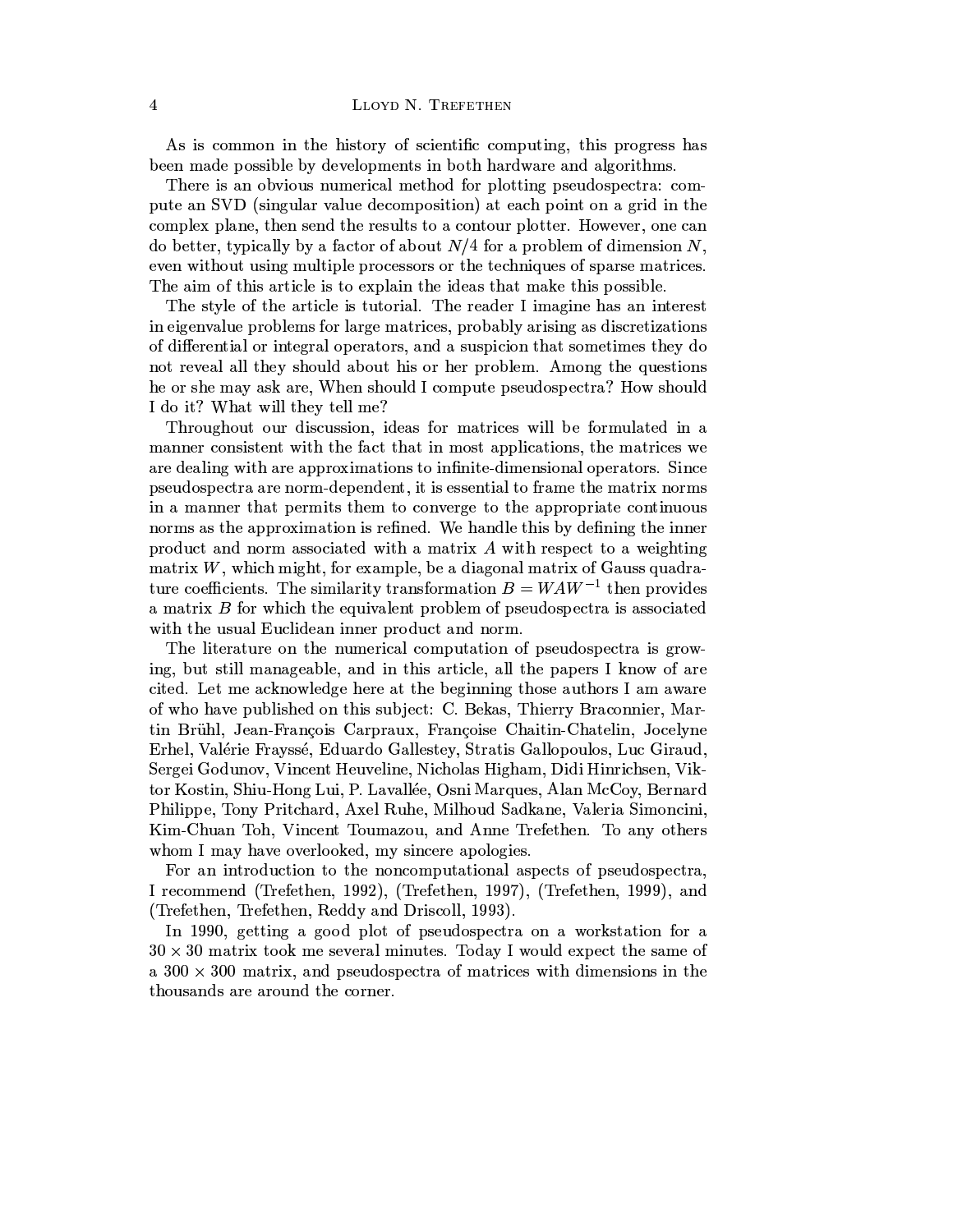As is common in the history of scientific computing, this progress has been made possible by developments in both hardware and algorithms.

There is an obvious numerical method for plotting pseudospectra: compute an SVD (singular value decomposition) at each point on a grid in the complex plane, then send the results to a contour plotter. However, one can do better, typically by a factor of about $N/4$ for a problem of dimension $N$, even without using multiple processors or the techniques of sparse matrices. The aim of this article is to explain the ideas that make this possible.

The style of the article is tutorial. The reader I imagine has an interest in eigenvalue problems for large matrices, probably arising as discretizations of differential or integral operators, and a suspicion that sometimes they do not reveal all they should about his or her problem. Among the questions he or she may ask are, When should I compute pseudospectra? How should I do it? What will they tell me?

Throughout our discussion, ideas for matrices will be formulated in a manner consistent with the fact that in most applications, the matrices we are dealing with are approximations to infinite-dimensional operators. Since pseudospectra are norm-dependent, it is essential to frame the matrix norms in a manner that permits them to converge to the appropriate continuous norms as the approximation is refined. We handle this by defining the inner product and norm associated with a matrix $A$ with respect to a weighting matrix $W$, which might, for example, be a diagonal matrix of Gauss quadrature coefficients. The similarity transformation $B = WAW^{-1}$ then provides a matrix $B$ for which the equivalent problem of pseudospectra is associated with the usual Euclidean inner product and norm.

The literature on the numerical computation of pseudospectra is growing, but still manageable, and in this article, all the papers I know of are cited. Let me acknowledge here at the beginning those authors I am aware of who have published on this subject: C. Bekas, Thierry Braconnier, Martin Brühl, Jean-François Carpraux, Françoise Chaitin-Chatelin, Jocelyne Erhel, Valérie Frayssé, Eduardo Gallestey, Stratis Gallopoulos, Luc Giraud, Sergei Godunov, Vincent Heuveline, Nicholas Higham, Didi Hinrichsen, Viktor Kostin, Shiu-Hong Lui, P. Lavallée, Osni Marques, Alan McCoy, Bernard Philippe, Tony Pritchard, Axel Ruhe, Milhoud Sadkane, Valeria Simoncini, Kim-Chuan Toh, Vincent Toumazou, and Anne Trefethen. To any others whom I may have overlooked, my sincere apologies.

For an introduction to the noncomputational aspects of pseudospectra, I recommend (Trefethen, 1992), (Trefethen, 1997), (Trefethen, 1999), and (Trefethen, Trefethen, Reddy and Driscoll, 1993).

In 1990, getting a good plot of pseudospectra on a workstation for a $30 \times 30$ matrix took me several minutes. Today I would expect the same of a $300 \times 300$ matrix, and pseudospectra of matrices with dimensions in the thousands are around the corner.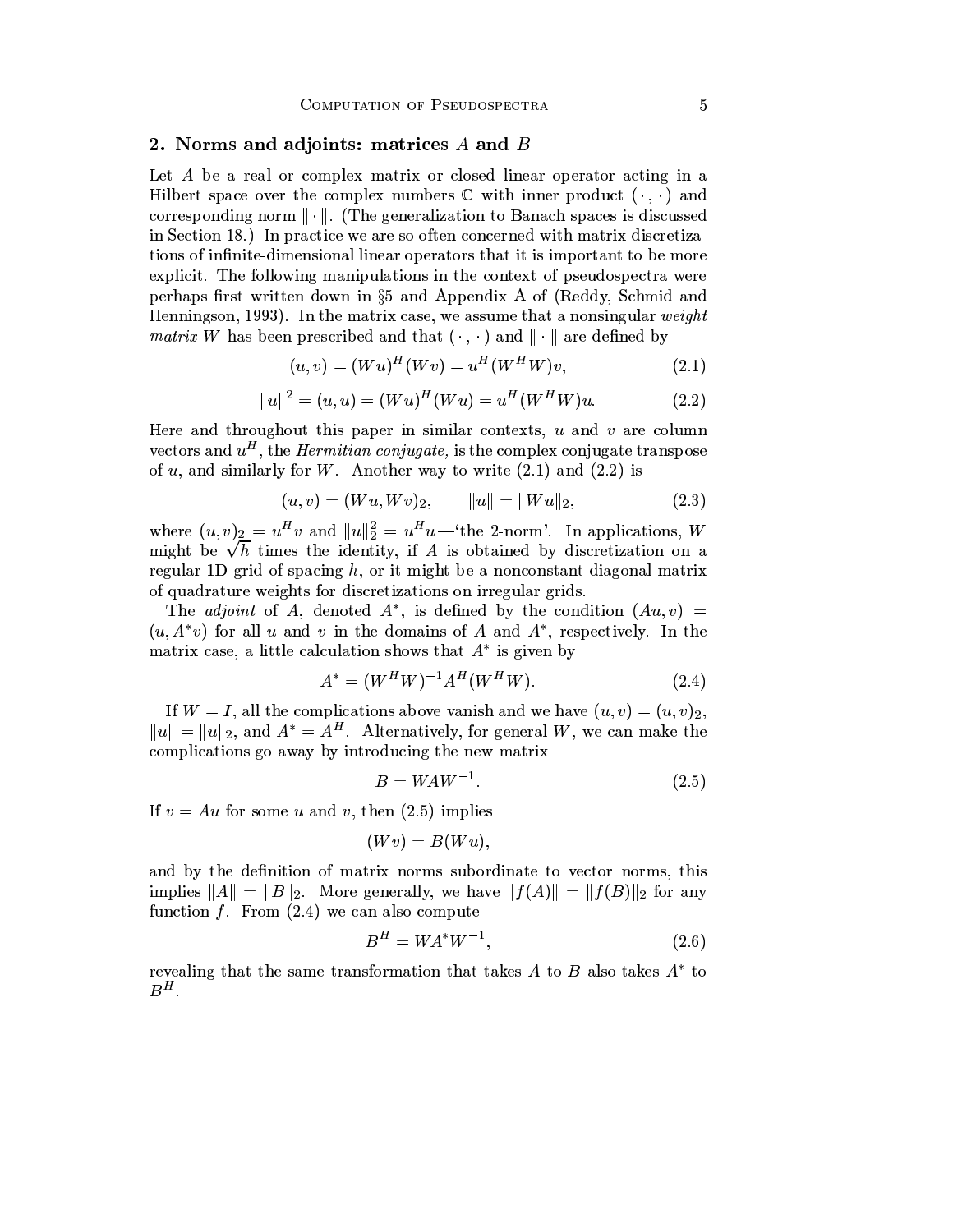## 2. Norms and adjoints: matrices $A$ and $B$

Let $A$ be a real or complex matrix or closed linear operator acting in a Hilbert space over the complex numbers $\mathbb{C}$ with inner product $(\cdot\,,\cdot)$ and corresponding norm $\|\cdot\|$. (The generalization to Banach spaces is discussed in Section 18.) In practice we are so often concerned with matrix discretizations of infinite-dimensional linear operators that it is important to be more explicit. The following manipulations in the context of pseudospectra were perhaps first written down in §5 and Appendix A of (Reddy, Schmid and Henningson, 1993). In the matrix case, we assume that a nonsingular *weight matrix* $W$ has been prescribed and that $(\cdot\,,\cdot)$ and $\|\cdot\|$ are defined by

$$(u,v) = (Wu)^H(Wv) = u^H(W^HW)v, \tag{2.1}$$

$$\|u\|^2 = (u,u) = (Wu)^H(Wu) = u^H(W^HW)u. \tag{2.2}$$

Here and throughout this paper in similar contexts, $u$ and $v$ are column vectors and $u^H$, the *Hermitian conjugate,* is the complex conjugate transpose of $u$, and similarly for $W$. Another way to write (2.1) and (2.2) is

$$(u,v) = (Wu, Wv)_2, \qquad \|u\| = \|Wu\|_2, \tag{2.3}$$

where $(u,v)_2 = u^H v$ and $\|u\|_2^2 = u^H u$—'the 2-norm'. In applications, $W$ might be $\sqrt{h}$ times the identity, if $A$ is obtained by discretization on a regular 1D grid of spacing $h$, or it might be a nonconstant diagonal matrix of quadrature weights for discretizations on irregular grids.

The *adjoint* of $A$, denoted $A^*$, is defined by the condition $(Au,v) = (u, A^*v)$ for all $u$ and $v$ in the domains of $A$ and $A^*$, respectively. In the matrix case, a little calculation shows that $A^*$ is given by

$$A^* = (W^HW)^{-1}A^H(W^HW). \tag{2.4}$$

If $W = I$, all the complications above vanish and we have $(u,v) = (u,v)_2$, $\|u\| = \|u\|_2$, and $A^* = A^H$. Alternatively, for general $W$, we can make the complications go away by introducing the new matrix

$$B = WAW^{-1}. \tag{2.5}$$

If $v = Au$ for some $u$ and $v$, then (2.5) implies

$$(Wv) = B(Wu),$$

and by the definition of matrix norms subordinate to vector norms, this implies $\|A\| = \|B\|_2$. More generally, we have $\|f(A)\| = \|f(B)\|_2$ for any function $f$. From (2.4) we can also compute

$$B^H = WA^*W^{-1}, \tag{2.6}$$

revealing that the same transformation that takes $A$ to $B$ also takes $A^*$ to $B^H$.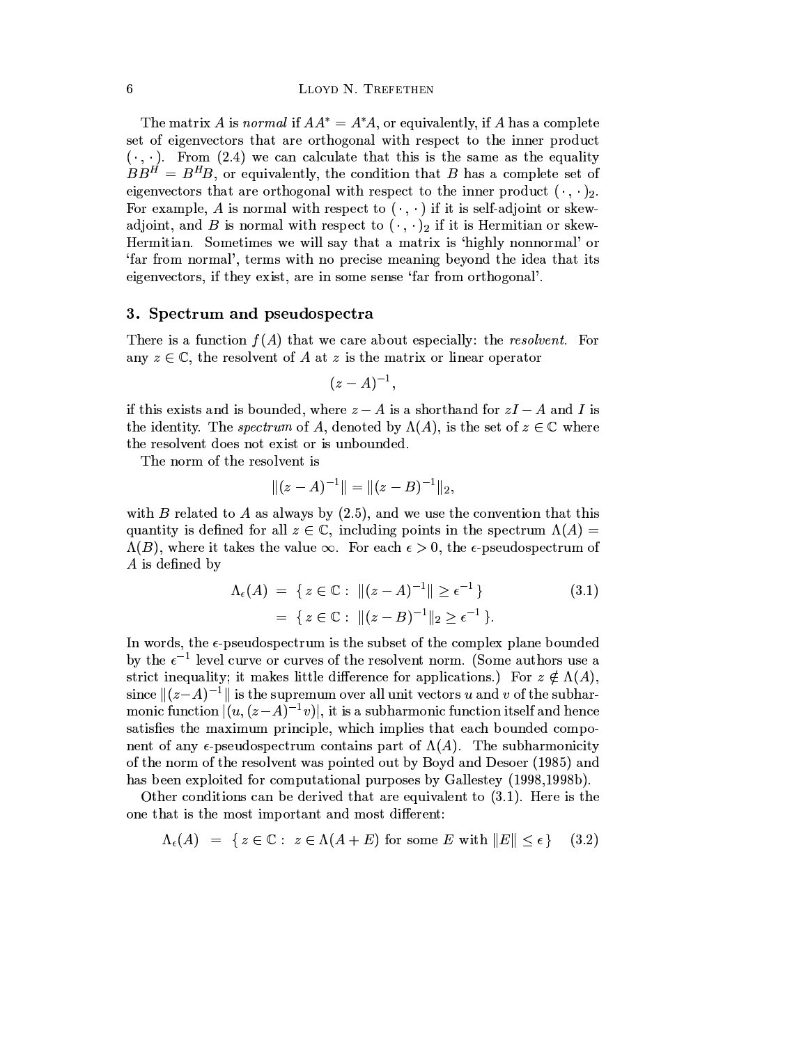The matrix $A$ is *normal* if $AA^* = A^*A$, or equivalently, if $A$ has a complete set of eigenvectors that are orthogonal with respect to the inner product $(\,\cdot\,,\,\cdot\,)$. From (2.4) we can calculate that this is the same as the equality $BB^H = B^H B$, or equivalently, the condition that $B$ has a complete set of eigenvectors that are orthogonal with respect to the inner product $(\,\cdot\,,\,\cdot\,)_2$. For example, $A$ is normal with respect to $(\,\cdot\,,\,\cdot\,)$ if it is self-adjoint or skew-adjoint, and $B$ is normal with respect to $(\,\cdot\,,\,\cdot\,)_2$ if it is Hermitian or skew-Hermitian. Sometimes we will say that a matrix is 'highly nonnormal' or 'far from normal', terms with no precise meaning beyond the idea that its eigenvectors, if they exist, are in some sense 'far from orthogonal'.

## 3. Spectrum and pseudospectra

There is a function $f(A)$ that we care about especially: the *resolvent*. For any $z \in \mathbb{C}$, the resolvent of $A$ at $z$ is the matrix or linear operator

$$(z - A)^{-1},$$

if this exists and is bounded, where $z - A$ is a shorthand for $zI - A$ and $I$ is the identity. The *spectrum* of $A$, denoted by $\Lambda(A)$, is the set of $z \in \mathbb{C}$ where the resolvent does not exist or is unbounded.

The norm of the resolvent is

$$\|(z - A)^{-1}\| = \|(z - B)^{-1}\|_2,$$

with $B$ related to $A$ as always by (2.5), and we use the convention that this quantity is defined for all $z \in \mathbb{C}$, including points in the spectrum $\Lambda(A) = \Lambda(B)$, where it takes the value $\infty$. For each $\epsilon > 0$, the $\epsilon$-pseudospectrum of $A$ is defined by

$$\begin{aligned} \Lambda_\epsilon(A) \;&=\; \{\, z \in \mathbb{C} :\; \|(z - A)^{-1}\| \geq \epsilon^{-1} \,\} \\ &=\; \{\, z \in \mathbb{C} :\; \|(z - B)^{-1}\|_2 \geq \epsilon^{-1} \,\}. \end{aligned} \tag{3.1}$$

In words, the $\epsilon$-pseudospectrum is the subset of the complex plane bounded by the $\epsilon^{-1}$ level curve or curves of the resolvent norm. (Some authors use a strict inequality; it makes little difference for applications.) For $z \notin \Lambda(A)$, since $\|(z-A)^{-1}\|$ is the supremum over all unit vectors $u$ and $v$ of the subharmonic function $|(u, (z-A)^{-1}v)|$, it is a subharmonic function itself and hence satisfies the maximum principle, which implies that each bounded component of any $\epsilon$-pseudospectrum contains part of $\Lambda(A)$. The subharmonicity of the norm of the resolvent was pointed out by Boyd and Desoer (1985) and has been exploited for computational purposes by Gallestey (1998,1998b).

Other conditions can be derived that are equivalent to (3.1). Here is the one that is the most important and most different:

$$\Lambda_\epsilon(A) \;=\; \{\, z \in \mathbb{C} :\; z \in \Lambda(A + E) \text{ for some } E \text{ with } \|E\| \leq \epsilon \,\} \tag{3.2}$$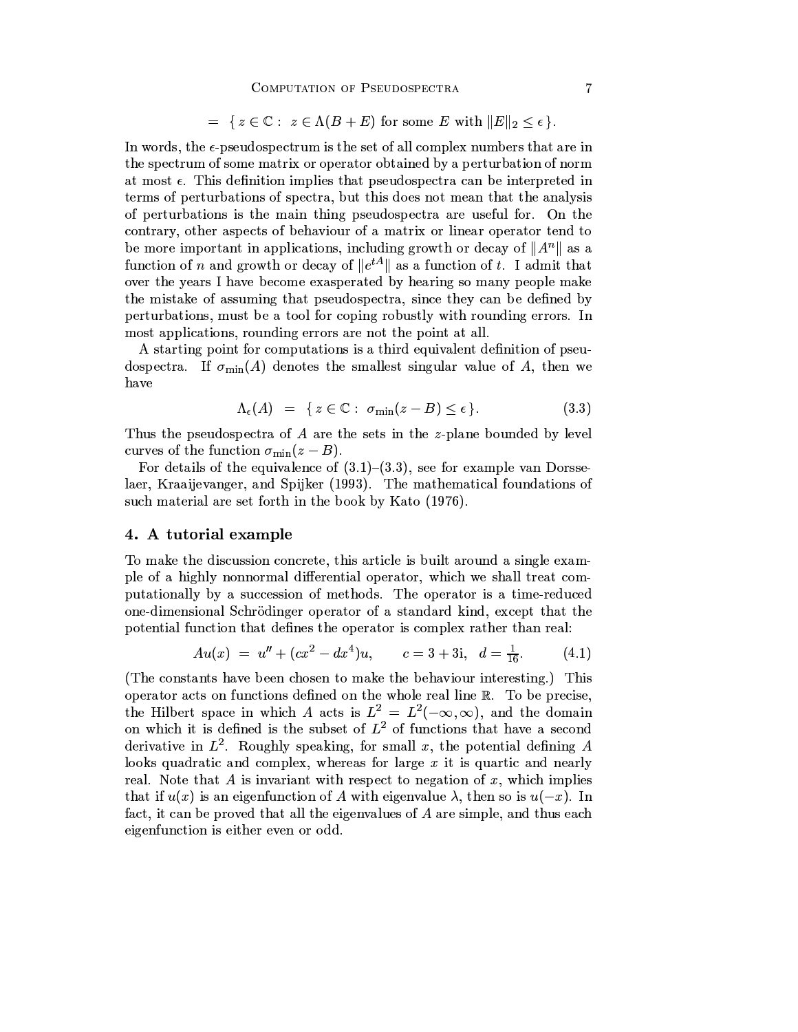$$= \{ z \in \mathbb{C} : \ z \in \Lambda(B+E) \text{ for some } E \text{ with } \|E\|_2 \le \epsilon \}.$$

In words, the $\epsilon$-pseudospectrum is the set of all complex numbers that are in the spectrum of some matrix or operator obtained by a perturbation of norm at most $\epsilon$. This definition implies that pseudospectra can be interpreted in terms of perturbations of spectra, but this does not mean that the analysis of perturbations is the main thing pseudospectra are useful for. On the contrary, other aspects of behaviour of a matrix or linear operator tend to be more important in applications, including growth or decay of $\|A^n\|$ as a function of $n$ and growth or decay of $\|e^{tA}\|$ as a function of $t$. I admit that over the years I have become exasperated by hearing so many people make the mistake of assuming that pseudospectra, since they can be defined by perturbations, must be a tool for coping robustly with rounding errors. In most applications, rounding errors are not the point at all.

A starting point for computations is a third equivalent definition of pseudospectra. If $\sigma_{\min}(A)$ denotes the smallest singular value of $A$, then we have

$$\Lambda_\epsilon(A) \ = \ \{ z \in \mathbb{C} : \ \sigma_{\min}(z - B) \le \epsilon \}. \tag{3.3}$$

Thus the pseudospectra of $A$ are the sets in the $z$-plane bounded by level curves of the function $\sigma_{\min}(z - B)$.

For details of the equivalence of (3.1)–(3.3), see for example van Dorsselaer, Kraaijevanger, and Spijker (1993). The mathematical foundations of such material are set forth in the book by Kato (1976).

## 4. A tutorial example

To make the discussion concrete, this article is built around a single example of a highly nonnormal differential operator, which we shall treat computationally by a succession of methods. The operator is a time-reduced one-dimensional Schrödinger operator of a standard kind, except that the potential function that defines the operator is complex rather than real:

$$Au(x) \ = \ u'' + (cx^2 - dx^4)u, \qquad c = 3 + 3\mathrm{i}, \ \ d = \tfrac{1}{16}. \tag{4.1}$$

(The constants have been chosen to make the behaviour interesting.) This operator acts on functions defined on the whole real line $\mathbb{R}$. To be precise, the Hilbert space in which $A$ acts is $L^2 = L^2(-\infty, \infty)$, and the domain on which it is defined is the subset of $L^2$ of functions that have a second derivative in $L^2$. Roughly speaking, for small $x$, the potential defining $A$ looks quadratic and complex, whereas for large $x$ it is quartic and nearly real. Note that $A$ is invariant with respect to negation of $x$, which implies that if $u(x)$ is an eigenfunction of $A$ with eigenvalue $\lambda$, then so is $u(-x)$. In fact, it can be proved that all the eigenvalues of $A$ are simple, and thus each eigenfunction is either even or odd.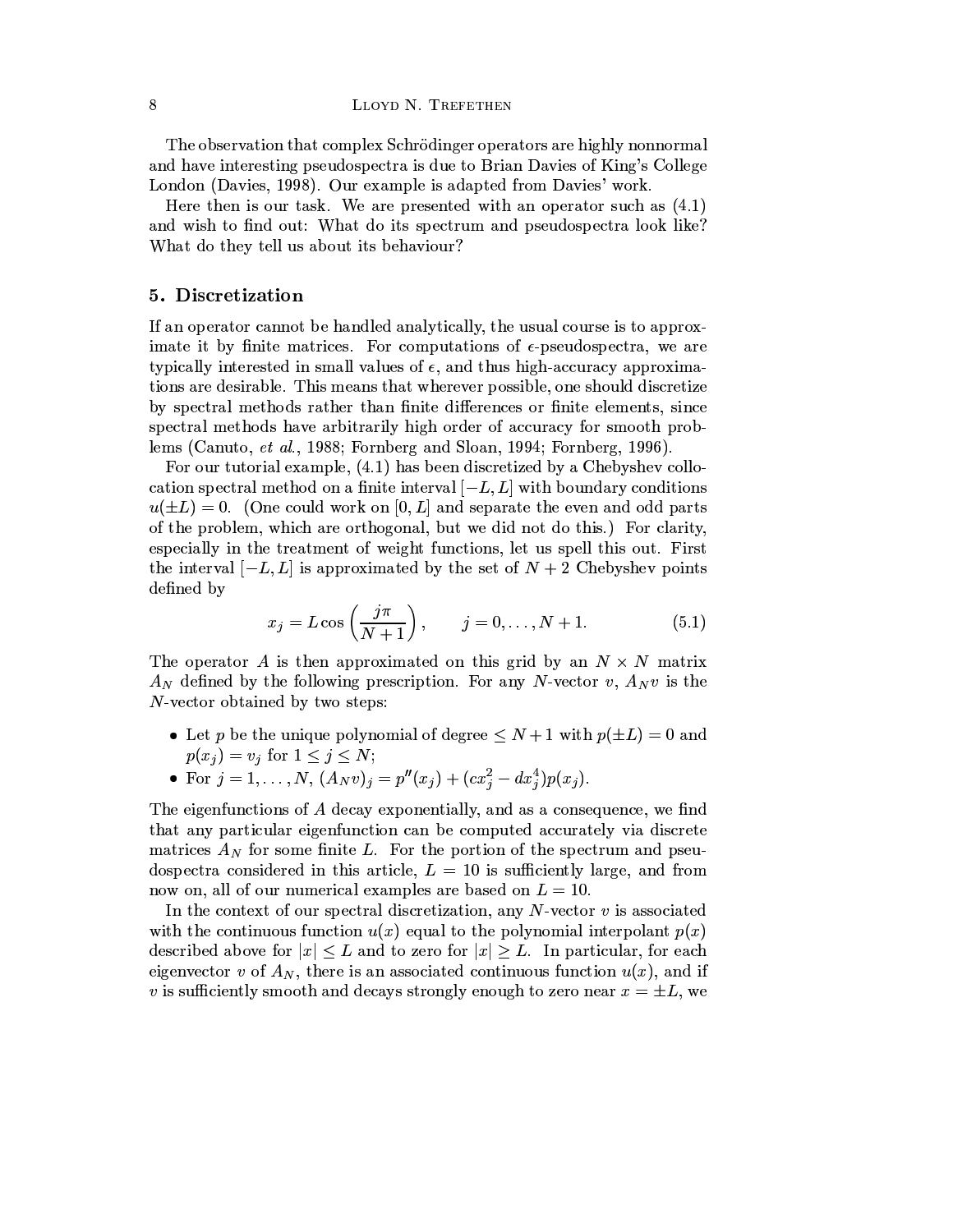The observation that complex Schrödinger operators are highly nonnormal and have interesting pseudospectra is due to Brian Davies of King's College London (Davies, 1998). Our example is adapted from Davies' work.

Here then is our task. We are presented with an operator such as (4.1) and wish to find out: What do its spectrum and pseudospectra look like? What do they tell us about its behaviour?

## 5. Discretization

If an operator cannot be handled analytically, the usual course is to approximate it by finite matrices. For computations of $\epsilon$-pseudospectra, we are typically interested in small values of $\epsilon$, and thus high-accuracy approximations are desirable. This means that wherever possible, one should discretize by spectral methods rather than finite differences or finite elements, since spectral methods have arbitrarily high order of accuracy for smooth problems (Canuto, *et al.*, 1988; Fornberg and Sloan, 1994; Fornberg, 1996).

For our tutorial example, (4.1) has been discretized by a Chebyshev collocation spectral method on a finite interval $[-L, L]$ with boundary conditions $u(\pm L) = 0$. (One could work on $[0, L]$ and separate the even and odd parts of the problem, which are orthogonal, but we did not do this.) For clarity, especially in the treatment of weight functions, let us spell this out. First the interval $[-L, L]$ is approximated by the set of $N + 2$ Chebyshev points defined by

$$x_j = L \cos\left(\frac{j\pi}{N+1}\right), \qquad j = 0, \ldots, N+1. \tag{5.1}$$

The operator $A$ is then approximated on this grid by an $N \times N$ matrix $A_N$ defined by the following prescription. For any $N$-vector $v$, $A_N v$ is the $N$-vector obtained by two steps:

- Let $p$ be the unique polynomial of degree $\leq N+1$ with $p(\pm L) = 0$ and $p(x_j) = v_j$ for $1 \leq j \leq N$;
- For $j = 1, \ldots, N$, $(A_N v)_j = p''(x_j) + (cx_j^2 - dx_j^4)p(x_j)$.

The eigenfunctions of $A$ decay exponentially, and as a consequence, we find that any particular eigenfunction can be computed accurately via discrete matrices $A_N$ for some finite $L$. For the portion of the spectrum and pseudospectra considered in this article, $L = 10$ is sufficiently large, and from now on, all of our numerical examples are based on $L = 10$.

In the context of our spectral discretization, any $N$-vector $v$ is associated with the continuous function $u(x)$ equal to the polynomial interpolant $p(x)$ described above for $|x| \leq L$ and to zero for $|x| \geq L$. In particular, for each eigenvector $v$ of $A_N$, there is an associated continuous function $u(x)$, and if $v$ is sufficiently smooth and decays strongly enough to zero near $x = \pm L$, we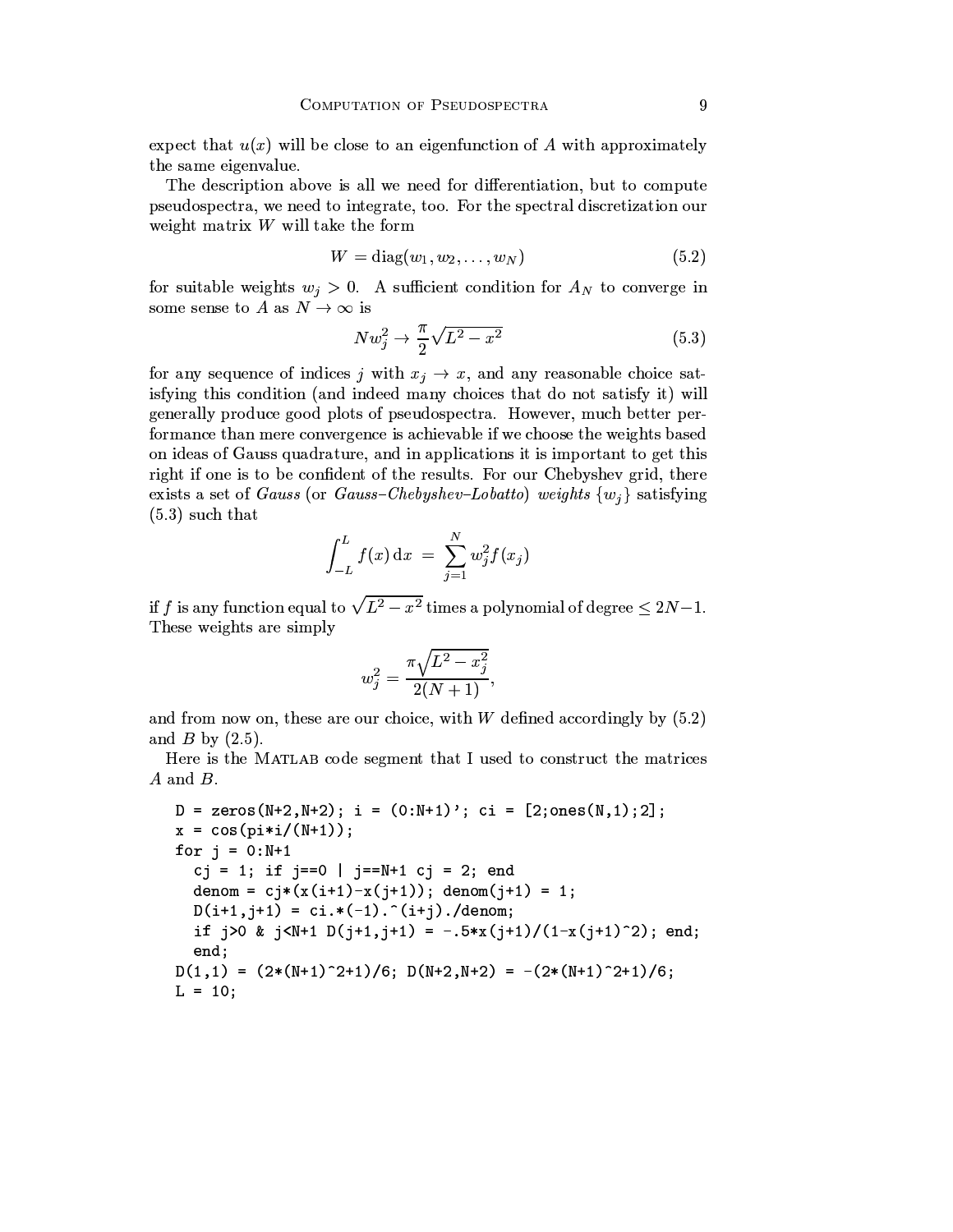expect that $u(x)$ will be close to an eigenfunction of $A$ with approximately the same eigenvalue.

The description above is all we need for differentiation, but to compute pseudospectra, we need to integrate, too. For the spectral discretization our weight matrix $W$ will take the form

$$W = \mathrm{diag}(w_1, w_2, \ldots, w_N) \tag{5.2}$$

for suitable weights $w_j > 0$. A sufficient condition for $A_N$ to converge in some sense to $A$ as $N \to \infty$ is

$$N w_j^2 \to \frac{\pi}{2}\sqrt{L^2 - x^2} \tag{5.3}$$

for any sequence of indices $j$ with $x_j \to x$, and any reasonable choice satisfying this condition (and indeed many choices that do not satisfy it) will generally produce good plots of pseudospectra. However, much better performance than mere convergence is achievable if we choose the weights based on ideas of Gauss quadrature, and in applications it is important to get this right if one is to be confident of the results. For our Chebyshev grid, there exists a set of *Gauss* (or *Gauss–Chebyshev–Lobatto*) *weights* $\{w_j\}$ satisfying (5.3) such that

$$\int_{-L}^{L} f(x)\,\mathrm{d}x \;=\; \sum_{j=1}^{N} w_j^2 f(x_j)$$

if $f$ is any function equal to $\sqrt{L^2 - x^2}$ times a polynomial of degree $\leq 2N-1$. These weights are simply

$$w_j^2 = \frac{\pi\sqrt{L^2 - x_j^2}}{2(N+1)},$$

and from now on, these are our choice, with $W$ defined accordingly by (5.2) and $B$ by (2.5).

Here is the MATLAB code segment that I used to construct the matrices $A$ and $B$.

```
D = zeros(N+2,N+2); i = (0:N+1)'; ci = [2;ones(N,1);2];
x = cos(pi*i/(N+1));
for j = 0:N+1
  cj = 1; if j==0 | j==N+1 cj = 2; end
  denom = cj*(x(i+1)-x(j+1)); denom(j+1) = 1;
  D(i+1,j+1) = ci.*(-1).^(i+j)./denom;
  if j>0 & j<N+1 D(j+1,j+1) = -.5*x(j+1)/(1-x(j+1)^2); end;
  end;
D(1,1) = (2*(N+1)^2+1)/6; D(N+2,N+2) = -(2*(N+1)^2+1)/6;
L = 10;
```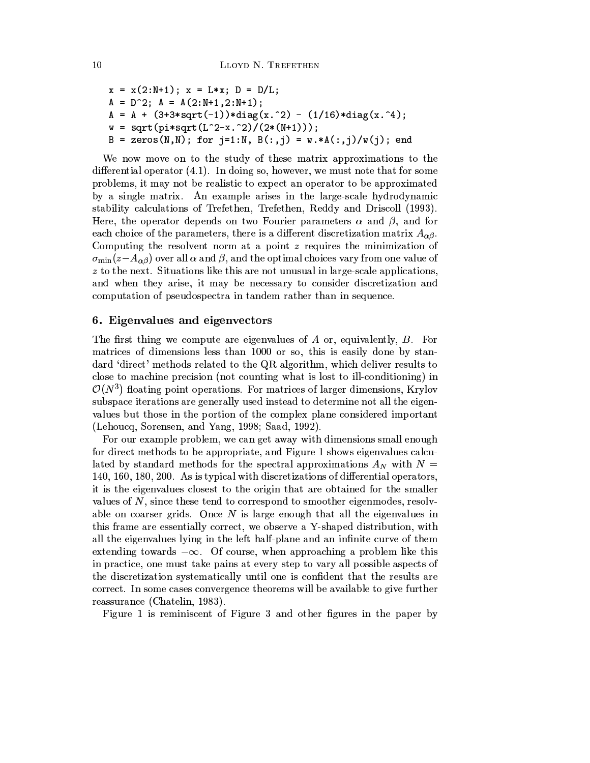```
x = x(2:N+1); x = L*x; D = D/L;
A = D^2; A = A(2:N+1,2:N+1);
A = A + (3+3*sqrt(-1))*diag(x.^2) - (1/16)*diag(x.^4);
w = sqrt(pi*sqrt(L^2-x.^2)/(2*(N+1)));
B = zeros(N,N); for j=1:N, B(:,j) = w.*A(:,j)/w(j); end
```

We now move on to the study of these matrix approximations to the differential operator (4.1). In doing so, however, we must note that for some problems, it may not be realistic to expect an operator to be approximated by a single matrix. An example arises in the large-scale hydrodynamic stability calculations of Trefethen, Trefethen, Reddy and Driscoll (1993). Here, the operator depends on two Fourier parameters $\alpha$ and $\beta$, and for each choice of the parameters, there is a different discretization matrix $A_{\alpha\beta}$. Computing the resolvent norm at a point $z$ requires the minimization of $\sigma_{\min}(z - A_{\alpha\beta})$ over all $\alpha$ and $\beta$, and the optimal choices vary from one value of $z$ to the next. Situations like this are not unusual in large-scale applications, and when they arise, it may be necessary to consider discretization and computation of pseudospectra in tandem rather than in sequence.

## 6. Eigenvalues and eigenvectors

The first thing we compute are eigenvalues of $A$ or, equivalently, $B$. For matrices of dimensions less than 1000 or so, this is easily done by standard 'direct' methods related to the QR algorithm, which deliver results to close to machine precision (not counting what is lost to ill-conditioning) in $\mathcal{O}(N^3)$ floating point operations. For matrices of larger dimensions, Krylov subspace iterations are generally used instead to determine not all the eigenvalues but those in the portion of the complex plane considered important (Lehoucq, Sorensen, and Yang, 1998; Saad, 1992).

For our example problem, we can get away with dimensions small enough for direct methods to be appropriate, and Figure 1 shows eigenvalues calculated by standard methods for the spectral approximations $A_N$ with $N = 140, 160, 180, 200$. As is typical with discretizations of differential operators, it is the eigenvalues closest to the origin that are obtained for the smaller values of $N$, since these tend to correspond to smoother eigenmodes, resolvable on coarser grids. Once $N$ is large enough that all the eigenvalues in this frame are essentially correct, we observe a Y-shaped distribution, with all the eigenvalues lying in the left half-plane and an infinite curve of them extending towards $-\infty$. Of course, when approaching a problem like this in practice, one must take pains at every step to vary all possible aspects of the discretization systematically until one is confident that the results are correct. In some cases convergence theorems will be available to give further reassurance (Chatelin, 1983).

Figure 1 is reminiscent of Figure 3 and other figures in the paper by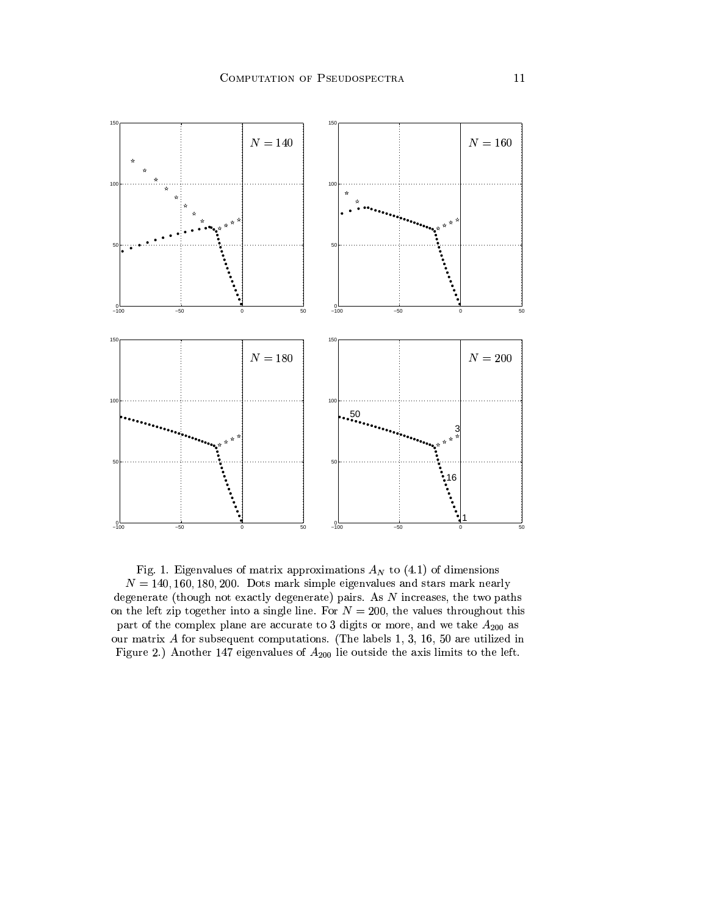Fig. 1. Eigenvalues of matrix approximations $A_N$ to (4.1) of dimensions $N = 140, 160, 180, 200$. Dots mark simple eigenvalues and stars mark nearly degenerate (though not exactly degenerate) pairs. As $N$ increases, the two paths on the left zip together into a single line. For $N = 200$, the values throughout this part of the complex plane are accurate to 3 digits or more, and we take $A_{200}$ as our matrix $A$ for subsequent computations. (The labels 1, 3, 16, 50 are utilized in Figure 2.) Another 147 eigenvalues of $A_{200}$ lie outside the axis limits to the left.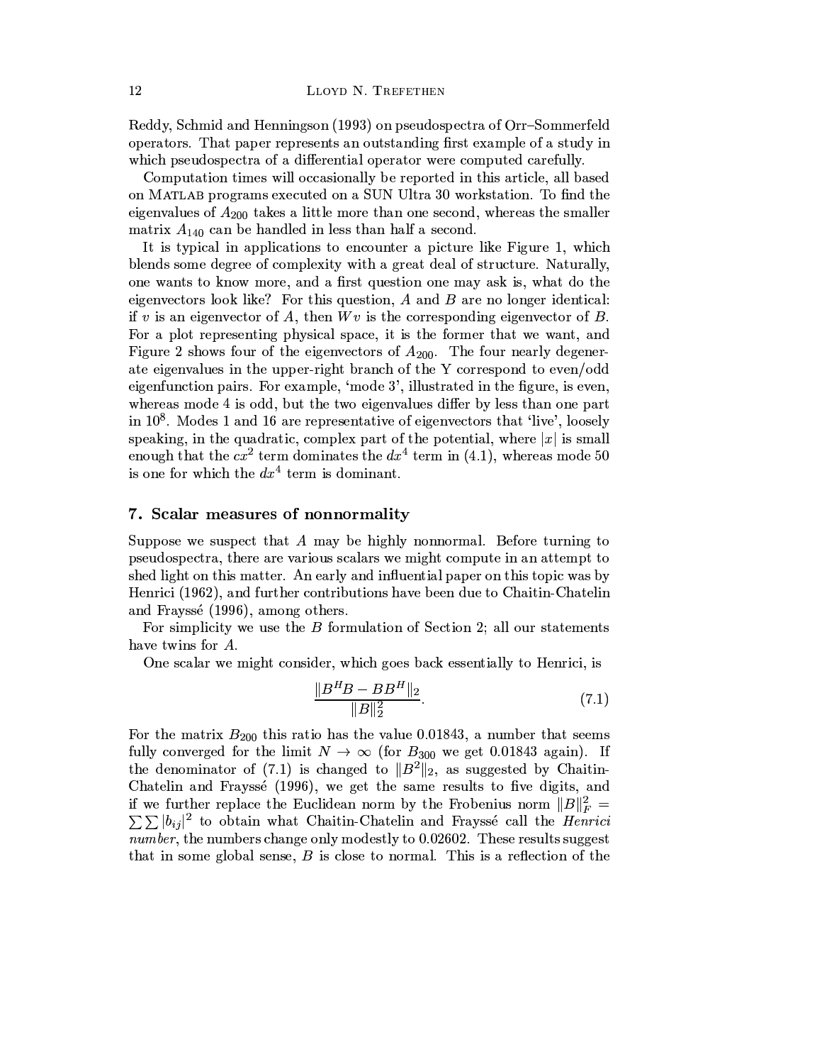Reddy, Schmid and Henningson (1993) on pseudospectra of Orr–Sommerfeld operators. That paper represents an outstanding first example of a study in which pseudospectra of a differential operator were computed carefully.

Computation times will occasionally be reported in this article, all based on MATLAB programs executed on a SUN Ultra 30 workstation. To find the eigenvalues of $A_{200}$ takes a little more than one second, whereas the smaller matrix $A_{140}$ can be handled in less than half a second.

It is typical in applications to encounter a picture like Figure 1, which blends some degree of complexity with a great deal of structure. Naturally, one wants to know more, and a first question one may ask is, what do the eigenvectors look like? For this question, $A$ and $B$ are no longer identical: if $v$ is an eigenvector of $A$, then $Wv$ is the corresponding eigenvector of $B$. For a plot representing physical space, it is the former that we want, and Figure 2 shows four of the eigenvectors of $A_{200}$. The four nearly degenerate eigenvalues in the upper-right branch of the Y correspond to even/odd eigenfunction pairs. For example, 'mode 3', illustrated in the figure, is even, whereas mode 4 is odd, but the two eigenvalues differ by less than one part in $10^8$. Modes 1 and 16 are representative of eigenvectors that 'live', loosely speaking, in the quadratic, complex part of the potential, where $|x|$ is small enough that the $cx^2$ term dominates the $dx^4$ term in (4.1), whereas mode 50 is one for which the $dx^4$ term is dominant.

## 7. Scalar measures of nonnormality

Suppose we suspect that $A$ may be highly nonnormal. Before turning to pseudospectra, there are various scalars we might compute in an attempt to shed light on this matter. An early and influential paper on this topic was by Henrici (1962), and further contributions have been due to Chaitin-Chatelin and Frayssé (1996), among others.

For simplicity we use the $B$ formulation of Section 2; all our statements have twins for $A$.

One scalar we might consider, which goes back essentially to Henrici, is

$$\frac{\|B^H B - BB^H\|_2}{\|B\|_2^2}. \tag{7.1}$$

For the matrix $B_{200}$ this ratio has the value 0.01843, a number that seems fully converged for the limit $N \to \infty$ (for $B_{300}$ we get 0.01843 again). If the denominator of (7.1) is changed to $\|B^2\|_2$, as suggested by Chaitin-Chatelin and Frayssé (1996), we get the same results to five digits, and if we further replace the Euclidean norm by the Frobenius norm $\|B\|_F^2 = \sum\sum |b_{ij}|^2$ to obtain what Chaitin-Chatelin and Frayssé call the *Henrici number*, the numbers change only modestly to 0.02602. These results suggest that in some global sense, $B$ is close to normal. This is a reflection of the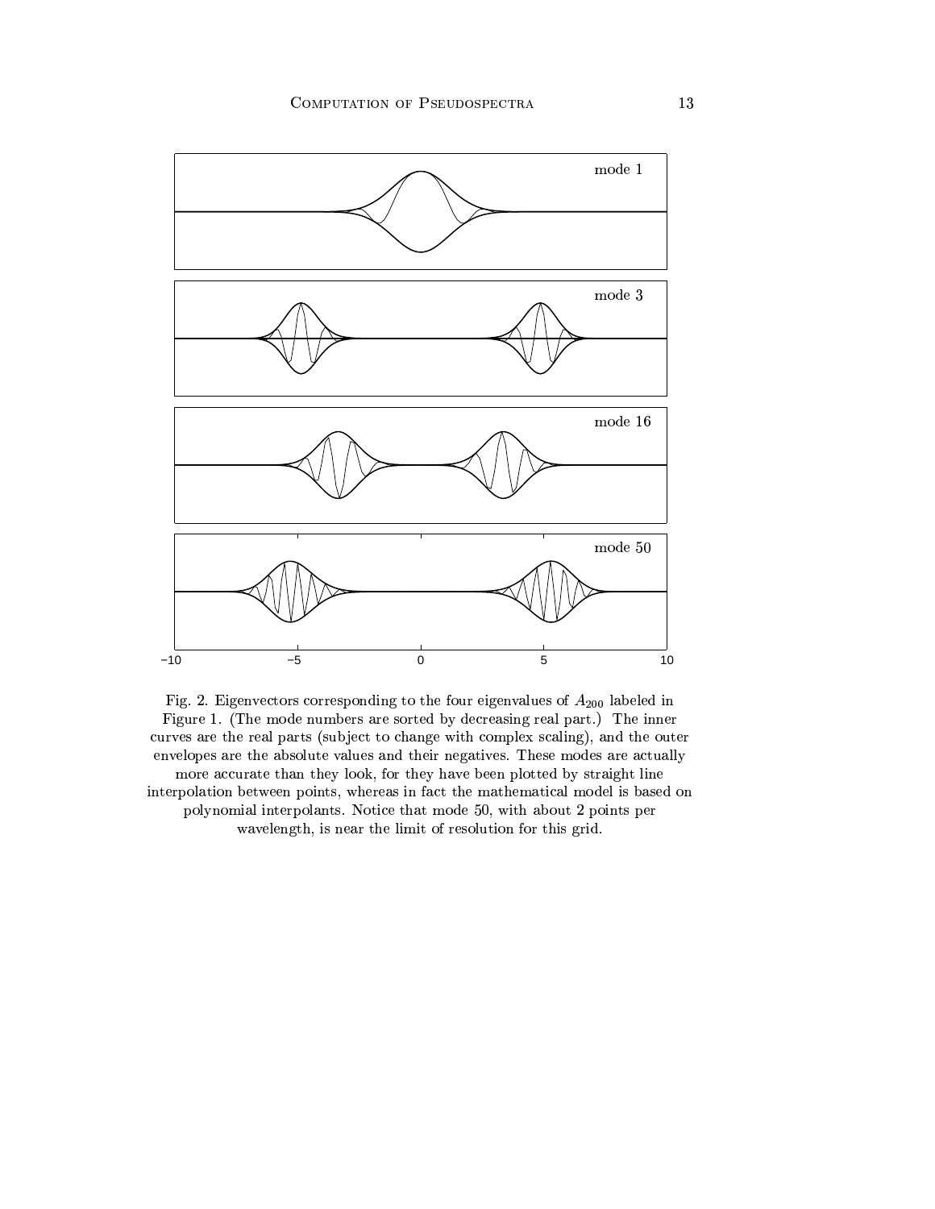Fig. 2. Eigenvectors corresponding to the four eigenvalues of $A_{200}$ labeled in Figure 1. (The mode numbers are sorted by decreasing real part.) The inner curves are the real parts (subject to change with complex scaling), and the outer envelopes are the absolute values and their negatives. These modes are actually more accurate than they look, for they have been plotted by straight line interpolation between points, whereas in fact the mathematical model is based on polynomial interpolants. Notice that mode 50, with about 2 points per wavelength, is near the limit of resolution for this grid.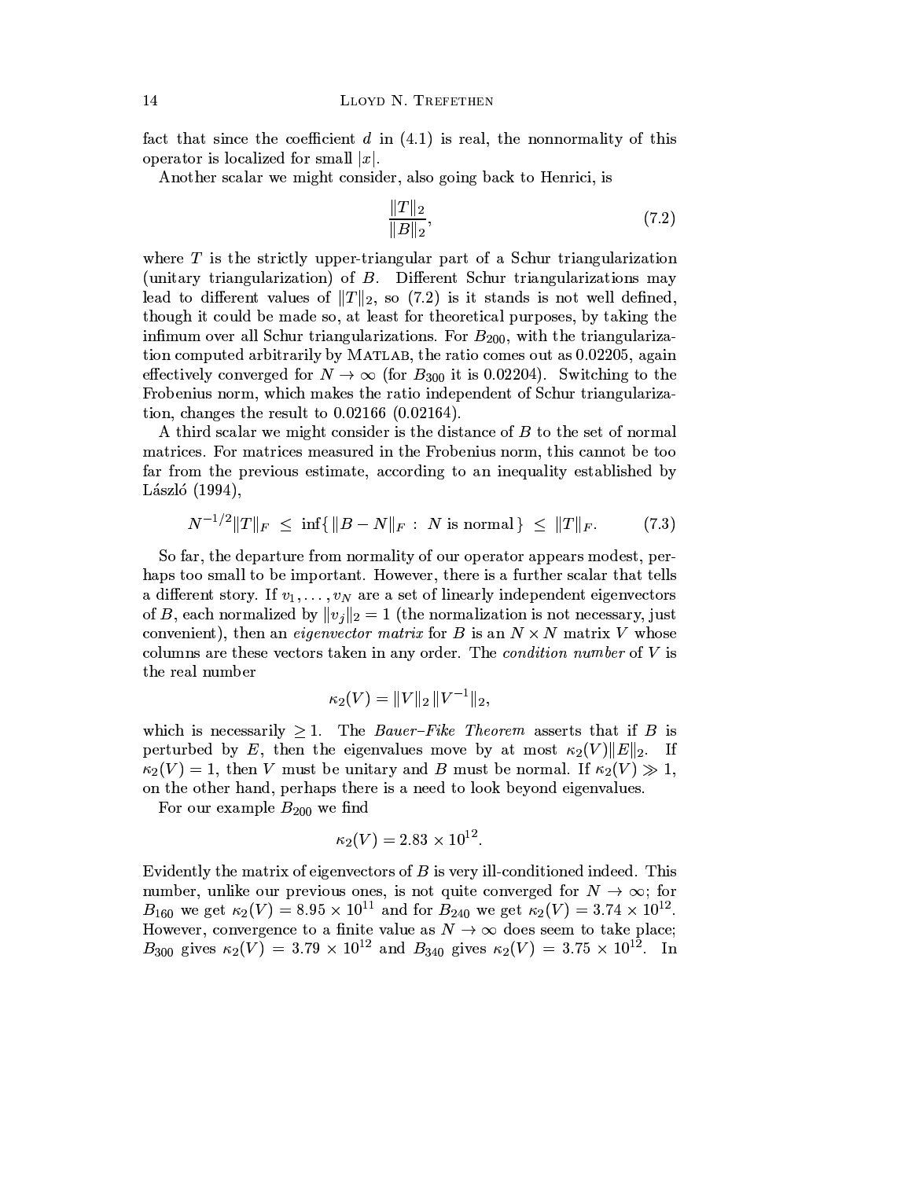fact that since the coefficient $d$ in (4.1) is real, the nonnormality of this operator is localized for small $|x|$.

Another scalar we might consider, also going back to Henrici, is

$$\frac{\|T\|_2}{\|B\|_2}, \tag{7.2}$$

where $T$ is the strictly upper-triangular part of a Schur triangularization (unitary triangularization) of $B$. Different Schur triangularizations may lead to different values of $\|T\|_2$, so (7.2) is it stands is not well defined, though it could be made so, at least for theoretical purposes, by taking the infimum over all Schur triangularizations. For $B_{200}$, with the triangularization computed arbitrarily by MATLAB, the ratio comes out as 0.02205, again effectively converged for $N \to \infty$ (for $B_{300}$ it is 0.02204). Switching to the Frobenius norm, which makes the ratio independent of Schur triangularization, changes the result to 0.02166 (0.02164).

A third scalar we might consider is the distance of $B$ to the set of normal matrices. For matrices measured in the Frobenius norm, this cannot be too far from the previous estimate, according to an inequality established by László (1994),

$$N^{-1/2}\|T\|_F \;\leq\; \inf\{\, \|B - N\|_F \;:\; N \text{ is normal}\,\} \;\leq\; \|T\|_F. \tag{7.3}$$

So far, the departure from normality of our operator appears modest, perhaps too small to be important. However, there is a further scalar that tells a different story. If $v_1, \ldots, v_N$ are a set of linearly independent eigenvectors of $B$, each normalized by $\|v_j\|_2 = 1$ (the normalization is not necessary, just convenient), then an *eigenvector matrix* for $B$ is an $N \times N$ matrix $V$ whose columns are these vectors taken in any order. The *condition number* of $V$ is the real number

$$\kappa_2(V) = \|V\|_2 \, \|V^{-1}\|_2,$$

which is necessarily $\geq 1$. The *Bauer–Fike Theorem* asserts that if $B$ is perturbed by $E$, then the eigenvalues move by at most $\kappa_2(V)\|E\|_2$. If $\kappa_2(V) = 1$, then $V$ must be unitary and $B$ must be normal. If $\kappa_2(V) \gg 1$, on the other hand, perhaps there is a need to look beyond eigenvalues.

For our example $B_{200}$ we find

$$\kappa_2(V) = 2.83 \times 10^{12}.$$

Evidently the matrix of eigenvectors of $B$ is very ill-conditioned indeed. This number, unlike our previous ones, is not quite converged for $N \to \infty$; for $B_{160}$ we get $\kappa_2(V) = 8.95 \times 10^{11}$ and for $B_{240}$ we get $\kappa_2(V) = 3.74 \times 10^{12}$. However, convergence to a finite value as $N \to \infty$ does seem to take place; $B_{300}$ gives $\kappa_2(V) = 3.79 \times 10^{12}$ and $B_{340}$ gives $\kappa_2(V) = 3.75 \times 10^{12}$. In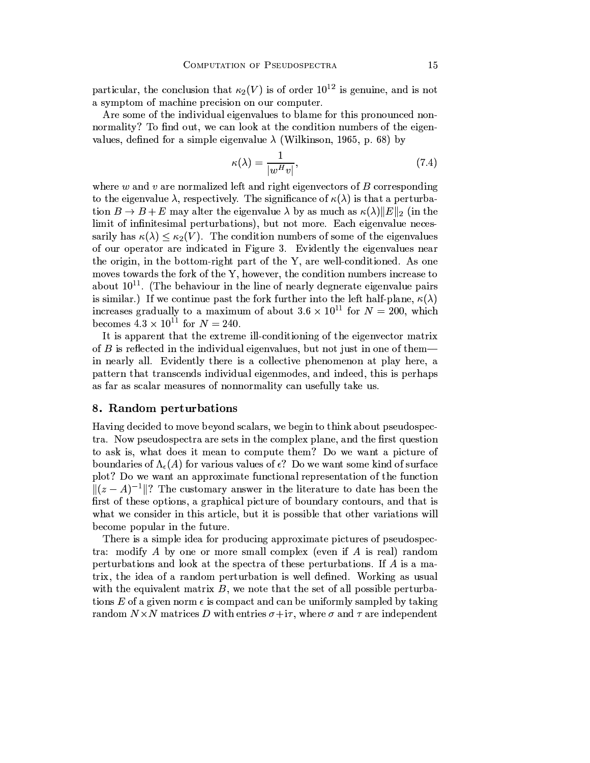particular, the conclusion that $\kappa_2(V)$ is of order $10^{12}$ is genuine, and is not a symptom of machine precision on our computer.

Are some of the individual eigenvalues to blame for this pronounced non-normality? To find out, we can look at the condition numbers of the eigenvalues, defined for a simple eigenvalue $\lambda$ (Wilkinson, 1965, p. 68) by

$$\kappa(\lambda) = \frac{1}{|w^H v|}, \tag{7.4}$$

where $w$ and $v$ are normalized left and right eigenvectors of $B$ corresponding to the eigenvalue $\lambda$, respectively. The significance of $\kappa(\lambda)$ is that a perturbation $B \to B + E$ may alter the eigenvalue $\lambda$ by as much as $\kappa(\lambda)\|E\|_2$ (in the limit of infinitesimal perturbations), but not more. Each eigenvalue necessarily has $\kappa(\lambda) \leq \kappa_2(V)$. The condition numbers of some of the eigenvalues of our operator are indicated in Figure 3. Evidently the eigenvalues near the origin, in the bottom-right part of the Y, are well-conditioned. As one moves towards the fork of the Y, however, the condition numbers increase to about $10^{11}$. (The behaviour in the line of nearly degnerate eigenvalue pairs is similar.) If we continue past the fork further into the left half-plane, $\kappa(\lambda)$ increases gradually to a maximum of about $3.6 \times 10^{11}$ for $N = 200$, which becomes $4.3 \times 10^{11}$ for $N = 240$.

It is apparent that the extreme ill-conditioning of the eigenvector matrix of $B$ is reflected in the individual eigenvalues, but not just in one of them—in nearly all. Evidently there is a collective phenomenon at play here, a pattern that transcends individual eigenmodes, and indeed, this is perhaps as far as scalar measures of nonnormality can usefully take us.

## 8. Random perturbations

Having decided to move beyond scalars, we begin to think about pseudospectra. Now pseudospectra are sets in the complex plane, and the first question to ask is, what does it mean to compute them? Do we want a picture of boundaries of $\Lambda_\epsilon(A)$ for various values of $\epsilon$? Do we want some kind of surface plot? Do we want an approximate functional representation of the function $\|(z - A)^{-1}\|$? The customary answer in the literature to date has been the first of these options, a graphical picture of boundary contours, and that is what we consider in this article, but it is possible that other variations will become popular in the future.

There is a simple idea for producing approximate pictures of pseudospectra: modify $A$ by one or more small complex (even if $A$ is real) random perturbations and look at the spectra of these perturbations. If $A$ is a matrix, the idea of a random perturbation is well defined. Working as usual with the equivalent matrix $B$, we note that the set of all possible perturbations $E$ of a given norm $\epsilon$ is compact and can be uniformly sampled by taking random $N \times N$ matrices $D$ with entries $\sigma + i\tau$, where $\sigma$ and $\tau$ are independent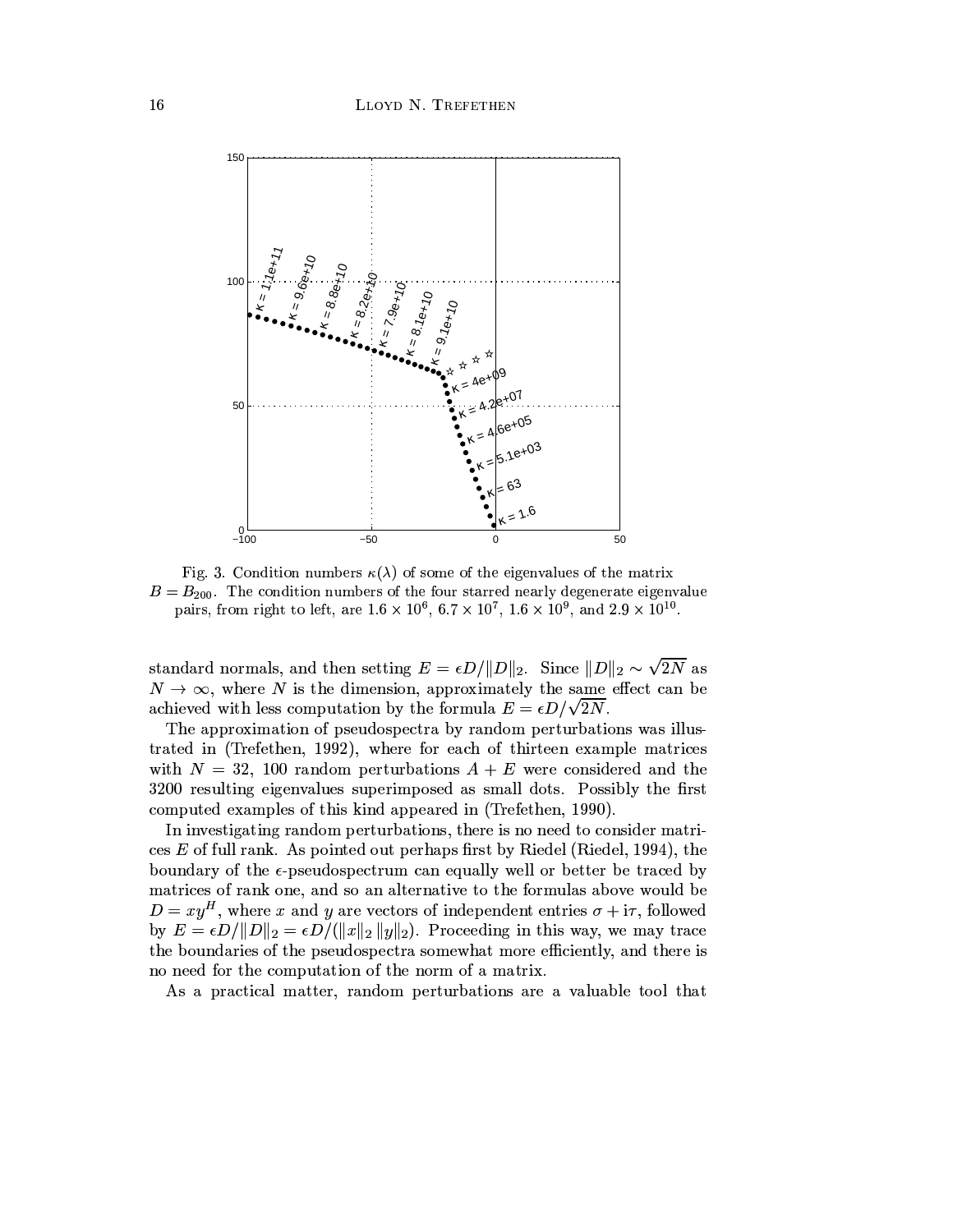Fig. 3. Condition numbers $\kappa(\lambda)$ of some of the eigenvalues of the matrix $B = B_{200}$. The condition numbers of the four starred nearly degenerate eigenvalue pairs, from right to left, are $1.6 \times 10^6$, $6.7 \times 10^7$, $1.6 \times 10^9$, and $2.9 \times 10^{10}$.

standard normals, and then setting $E = \epsilon D/\|D\|_2$. Since $\|D\|_2 \sim \sqrt{2N}$ as $N \to \infty$, where $N$ is the dimension, approximately the same effect can be achieved with less computation by the formula $E = \epsilon D/\sqrt{2N}$.

The approximation of pseudospectra by random perturbations was illustrated in (Trefethen, 1992), where for each of thirteen example matrices with $N = 32$, 100 random perturbations $A + E$ were considered and the 3200 resulting eigenvalues superimposed as small dots. Possibly the first computed examples of this kind appeared in (Trefethen, 1990).

In investigating random perturbations, there is no need to consider matrices $E$ of full rank. As pointed out perhaps first by Riedel (Riedel, 1994), the boundary of the $\epsilon$-pseudospectrum can equally well or better be traced by matrices of rank one, and so an alternative to the formulas above would be $D = xy^H$, where $x$ and $y$ are vectors of independent entries $\sigma + i\tau$, followed by $E = \epsilon D/\|D\|_2 = \epsilon D/(\|x\|_2 \|y\|_2)$. Proceeding in this way, we may trace the boundaries of the pseudospectra somewhat more efficiently, and there is no need for the computation of the norm of a matrix.

As a practical matter, random perturbations are a valuable tool that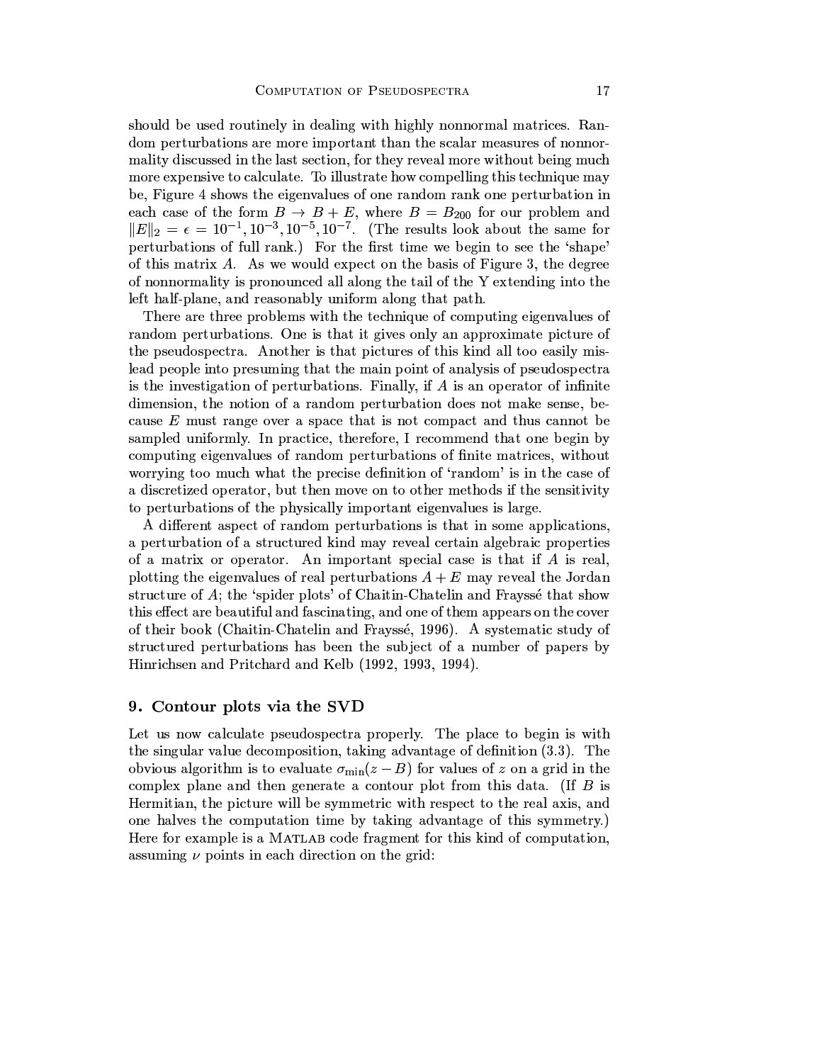should be used routinely in dealing with highly nonnormal matrices. Random perturbations are more important than the scalar measures of nonnormality discussed in the last section, for they reveal more without being much more expensive to calculate. To illustrate how compelling this technique may be, Figure 4 shows the eigenvalues of one random rank one perturbation in each case of the form $B \to B + E$, where $B = B_{200}$ for our problem and $\|E\|_2 = \epsilon = 10^{-1}, 10^{-3}, 10^{-5}, 10^{-7}$. (The results look about the same for perturbations of full rank.) For the first time we begin to see the 'shape' of this matrix $A$. As we would expect on the basis of Figure 3, the degree of nonnormality is pronounced all along the tail of the Y extending into the left half-plane, and reasonably uniform along that path.

There are three problems with the technique of computing eigenvalues of random perturbations. One is that it gives only an approximate picture of the pseudospectra. Another is that pictures of this kind all too easily mislead people into presuming that the main point of analysis of pseudospectra is the investigation of perturbations. Finally, if $A$ is an operator of infinite dimension, the notion of a random perturbation does not make sense, because $E$ must range over a space that is not compact and thus cannot be sampled uniformly. In practice, therefore, I recommend that one begin by computing eigenvalues of random perturbations of finite matrices, without worrying too much what the precise definition of 'random' is in the case of a discretized operator, but then move on to other methods if the sensitivity to perturbations of the physically important eigenvalues is large.

A different aspect of random perturbations is that in some applications, a perturbation of a structured kind may reveal certain algebraic properties of a matrix or operator. An important special case is that if $A$ is real, plotting the eigenvalues of real perturbations $A + E$ may reveal the Jordan structure of $A$; the 'spider plots' of Chaitin-Chatelin and Frayssé that show this effect are beautiful and fascinating, and one of them appears on the cover of their book (Chaitin-Chatelin and Frayssé, 1996). A systematic study of structured perturbations has been the subject of a number of papers by Hinrichsen and Pritchard and Kelb (1992, 1993, 1994).

## 9. Contour plots via the SVD

Let us now calculate pseudospectra properly. The place to begin is with the singular value decomposition, taking advantage of definition (3.3). The obvious algorithm is to evaluate $\sigma_{\min}(z - B)$ for values of $z$ on a grid in the complex plane and then generate a contour plot from this data. (If $B$ is Hermitian, the picture will be symmetric with respect to the real axis, and one halves the computation time by taking advantage of this symmetry.) Here for example is a MATLAB code fragment for this kind of computation, assuming $\nu$ points in each direction on the grid: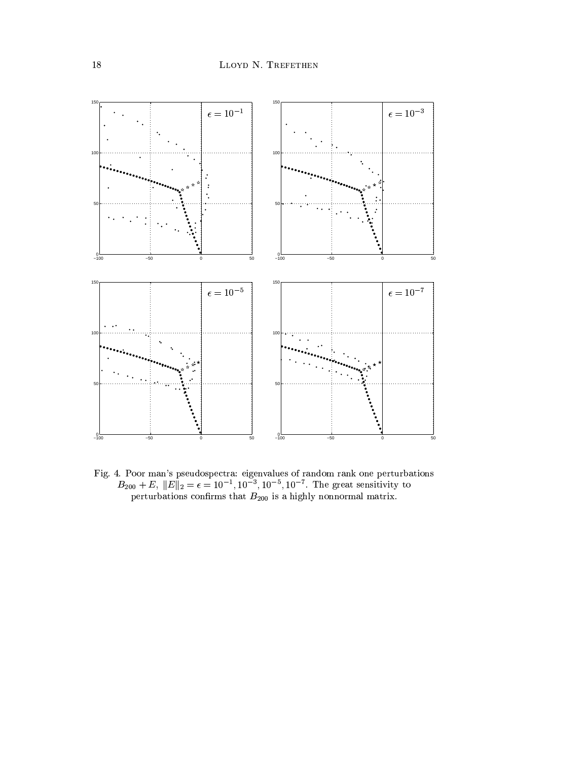Fig. 4. Poor man's pseudospectra: eigenvalues of random rank one perturbations $B_{200} + E$, $\|E\|_2 = \epsilon = 10^{-1}, 10^{-3}, 10^{-5}, 10^{-7}$. The great sensitivity to perturbations confirms that $B_{200}$ is a highly nonnormal matrix.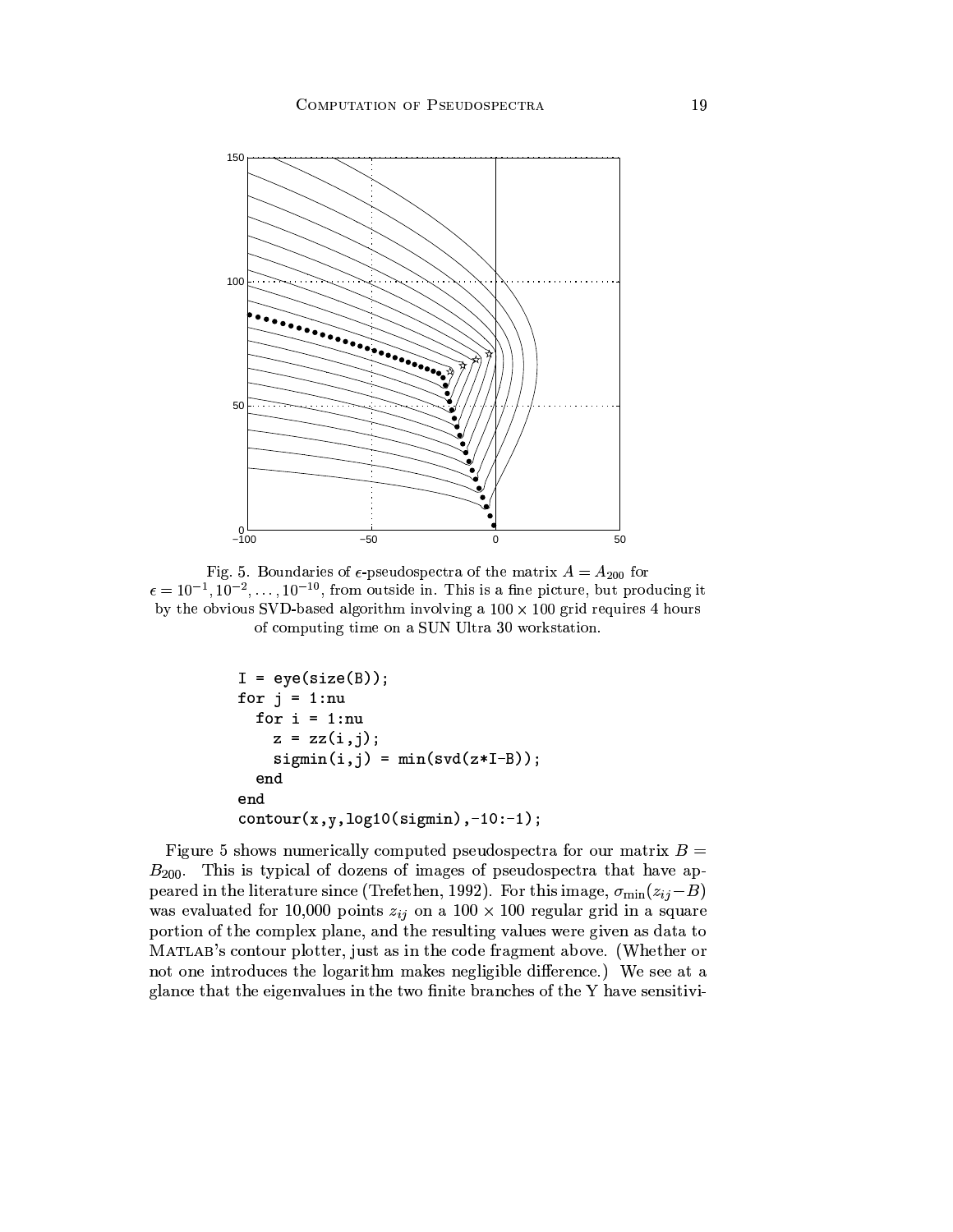Fig. 5. Boundaries of $\epsilon$-pseudospectra of the matrix $A = A_{200}$ for $\epsilon = 10^{-1}, 10^{-2}, \ldots, 10^{-10}$, from outside in. This is a fine picture, but producing it by the obvious SVD-based algorithm involving a $100 \times 100$ grid requires 4 hours of computing time on a SUN Ultra 30 workstation.

```
I = eye(size(B));
for j = 1:nu
  for i = 1:nu
    z = zz(i,j);
    sigmin(i,j) = min(svd(z*I-B));
  end
end
contour(x,y,log10(sigmin),-10:-1);
```

Figure 5 shows numerically computed pseudospectra for our matrix $B = B_{200}$. This is typical of dozens of images of pseudospectra that have appeared in the literature since (Trefethen, 1992). For this image, $\sigma_{\min}(z_{ij} - B)$ was evaluated for 10,000 points $z_{ij}$ on a $100 \times 100$ regular grid in a square portion of the complex plane, and the resulting values were given as data to MATLAB's contour plotter, just as in the code fragment above. (Whether or not one introduces the logarithm makes negligible difference.) We see at a glance that the eigenvalues in the two finite branches of the Y have sensitivi-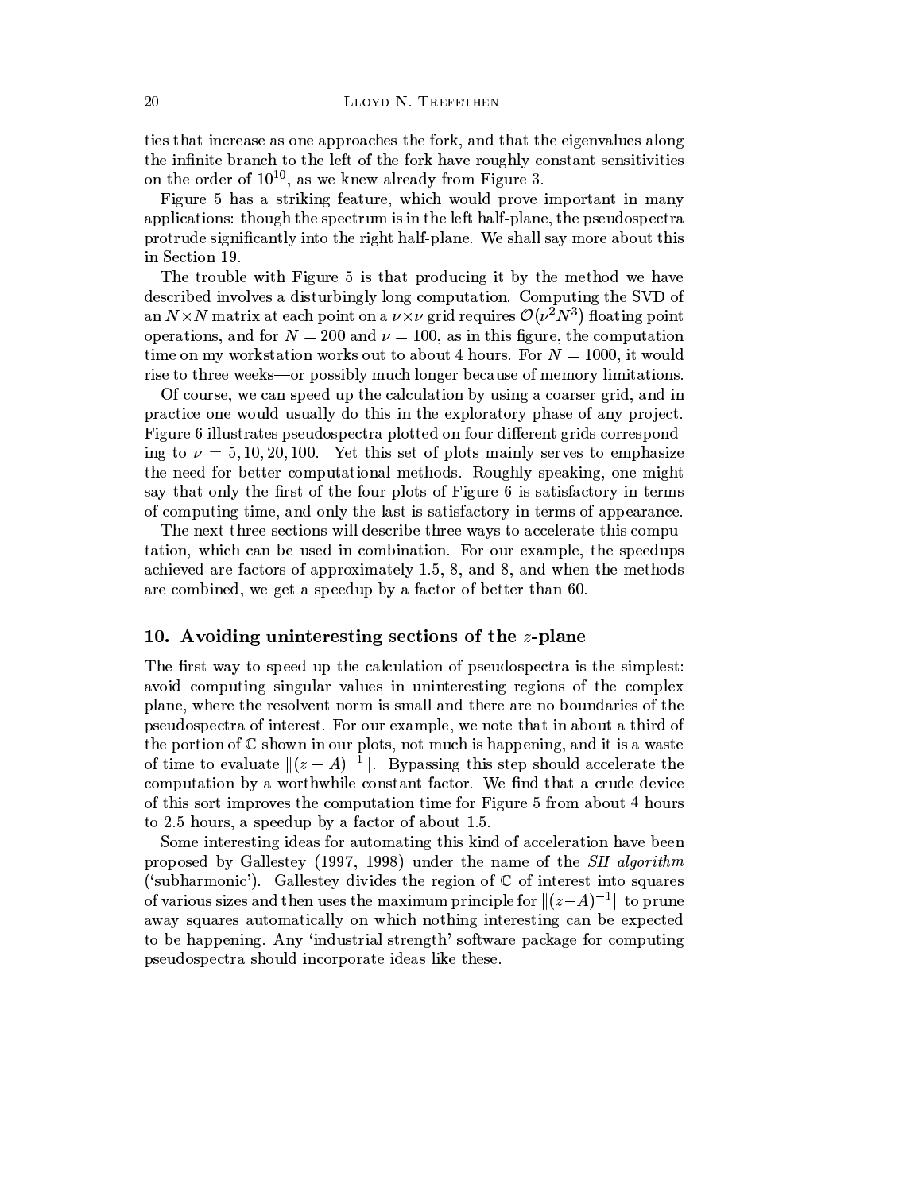ties that increase as one approaches the fork, and that the eigenvalues along the infinite branch to the left of the fork have roughly constant sensitivities on the order of $10^{10}$, as we knew already from Figure 3.

Figure 5 has a striking feature, which would prove important in many applications: though the spectrum is in the left half-plane, the pseudospectra protrude significantly into the right half-plane. We shall say more about this in Section 19.

The trouble with Figure 5 is that producing it by the method we have described involves a disturbingly long computation. Computing the SVD of an $N \times N$ matrix at each point on a $\nu \times \nu$ grid requires $\mathcal{O}(\nu^2 N^3)$ floating point operations, and for $N = 200$ and $\nu = 100$, as in this figure, the computation time on my workstation works out to about 4 hours. For $N = 1000$, it would rise to three weeks—or possibly much longer because of memory limitations.

Of course, we can speed up the calculation by using a coarser grid, and in practice one would usually do this in the exploratory phase of any project. Figure 6 illustrates pseudospectra plotted on four different grids corresponding to $\nu = 5, 10, 20, 100$. Yet this set of plots mainly serves to emphasize the need for better computational methods. Roughly speaking, one might say that only the first of the four plots of Figure 6 is satisfactory in terms of computing time, and only the last is satisfactory in terms of appearance.

The next three sections will describe three ways to accelerate this computation, which can be used in combination. For our example, the speedups achieved are factors of approximately 1.5, 8, and 8, and when the methods are combined, we get a speedup by a factor of better than 60.

## 10. Avoiding uninteresting sections of the $z$-plane

The first way to speed up the calculation of pseudospectra is the simplest: avoid computing singular values in uninteresting regions of the complex plane, where the resolvent norm is small and there are no boundaries of the pseudospectra of interest. For our example, we note that in about a third of the portion of $\mathbb{C}$ shown in our plots, not much is happening, and it is a waste of time to evaluate $\|(z - A)^{-1}\|$. Bypassing this step should accelerate the computation by a worthwhile constant factor. We find that a crude device of this sort improves the computation time for Figure 5 from about 4 hours to 2.5 hours, a speedup by a factor of about 1.5.

Some interesting ideas for automating this kind of acceleration have been proposed by Gallestey (1997, 1998) under the name of the *SH algorithm* ('subharmonic'). Gallestey divides the region of $\mathbb{C}$ of interest into squares of various sizes and then uses the maximum principle for $\|(z-A)^{-1}\|$ to prune away squares automatically on which nothing interesting can be expected to be happening. Any 'industrial strength' software package for computing pseudospectra should incorporate ideas like these.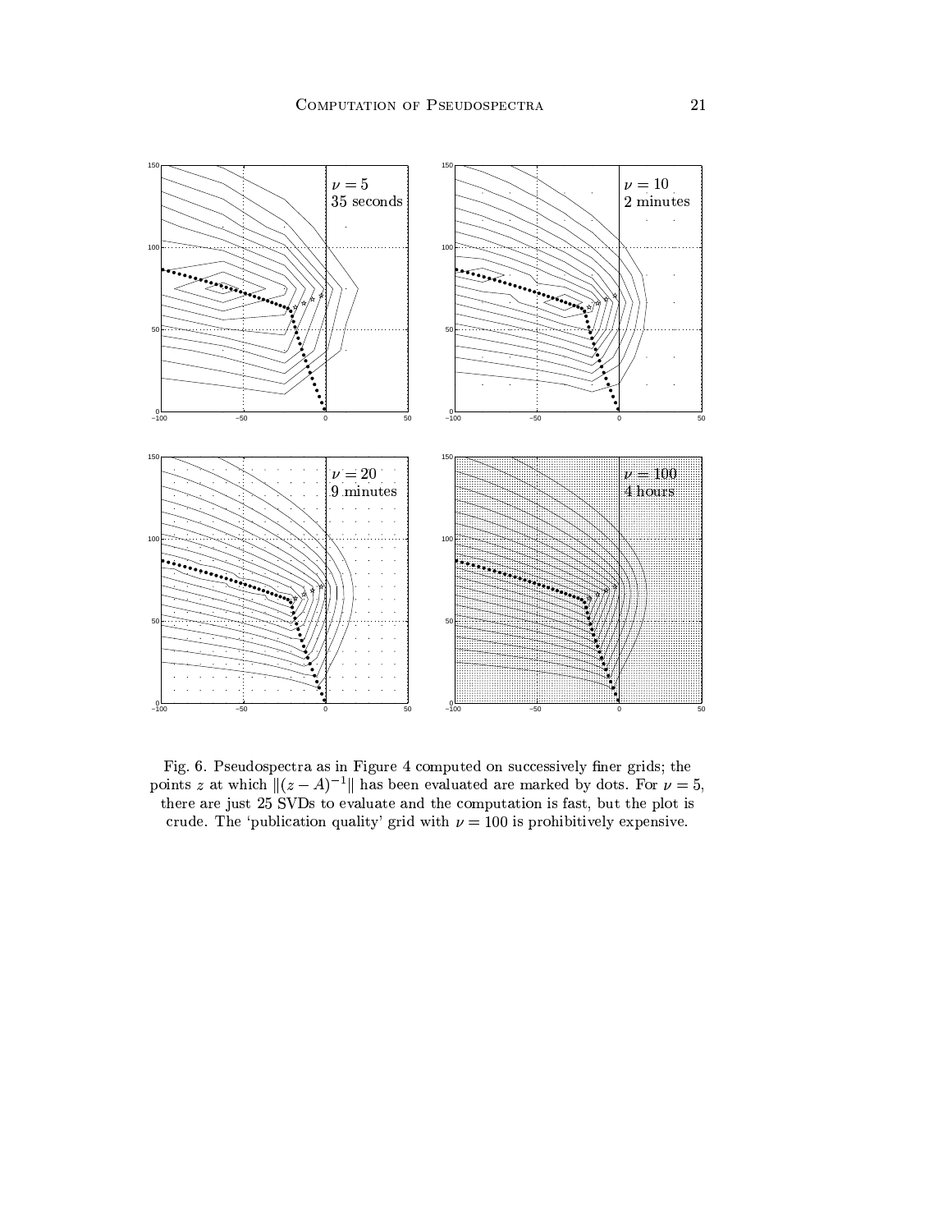Fig. 6. Pseudospectra as in Figure 4 computed on successively finer grids; the points $z$ at which $\|(z - A)^{-1}\|$ has been evaluated are marked by dots. For $\nu = 5$, there are just 25 SVDs to evaluate and the computation is fast, but the plot is crude. The 'publication quality' grid with $\nu = 100$ is prohibitively expensive.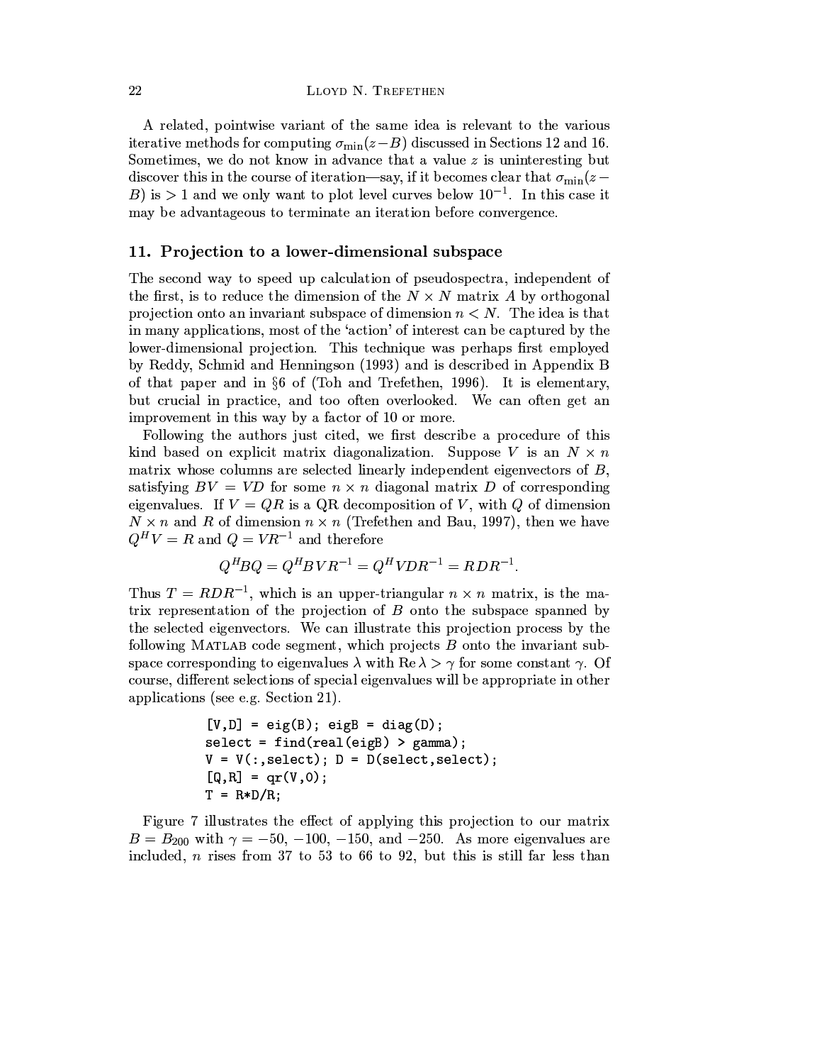A related, pointwise variant of the same idea is relevant to the various iterative methods for computing $\sigma_{\min}(z-B)$ discussed in Sections 12 and 16. Sometimes, we do not know in advance that a value $z$ is uninteresting but discover this in the course of iteration—say, if it becomes clear that $\sigma_{\min}(z-B)$ is $>1$ and we only want to plot level curves below $10^{-1}$. In this case it may be advantageous to terminate an iteration before convergence.

## 11. Projection to a lower-dimensional subspace

The second way to speed up calculation of pseudospectra, independent of the first, is to reduce the dimension of the $N \times N$ matrix $A$ by orthogonal projection onto an invariant subspace of dimension $n < N$. The idea is that in many applications, most of the 'action' of interest can be captured by the lower-dimensional projection. This technique was perhaps first employed by Reddy, Schmid and Henningson (1993) and is described in Appendix B of that paper and in §6 of (Toh and Trefethen, 1996). It is elementary, but crucial in practice, and too often overlooked. We can often get an improvement in this way by a factor of 10 or more.

Following the authors just cited, we first describe a procedure of this kind based on explicit matrix diagonalization. Suppose $V$ is an $N \times n$ matrix whose columns are selected linearly independent eigenvectors of $B$, satisfying $BV = VD$ for some $n \times n$ diagonal matrix $D$ of corresponding eigenvalues. If $V = QR$ is a QR decomposition of $V$, with $Q$ of dimension $N \times n$ and $R$ of dimension $n \times n$ (Trefethen and Bau, 1997), then we have $Q^H V = R$ and $Q = VR^{-1}$ and therefore

$$Q^H B Q = Q^H B V R^{-1} = Q^H V D R^{-1} = R D R^{-1}.$$

Thus $T = RDR^{-1}$, which is an upper-triangular $n \times n$ matrix, is the matrix representation of the projection of $B$ onto the subspace spanned by the selected eigenvectors. We can illustrate this projection process by the following MATLAB code segment, which projects $B$ onto the invariant subspace corresponding to eigenvalues $\lambda$ with $\operatorname{Re}\lambda > \gamma$ for some constant $\gamma$. Of course, different selections of special eigenvalues will be appropriate in other applications (see e.g. Section 21).

```
[V,D] = eig(B); eigB = diag(D);
select = find(real(eigB) > gamma);
V = V(:,select); D = D(select,select);
[Q,R] = qr(V,0);
T = R*D/R;
```

Figure 7 illustrates the effect of applying this projection to our matrix $B = B_{200}$ with $\gamma = -50, -100, -150$, and $-250$. As more eigenvalues are included, $n$ rises from 37 to 53 to 66 to 92, but this is still far less than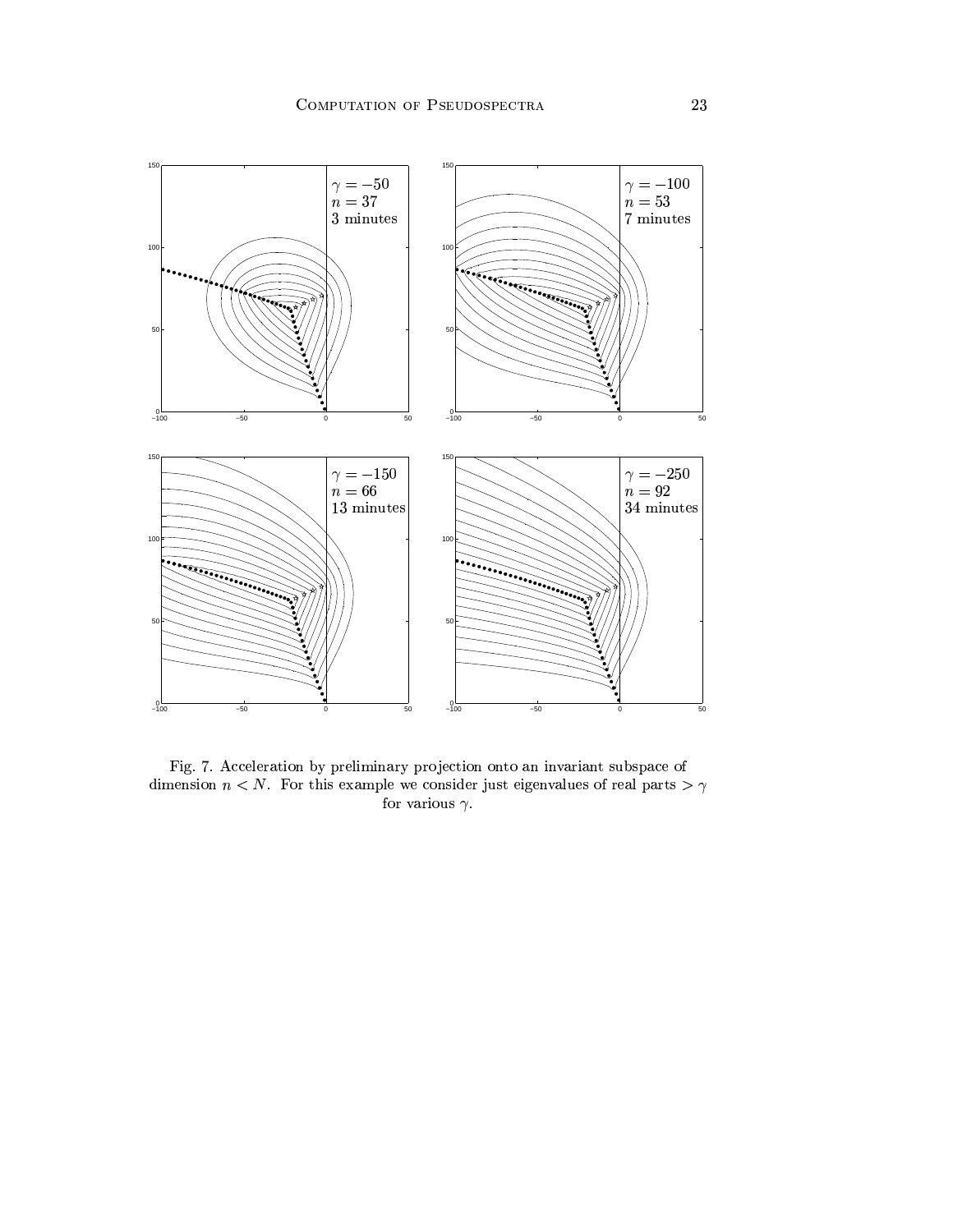Fig. 7. Acceleration by preliminary projection onto an invariant subspace of dimension $n < N$. For this example we consider just eigenvalues of real parts $> \gamma$ for various $\gamma$.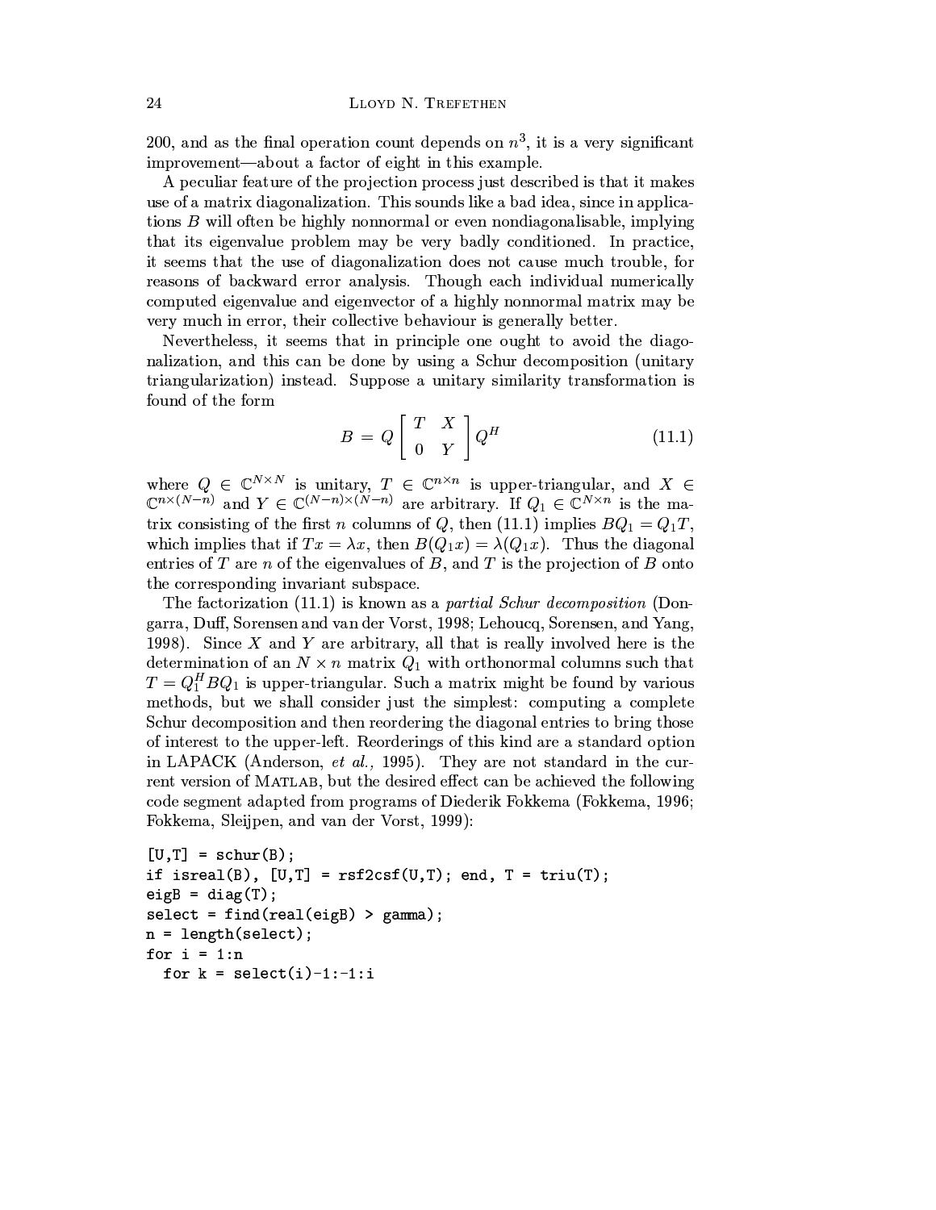200, and as the final operation count depends on $n^3$, it is a very significant improvement—about a factor of eight in this example.

A peculiar feature of the projection process just described is that it makes use of a matrix diagonalization. This sounds like a bad idea, since in applications $B$ will often be highly nonnormal or even nondiagonalisable, implying that its eigenvalue problem may be very badly conditioned. In practice, it seems that the use of diagonalization does not cause much trouble, for reasons of backward error analysis. Though each individual numerically computed eigenvalue and eigenvector of a highly nonnormal matrix may be very much in error, their collective behaviour is generally better.

Nevertheless, it seems that in principle one ought to avoid the diagonalization, and this can be done by using a Schur decomposition (unitary triangularization) instead. Suppose a unitary similarity transformation is found of the form

$$B = Q \begin{bmatrix} T & X \\ 0 & Y \end{bmatrix} Q^H \tag{11.1}$$

where $Q \in \mathbb{C}^{N\times N}$ is unitary, $T \in \mathbb{C}^{n\times n}$ is upper-triangular, and $X \in \mathbb{C}^{n\times(N-n)}$ and $Y \in \mathbb{C}^{(N-n)\times(N-n)}$ are arbitrary. If $Q_1 \in \mathbb{C}^{N\times n}$ is the matrix consisting of the first $n$ columns of $Q$, then (11.1) implies $BQ_1 = Q_1 T$, which implies that if $Tx = \lambda x$, then $B(Q_1 x) = \lambda(Q_1 x)$. Thus the diagonal entries of $T$ are $n$ of the eigenvalues of $B$, and $T$ is the projection of $B$ onto the corresponding invariant subspace.

The factorization (11.1) is known as a *partial Schur decomposition* (Dongarra, Duff, Sorensen and van der Vorst, 1998; Lehoucq, Sorensen, and Yang, 1998). Since $X$ and $Y$ are arbitrary, all that is really involved here is the determination of an $N \times n$ matrix $Q_1$ with orthonormal columns such that $T = Q_1^H B Q_1$ is upper-triangular. Such a matrix might be found by various methods, but we shall consider just the simplest: computing a complete Schur decomposition and then reordering the diagonal entries to bring those of interest to the upper-left. Reorderings of this kind are a standard option in LAPACK (Anderson, *et al.*, 1995). They are not standard in the current version of MATLAB, but the desired effect can be achieved the following code segment adapted from programs of Diederik Fokkema (Fokkema, 1996; Fokkema, Sleijpen, and van der Vorst, 1999):

```
[U,T] = schur(B);
if isreal(B), [U,T] = rsf2csf(U,T); end, T = triu(T);
eigB = diag(T);
select = find(real(eigB) > gamma);
n = length(select);
for i = 1:n
  for k = select(i)-1:-1:i
```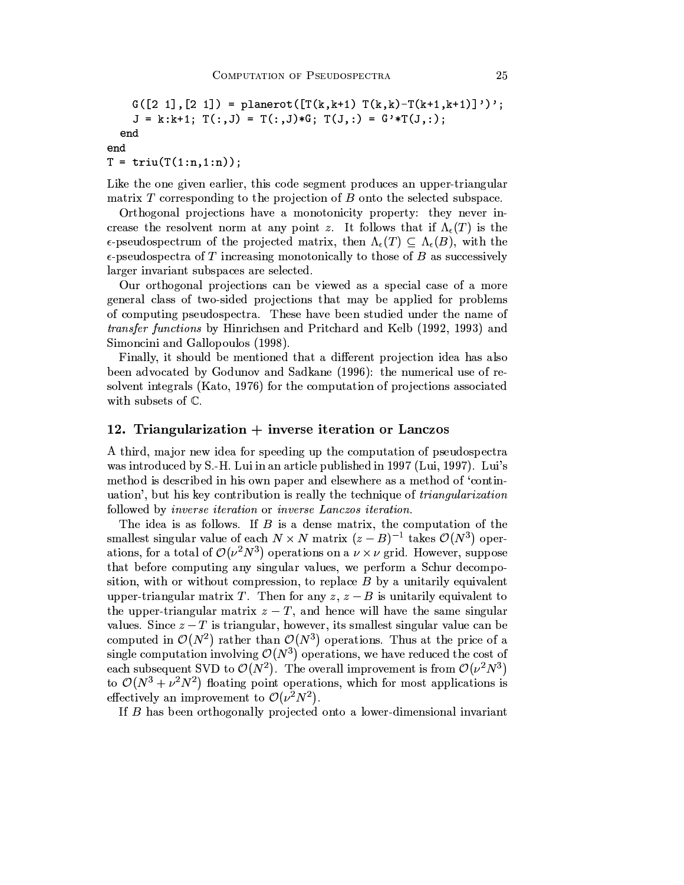```
    G([2 1],[2 1]) = planerot([T(k,k+1) T(k,k)-T(k+1,k+1)]')';
    J = k:k+1; T(:,J) = T(:,J)*G; T(J,:) = G'*T(J,:);
  end
end
T = triu(T(1:n,1:n));
```

Like the one given earlier, this code segment produces an upper-triangular matrix $T$ corresponding to the projection of $B$ onto the selected subspace.

Orthogonal projections have a monotonicity property: they never increase the resolvent norm at any point $z$. It follows that if $\Lambda_\epsilon(T)$ is the $\epsilon$-pseudospectrum of the projected matrix, then $\Lambda_\epsilon(T) \subseteq \Lambda_\epsilon(B)$, with the $\epsilon$-pseudospectra of $T$ increasing monotonically to those of $B$ as successively larger invariant subspaces are selected.

Our orthogonal projections can be viewed as a special case of a more general class of two-sided projections that may be applied for problems of computing pseudospectra. These have been studied under the name of *transfer functions* by Hinrichsen and Pritchard and Kelb (1992, 1993) and Simoncini and Gallopoulos (1998).

Finally, it should be mentioned that a different projection idea has also been advocated by Godunov and Sadkane (1996): the numerical use of resolvent integrals (Kato, 1976) for the computation of projections associated with subsets of $\mathbb{C}$.

## 12. Triangularization + inverse iteration or Lanczos

A third, major new idea for speeding up the computation of pseudospectra was introduced by S.-H. Lui in an article published in 1997 (Lui, 1997). Lui's method is described in his own paper and elsewhere as a method of 'continuation', but his key contribution is really the technique of *triangularization* followed by *inverse iteration* or *inverse Lanczos iteration*.

The idea is as follows. If $B$ is a dense matrix, the computation of the smallest singular value of each $N \times N$ matrix $(z - B)^{-1}$ takes $\mathcal{O}(N^3)$ operations, for a total of $\mathcal{O}(\nu^2 N^3)$ operations on a $\nu \times \nu$ grid. However, suppose that before computing any singular values, we perform a Schur decomposition, with or without compression, to replace $B$ by a unitarily equivalent upper-triangular matrix $T$. Then for any $z$, $z - B$ is unitarily equivalent to the upper-triangular matrix $z - T$, and hence will have the same singular values. Since $z - T$ is triangular, however, its smallest singular value can be computed in $\mathcal{O}(N^2)$ rather than $\mathcal{O}(N^3)$ operations. Thus at the price of a single computation involving $\mathcal{O}(N^3)$ operations, we have reduced the cost of each subsequent SVD to $\mathcal{O}(N^2)$. The overall improvement is from $\mathcal{O}(\nu^2 N^3)$ to $\mathcal{O}(N^3 + \nu^2 N^2)$ floating point operations, which for most applications is effectively an improvement to $\mathcal{O}(\nu^2 N^2)$.

If $B$ has been orthogonally projected onto a lower-dimensional invariant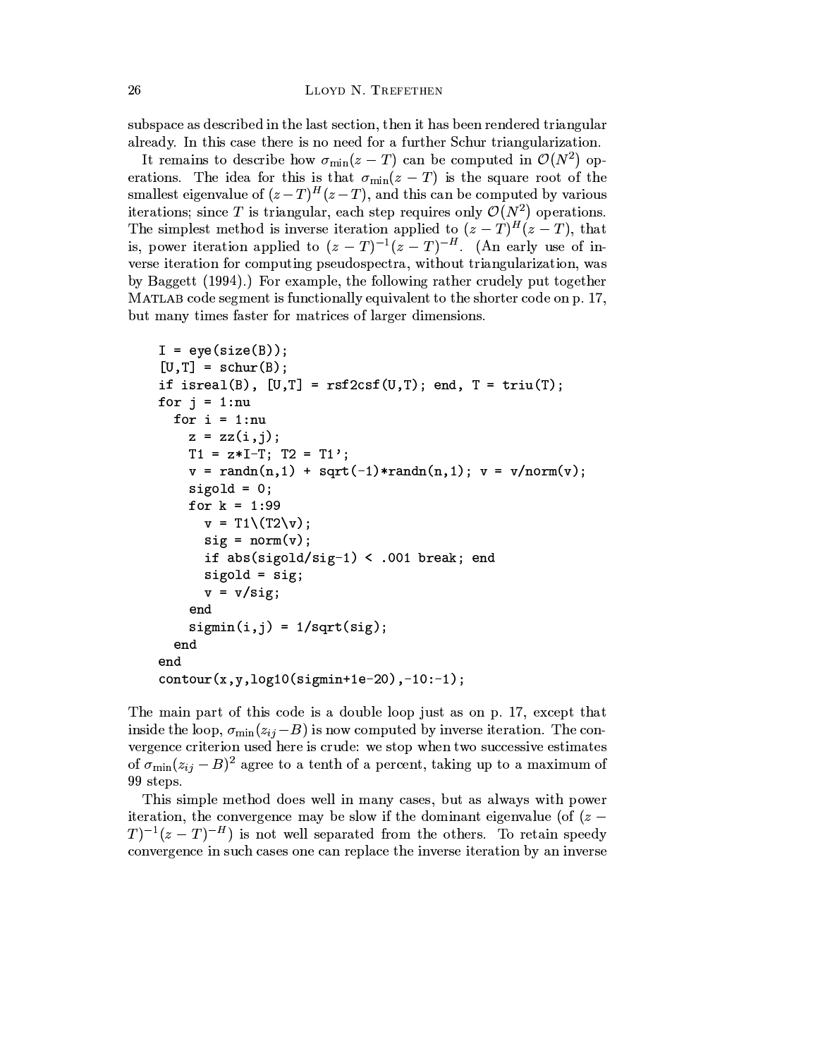subspace as described in the last section, then it has been rendered triangular already. In this case there is no need for a further Schur triangularization.

It remains to describe how $\sigma_{\min}(z-T)$ can be computed in $\mathcal{O}(N^2)$ operations. The idea for this is that $\sigma_{\min}(z-T)$ is the square root of the smallest eigenvalue of $(z-T)^H(z-T)$, and this can be computed by various iterations; since $T$ is triangular, each step requires only $\mathcal{O}(N^2)$ operations. The simplest method is inverse iteration applied to $(z-T)^H(z-T)$, that is, power iteration applied to $(z-T)^{-1}(z-T)^{-H}$. (An early use of inverse iteration for computing pseudospectra, without triangularization, was by Baggett (1994).) For example, the following rather crudely put together MATLAB code segment is functionally equivalent to the shorter code on p. 17, but many times faster for matrices of larger dimensions.

```
I = eye(size(B));
[U,T] = schur(B);
if isreal(B), [U,T] = rsf2csf(U,T); end, T = triu(T);
for j = 1:nu
  for i = 1:nu
    z = zz(i,j);
    T1 = z*I-T; T2 = T1';
    v = randn(n,1) + sqrt(-1)*randn(n,1); v = v/norm(v);
    sigold = 0;
    for k = 1:99
      v = T1\(T2\v);
      sig = norm(v);
      if abs(sigold/sig-1) < .001 break; end
      sigold = sig;
      v = v/sig;
    end
    sigmin(i,j) = 1/sqrt(sig);
  end
end
contour(x,y,log10(sigmin+1e-20),-10:-1);
```

The main part of this code is a double loop just as on p. 17, except that inside the loop, $\sigma_{\min}(z_{ij}-B)$ is now computed by inverse iteration. The convergence criterion used here is crude: we stop when two successive estimates of $\sigma_{\min}(z_{ij}-B)^2$ agree to a tenth of a percent, taking up to a maximum of 99 steps.

This simple method does well in many cases, but as always with power iteration, the convergence may be slow if the dominant eigenvalue (of $(z-T)^{-1}(z-T)^{-H}$) is not well separated from the others. To retain speedy convergence in such cases one can replace the inverse iteration by an inverse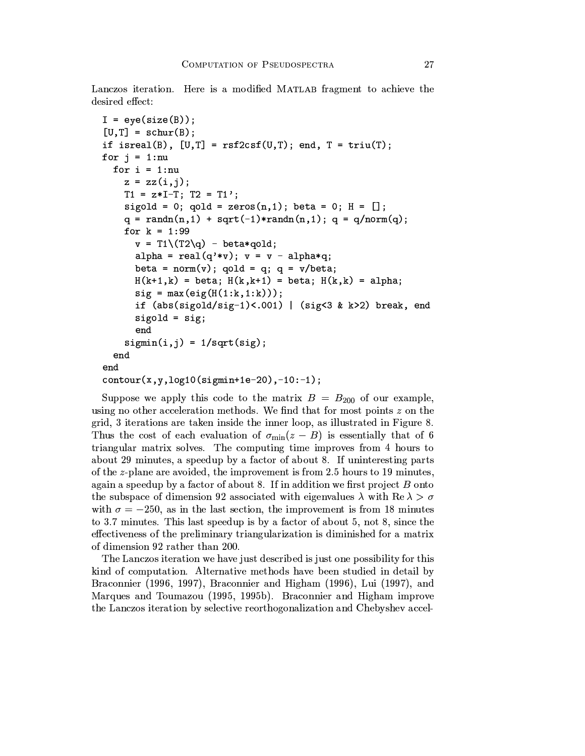Lanczos iteration. Here is a modified MATLAB fragment to achieve the desired effect:

```
I = eye(size(B));
[U,T] = schur(B);
if isreal(B), [U,T] = rsf2csf(U,T); end, T = triu(T);
for j = 1:nu
  for i = 1:nu
    z = zz(i,j);
    T1 = z*I-T; T2 = T1';
    sigold = 0; qold = zeros(n,1); beta = 0; H = [];
    q = randn(n,1) + sqrt(-1)*randn(n,1); q = q/norm(q);
    for k = 1:99
      v = T1\(T2\q) - beta*qold;
      alpha = real(q'*v); v = v - alpha*q;
      beta = norm(v); qold = q; q = v/beta;
      H(k+1,k) = beta; H(k,k+1) = beta; H(k,k) = alpha;
      sig = max(eig(H(1:k,1:k)));
      if (abs(sigold/sig-1)<.001) | (sig<3 & k>2) break, end
      sigold = sig;
      end
    sigmin(i,j) = 1/sqrt(sig);
  end
end
contour(x,y,log10(sigmin+1e-20),-10:-1);
```

Suppose we apply this code to the matrix $B = B_{200}$ of our example, using no other acceleration methods. We find that for most points $z$ on the grid, 3 iterations are taken inside the inner loop, as illustrated in Figure 8. Thus the cost of each evaluation of $\sigma_{\min}(z - B)$ is essentially that of 6 triangular matrix solves. The computing time improves from 4 hours to about 29 minutes, a speedup by a factor of about 8. If uninteresting parts of the $z$-plane are avoided, the improvement is from 2.5 hours to 19 minutes, again a speedup by a factor of about 8. If in addition we first project $B$ onto the subspace of dimension 92 associated with eigenvalues $\lambda$ with $\mathrm{Re}\,\lambda > \sigma$ with $\sigma = -250$, as in the last section, the improvement is from 18 minutes to 3.7 minutes. This last speedup is by a factor of about 5, not 8, since the effectiveness of the preliminary triangularization is diminished for a matrix of dimension 92 rather than 200.

The Lanczos iteration we have just described is just one possibility for this kind of computation. Alternative methods have been studied in detail by Braconnier (1996, 1997), Braconnier and Higham (1996), Lui (1997), and Marques and Toumazou (1995, 1995b). Braconnier and Higham improve the Lanczos iteration by selective reorthogonalization and Chebyshev accel-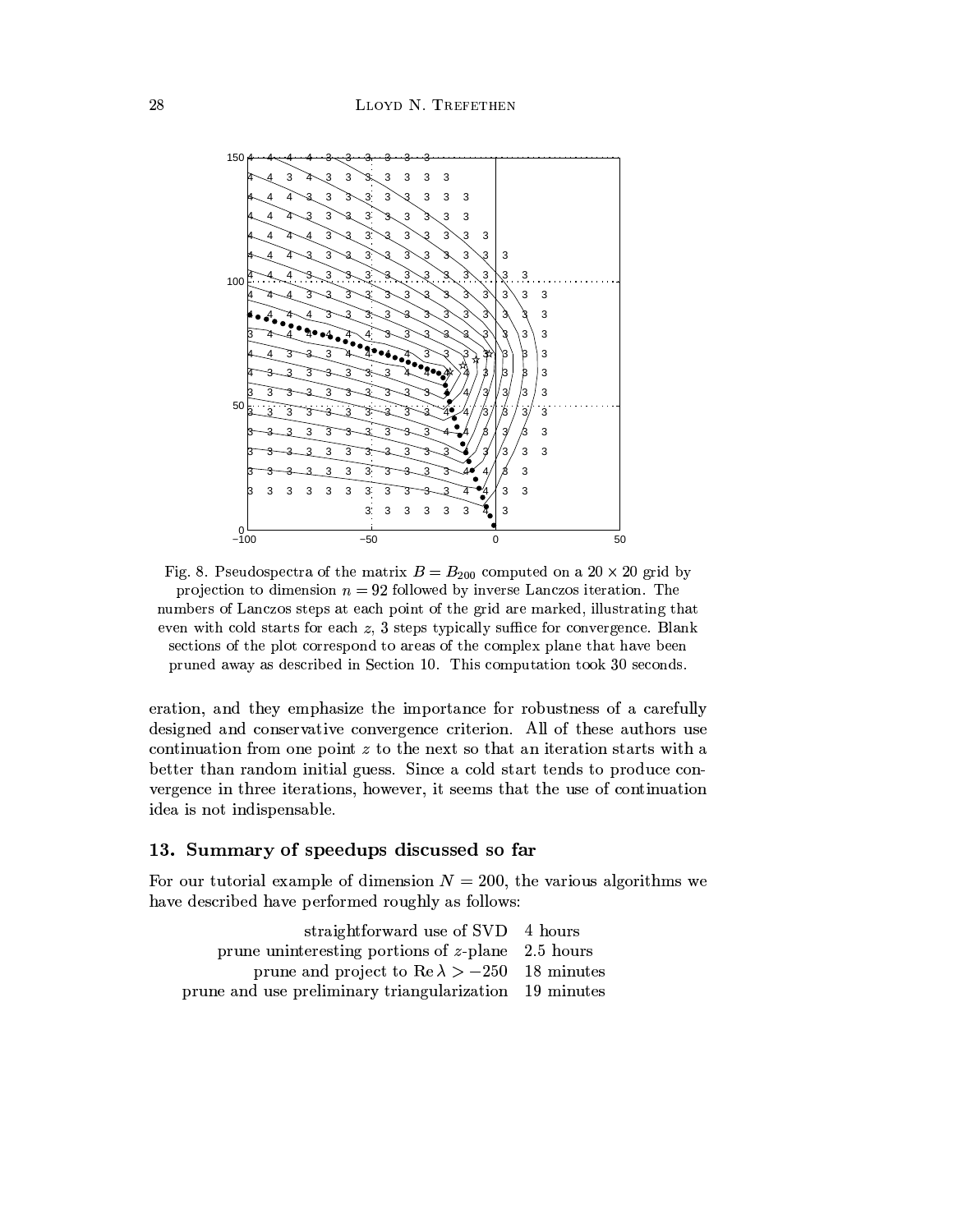Fig. 8. Pseudospectra of the matrix $B = B_{200}$ computed on a $20 \times 20$ grid by projection to dimension $n = 92$ followed by inverse Lanczos iteration. The numbers of Lanczos steps at each point of the grid are marked, illustrating that even with cold starts for each $z$, 3 steps typically suffice for convergence. Blank sections of the plot correspond to areas of the complex plane that have been pruned away as described in Section 10. This computation took 30 seconds.

eration, and they emphasize the importance for robustness of a carefully designed and conservative convergence criterion. All of these authors use continuation from one point $z$ to the next so that an iteration starts with a better than random initial guess. Since a cold start tends to produce convergence in three iterations, however, it seems that the use of continuation idea is not indispensable.

## 13. Summary of speedups discussed so far

For our tutorial example of dimension $N = 200$, the various algorithms we have described have performed roughly as follows:

| | |
|---:|:---|
| straightforward use of SVD | 4 hours |
| prune uninteresting portions of $z$-plane | 2.5 hours |
| prune and project to $\mathrm{Re}\,\lambda > -250$ | 18 minutes |
| prune and use preliminary triangularization | 19 minutes |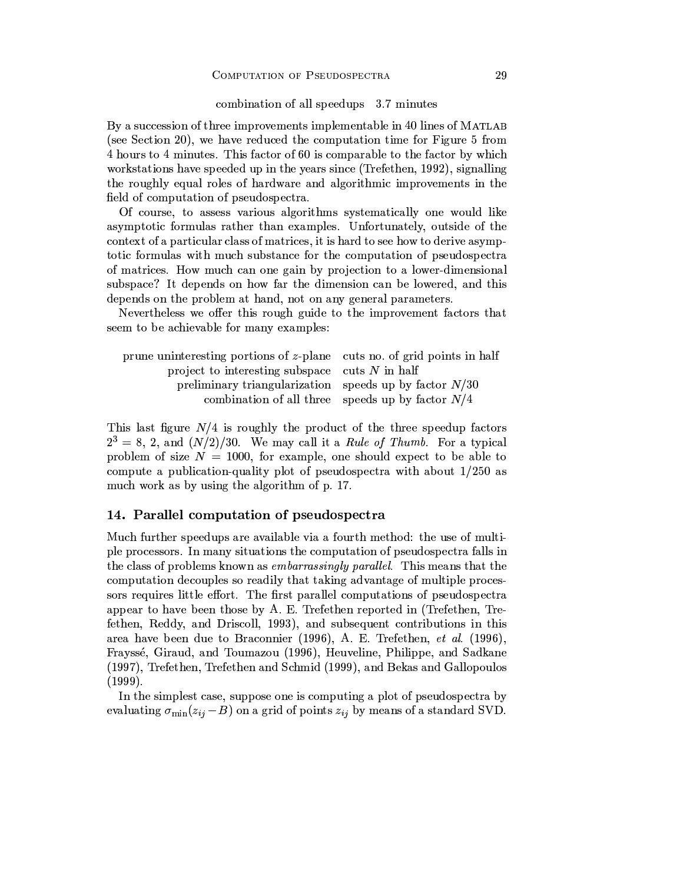| | |
|---|---|
| combination of all speedups | 3.7 minutes |

By a succession of three improvements implementable in 40 lines of MATLAB (see Section 20), we have reduced the computation time for Figure 5 from 4 hours to 4 minutes. This factor of 60 is comparable to the factor by which workstations have speeded up in the years since (Trefethen, 1992), signalling the roughly equal roles of hardware and algorithmic improvements in the field of computation of pseudospectra.

Of course, to assess various algorithms systematically one would like asymptotic formulas rather than examples. Unfortunately, outside of the context of a particular class of matrices, it is hard to see how to derive asymptotic formulas with much substance for the computation of pseudospectra of matrices. How much can one gain by projection to a lower-dimensional subspace? It depends on how far the dimension can be lowered, and this depends on the problem at hand, not on any general parameters.

Nevertheless we offer this rough guide to the improvement factors that seem to be achievable for many examples:

| | |
|---|---|
| prune uninteresting portions of $z$-plane | cuts no. of grid points in half |
| project to interesting subspace | cuts $N$ in half |
| preliminary triangularization | speeds up by factor $N/30$ |
| combination of all three | speeds up by factor $N/4$ |

This last figure $N/4$ is roughly the product of the three speedup factors $2^3 = 8$, 2, and $(N/2)/30$. We may call it a *Rule of Thumb*. For a typical problem of size $N = 1000$, for example, one should expect to be able to compute a publication-quality plot of pseudospectra with about $1/250$ as much work as by using the algorithm of p. 17.

## 14. Parallel computation of pseudospectra

Much further speedups are available via a fourth method: the use of multiple processors. In many situations the computation of pseudospectra falls in the class of problems known as *embarrassingly parallel*. This means that the computation decouples so readily that taking advantage of multiple processors requires little effort. The first parallel computations of pseudospectra appear to have been those by A. E. Trefethen reported in (Trefethen, Trefethen, Reddy, and Driscoll, 1993), and subsequent contributions in this area have been due to Braconnier (1996), A. E. Trefethen, *et al.* (1996), Frayssé, Giraud, and Toumazou (1996), Heuveline, Philippe, and Sadkane (1997), Trefethen, Trefethen and Schmid (1999), and Bekas and Gallopoulos (1999).

In the simplest case, suppose one is computing a plot of pseudospectra by evaluating $\sigma_{\min}(z_{ij} - B)$ on a grid of points $z_{ij}$ by means of a standard SVD.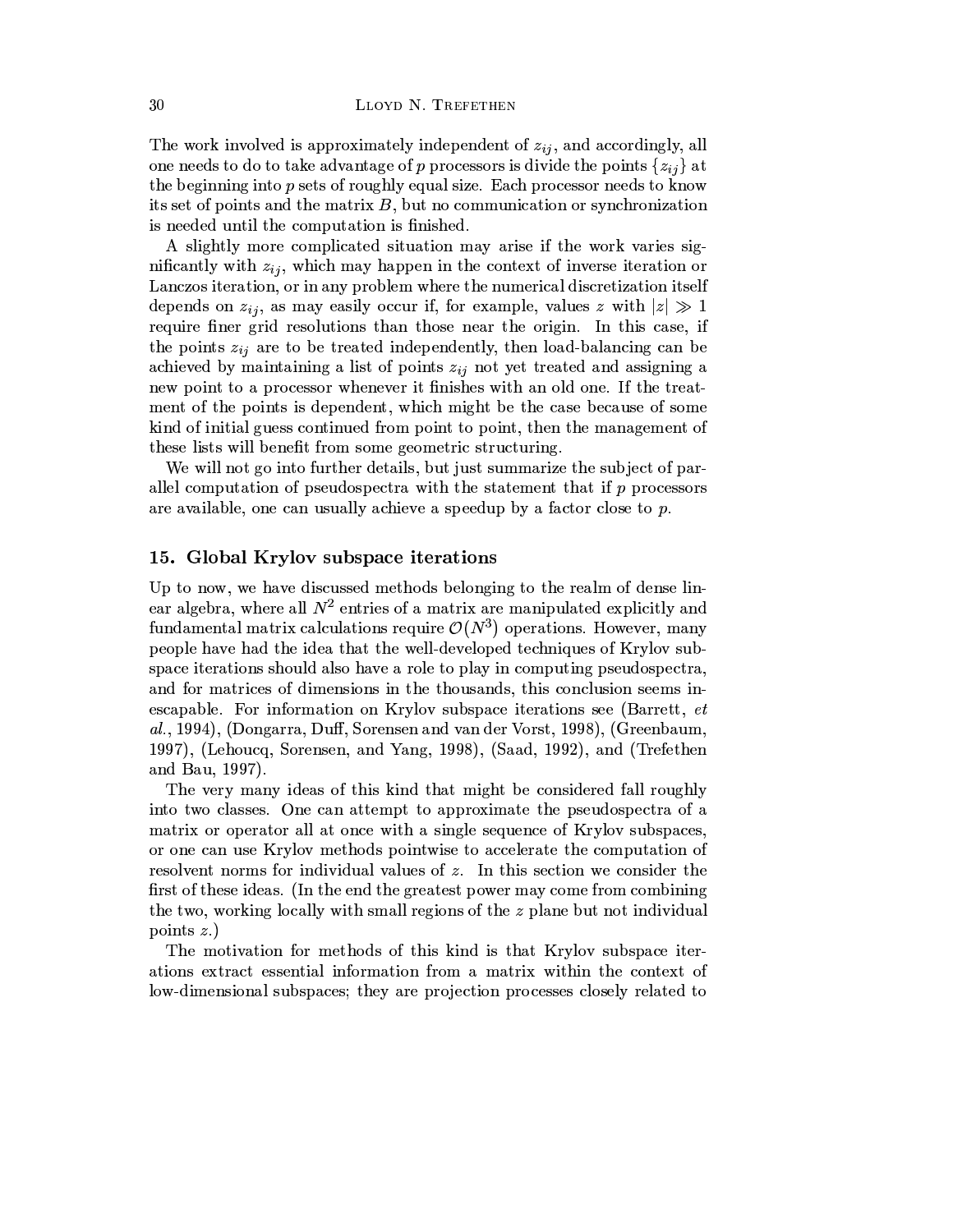The work involved is approximately independent of $z_{ij}$, and accordingly, all one needs to do to take advantage of $p$ processors is divide the points $\{z_{ij}\}$ at the beginning into $p$ sets of roughly equal size. Each processor needs to know its set of points and the matrix $B$, but no communication or synchronization is needed until the computation is finished.

A slightly more complicated situation may arise if the work varies significantly with $z_{ij}$, which may happen in the context of inverse iteration or Lanczos iteration, or in any problem where the numerical discretization itself depends on $z_{ij}$, as may easily occur if, for example, values $z$ with $|z| \gg 1$ require finer grid resolutions than those near the origin. In this case, if the points $z_{ij}$ are to be treated independently, then load-balancing can be achieved by maintaining a list of points $z_{ij}$ not yet treated and assigning a new point to a processor whenever it finishes with an old one. If the treatment of the points is dependent, which might be the case because of some kind of initial guess continued from point to point, then the management of these lists will benefit from some geometric structuring.

We will not go into further details, but just summarize the subject of parallel computation of pseudospectra with the statement that if $p$ processors are available, one can usually achieve a speedup by a factor close to $p$.

## 15. Global Krylov subspace iterations

Up to now, we have discussed methods belonging to the realm of dense linear algebra, where all $N^2$ entries of a matrix are manipulated explicitly and fundamental matrix calculations require $\mathcal{O}(N^3)$ operations. However, many people have had the idea that the well-developed techniques of Krylov subspace iterations should also have a role to play in computing pseudospectra, and for matrices of dimensions in the thousands, this conclusion seems inescapable. For information on Krylov subspace iterations see (Barrett, *et al.*, 1994), (Dongarra, Duff, Sorensen and van der Vorst, 1998), (Greenbaum, 1997), (Lehoucq, Sorensen, and Yang, 1998), (Saad, 1992), and (Trefethen and Bau, 1997).

The very many ideas of this kind that might be considered fall roughly into two classes. One can attempt to approximate the pseudospectra of a matrix or operator all at once with a single sequence of Krylov subspaces, or one can use Krylov methods pointwise to accelerate the computation of resolvent norms for individual values of $z$. In this section we consider the first of these ideas. (In the end the greatest power may come from combining the two, working locally with small regions of the $z$ plane but not individual points $z$.)

The motivation for methods of this kind is that Krylov subspace iterations extract essential information from a matrix within the context of low-dimensional subspaces; they are projection processes closely related to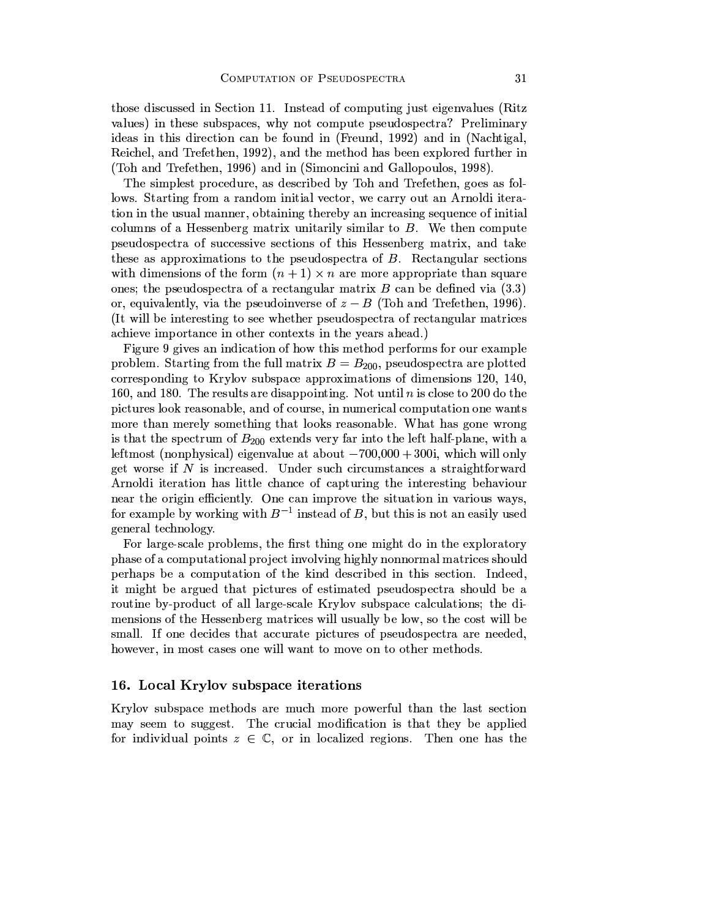those discussed in Section 11. Instead of computing just eigenvalues (Ritz values) in these subspaces, why not compute pseudospectra? Preliminary ideas in this direction can be found in (Freund, 1992) and in (Nachtigal, Reichel, and Trefethen, 1992), and the method has been explored further in (Toh and Trefethen, 1996) and in (Simoncini and Gallopoulos, 1998).

The simplest procedure, as described by Toh and Trefethen, goes as follows. Starting from a random initial vector, we carry out an Arnoldi iteration in the usual manner, obtaining thereby an increasing sequence of initial columns of a Hessenberg matrix unitarily similar to $B$. We then compute pseudospectra of successive sections of this Hessenberg matrix, and take these as approximations to the pseudospectra of $B$. Rectangular sections with dimensions of the form $(n+1) \times n$ are more appropriate than square ones; the pseudospectra of a rectangular matrix $B$ can be defined via (3.3) or, equivalently, via the pseudoinverse of $z - B$ (Toh and Trefethen, 1996). (It will be interesting to see whether pseudospectra of rectangular matrices achieve importance in other contexts in the years ahead.)

Figure 9 gives an indication of how this method performs for our example problem. Starting from the full matrix $B = B_{200}$, pseudospectra are plotted corresponding to Krylov subspace approximations of dimensions 120, 140, 160, and 180. The results are disappointing. Not until $n$ is close to 200 do the pictures look reasonable, and of course, in numerical computation one wants more than merely something that looks reasonable. What has gone wrong is that the spectrum of $B_{200}$ extends very far into the left half-plane, with a leftmost (nonphysical) eigenvalue at about $-700{,}000 + 300\mathrm{i}$, which will only get worse if $N$ is increased. Under such circumstances a straightforward Arnoldi iteration has little chance of capturing the interesting behaviour near the origin efficiently. One can improve the situation in various ways, for example by working with $B^{-1}$ instead of $B$, but this is not an easily used general technology.

For large-scale problems, the first thing one might do in the exploratory phase of a computational project involving highly nonnormal matrices should perhaps be a computation of the kind described in this section. Indeed, it might be argued that pictures of estimated pseudospectra should be a routine by-product of all large-scale Krylov subspace calculations; the dimensions of the Hessenberg matrices will usually be low, so the cost will be small. If one decides that accurate pictures of pseudospectra are needed, however, in most cases one will want to move on to other methods.

## 16. Local Krylov subspace iterations

Krylov subspace methods are much more powerful than the last section may seem to suggest. The crucial modification is that they be applied for individual points $z \in \mathbb{C}$, or in localized regions. Then one has the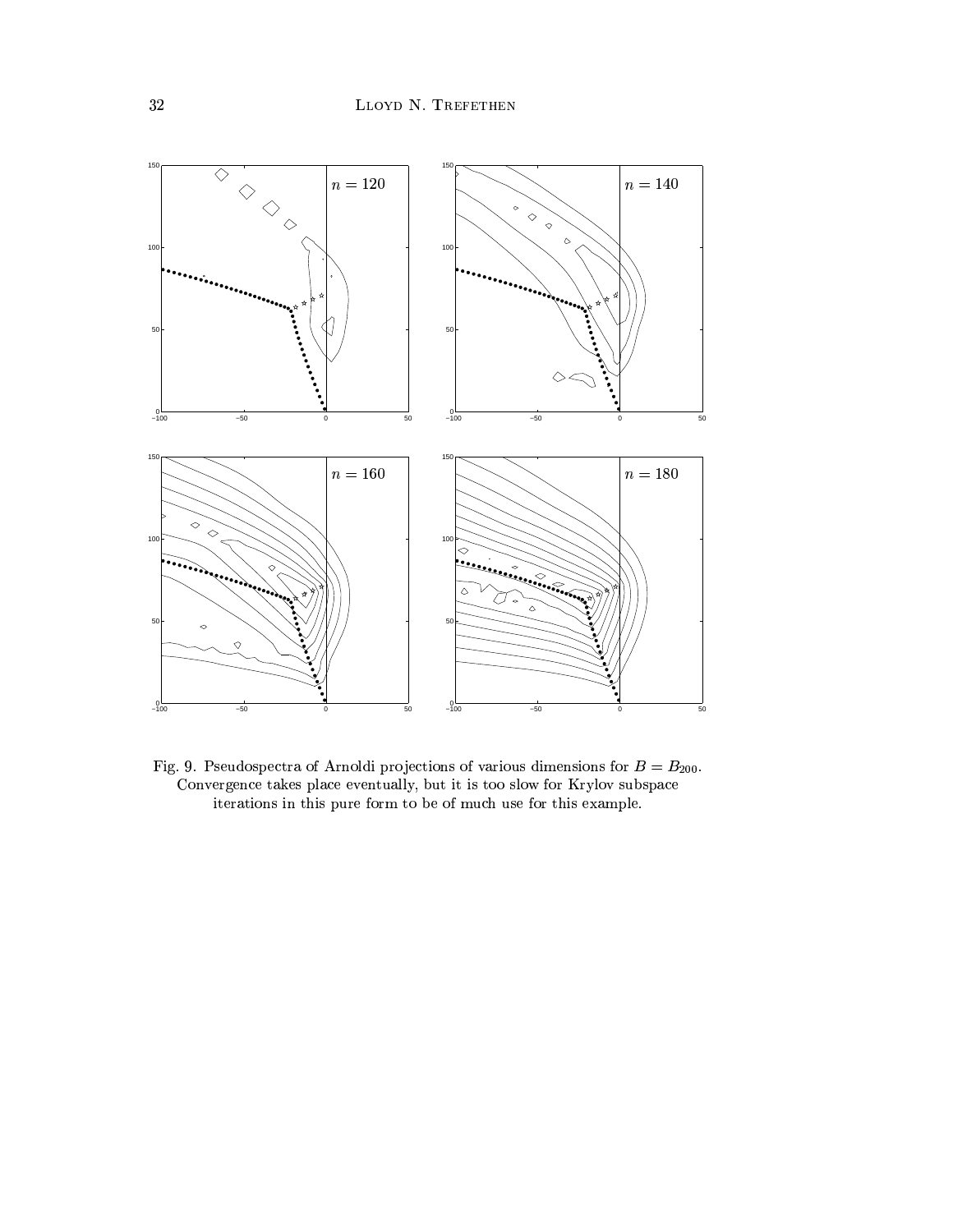Fig. 9. Pseudospectra of Arnoldi projections of various dimensions for $B = B_{200}$. Convergence takes place eventually, but it is too slow for Krylov subspace iterations in this pure form to be of much use for this example.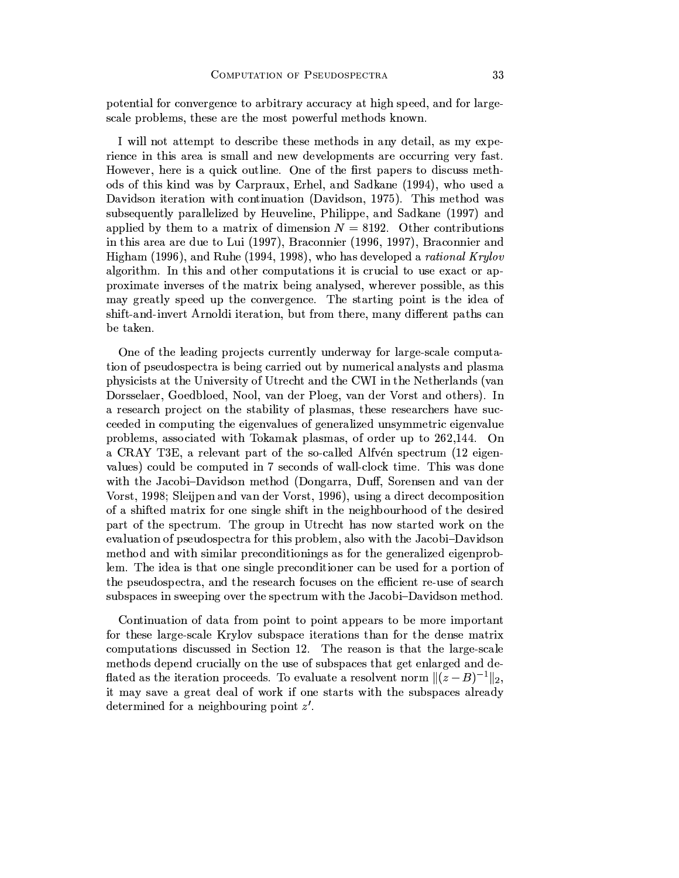potential for convergence to arbitrary accuracy at high speed, and for large-scale problems, these are the most powerful methods known.

I will not attempt to describe these methods in any detail, as my experience in this area is small and new developments are occurring very fast. However, here is a quick outline. One of the first papers to discuss methods of this kind was by Carpraux, Erhel, and Sadkane (1994), who used a Davidson iteration with continuation (Davidson, 1975). This method was subsequently parallelized by Heuveline, Philippe, and Sadkane (1997) and applied by them to a matrix of dimension $N = 8192$. Other contributions in this area are due to Lui (1997), Braconnier (1996, 1997), Braconnier and Higham (1996), and Ruhe (1994, 1998), who has developed a *rational Krylov* algorithm. In this and other computations it is crucial to use exact or approximate inverses of the matrix being analysed, wherever possible, as this may greatly speed up the convergence. The starting point is the idea of shift-and-invert Arnoldi iteration, but from there, many different paths can be taken.

One of the leading projects currently underway for large-scale computation of pseudospectra is being carried out by numerical analysts and plasma physicists at the University of Utrecht and the CWI in the Netherlands (van Dorsselaer, Goedbloed, Nool, van der Ploeg, van der Vorst and others). In a research project on the stability of plasmas, these researchers have succeeded in computing the eigenvalues of generalized unsymmetric eigenvalue problems, associated with Tokamak plasmas, of order up to 262,144. On a CRAY T3E, a relevant part of the so-called Alfvén spectrum (12 eigenvalues) could be computed in 7 seconds of wall-clock time. This was done with the Jacobi–Davidson method (Dongarra, Duff, Sorensen and van der Vorst, 1998; Sleijpen and van der Vorst, 1996), using a direct decomposition of a shifted matrix for one single shift in the neighbourhood of the desired part of the spectrum. The group in Utrecht has now started work on the evaluation of pseudospectra for this problem, also with the Jacobi–Davidson method and with similar preconditionings as for the generalized eigenproblem. The idea is that one single preconditioner can be used for a portion of the pseudospectra, and the research focuses on the efficient re-use of search subspaces in sweeping over the spectrum with the Jacobi–Davidson method.

Continuation of data from point to point appears to be more important for these large-scale Krylov subspace iterations than for the dense matrix computations discussed in Section 12. The reason is that the large-scale methods depend crucially on the use of subspaces that get enlarged and deflated as the iteration proceeds. To evaluate a resolvent norm $\|(z - B)^{-1}\|_2$, it may save a great deal of work if one starts with the subspaces already determined for a neighbouring point $z'$.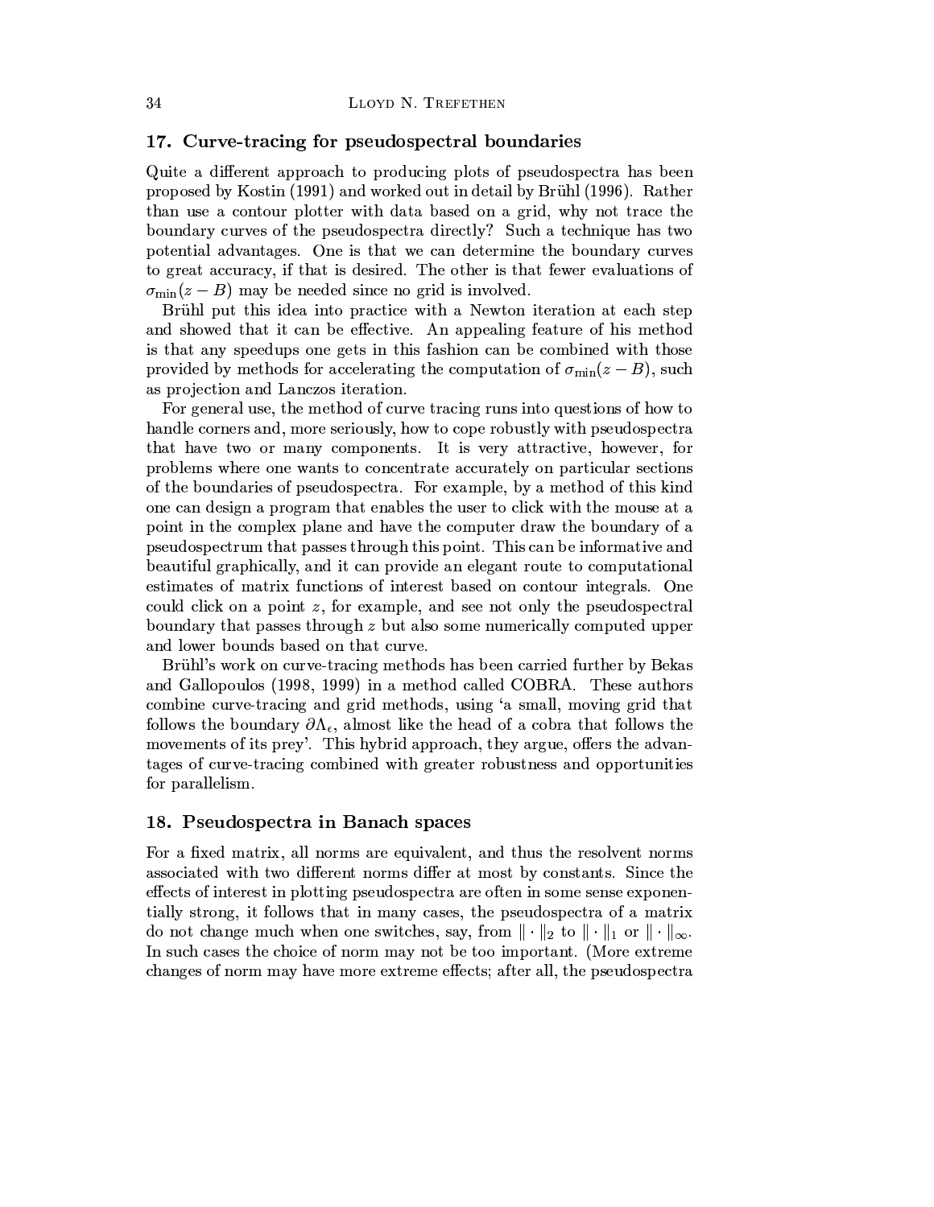## 17. Curve-tracing for pseudospectral boundaries

Quite a different approach to producing plots of pseudospectra has been proposed by Kostin (1991) and worked out in detail by Brühl (1996). Rather than use a contour plotter with data based on a grid, why not trace the boundary curves of the pseudospectra directly? Such a technique has two potential advantages. One is that we can determine the boundary curves to great accuracy, if that is desired. The other is that fewer evaluations of $\sigma_{\min}(z - B)$ may be needed since no grid is involved.

Brühl put this idea into practice with a Newton iteration at each step and showed that it can be effective. An appealing feature of his method is that any speedups one gets in this fashion can be combined with those provided by methods for accelerating the computation of $\sigma_{\min}(z - B)$, such as projection and Lanczos iteration.

For general use, the method of curve tracing runs into questions of how to handle corners and, more seriously, how to cope robustly with pseudospectra that have two or many components. It is very attractive, however, for problems where one wants to concentrate accurately on particular sections of the boundaries of pseudospectra. For example, by a method of this kind one can design a program that enables the user to click with the mouse at a point in the complex plane and have the computer draw the boundary of a pseudospectrum that passes through this point. This can be informative and beautiful graphically, and it can provide an elegant route to computational estimates of matrix functions of interest based on contour integrals. One could click on a point $z$, for example, and see not only the pseudospectral boundary that passes through $z$ but also some numerically computed upper and lower bounds based on that curve.

Brühl's work on curve-tracing methods has been carried further by Bekas and Gallopoulos (1998, 1999) in a method called COBRA. These authors combine curve-tracing and grid methods, using 'a small, moving grid that follows the boundary $\partial\Lambda_\epsilon$, almost like the head of a cobra that follows the movements of its prey'. This hybrid approach, they argue, offers the advantages of curve-tracing combined with greater robustness and opportunities for parallelism.

## 18. Pseudospectra in Banach spaces

For a fixed matrix, all norms are equivalent, and thus the resolvent norms associated with two different norms differ at most by constants. Since the effects of interest in plotting pseudospectra are often in some sense exponentially strong, it follows that in many cases, the pseudospectra of a matrix do not change much when one switches, say, from $\|\cdot\|_2$ to $\|\cdot\|_1$ or $\|\cdot\|_\infty$. In such cases the choice of norm may not be too important. (More extreme changes of norm may have more extreme effects; after all, the pseudospectra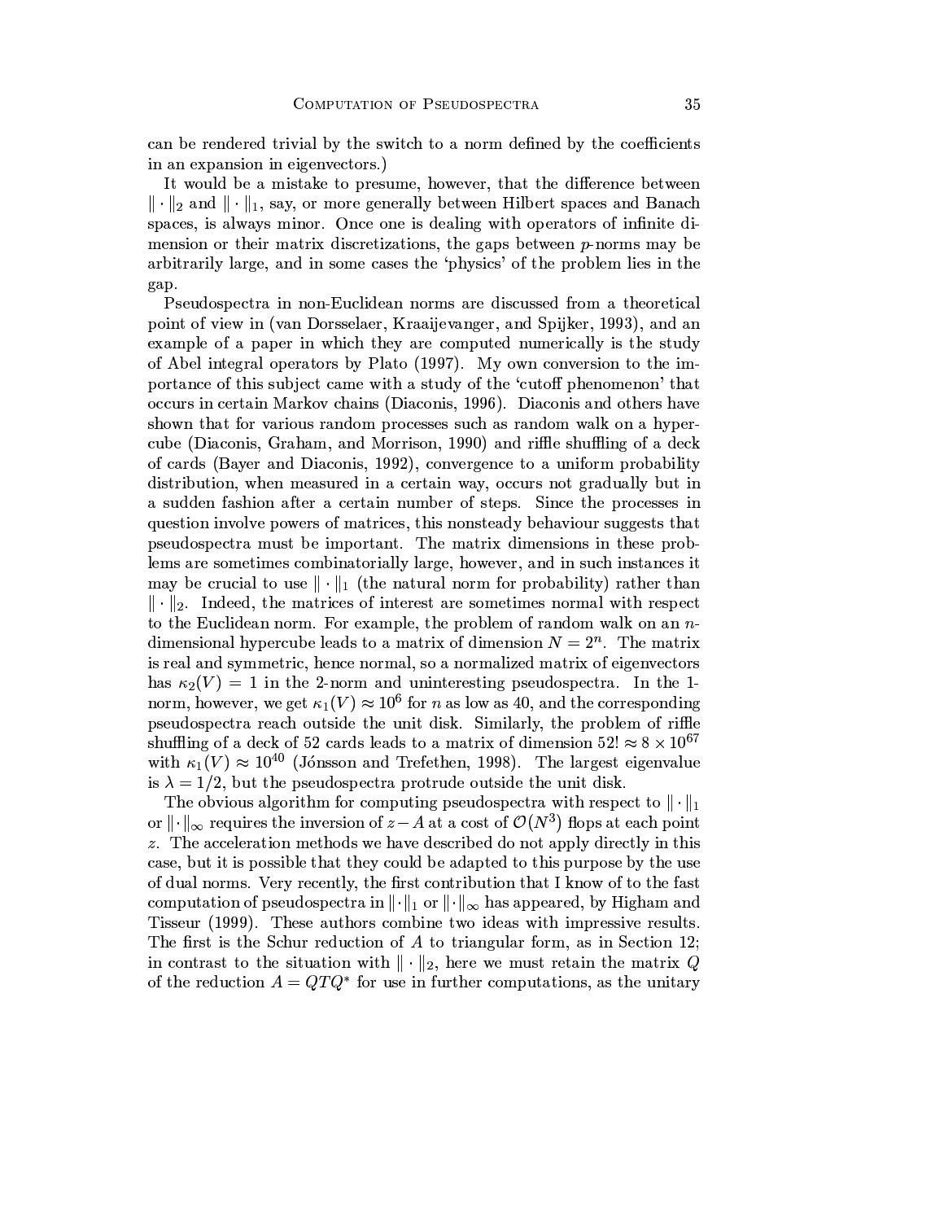can be rendered trivial by the switch to a norm defined by the coefficients in an expansion in eigenvectors.)

It would be a mistake to presume, however, that the difference between $\|\cdot\|_2$ and $\|\cdot\|_1$, say, or more generally between Hilbert spaces and Banach spaces, is always minor. Once one is dealing with operators of infinite dimension or their matrix discretizations, the gaps between $p$-norms may be arbitrarily large, and in some cases the 'physics' of the problem lies in the gap.

Pseudospectra in non-Euclidean norms are discussed from a theoretical point of view in (van Dorsselaer, Kraaijevanger, and Spijker, 1993), and an example of a paper in which they are computed numerically is the study of Abel integral operators by Plato (1997). My own conversion to the importance of this subject came with a study of the 'cutoff phenomenon' that occurs in certain Markov chains (Diaconis, 1996). Diaconis and others have shown that for various random processes such as random walk on a hypercube (Diaconis, Graham, and Morrison, 1990) and riffle shuffling of a deck of cards (Bayer and Diaconis, 1992), convergence to a uniform probability distribution, when measured in a certain way, occurs not gradually but in a sudden fashion after a certain number of steps. Since the processes in question involve powers of matrices, this nonsteady behaviour suggests that pseudospectra must be important. The matrix dimensions in these problems are sometimes combinatorially large, however, and in such instances it may be crucial to use $\|\cdot\|_1$ (the natural norm for probability) rather than $\|\cdot\|_2$. Indeed, the matrices of interest are sometimes normal with respect to the Euclidean norm. For example, the problem of random walk on an $n$-dimensional hypercube leads to a matrix of dimension $N = 2^n$. The matrix is real and symmetric, hence normal, so a normalized matrix of eigenvectors has $\kappa_2(V) = 1$ in the 2-norm and uninteresting pseudospectra. In the 1-norm, however, we get $\kappa_1(V) \approx 10^6$ for $n$ as low as 40, and the corresponding pseudospectra reach outside the unit disk. Similarly, the problem of riffle shuffling of a deck of 52 cards leads to a matrix of dimension $52! \approx 8 \times 10^{67}$ with $\kappa_1(V) \approx 10^{40}$ (Jónsson and Trefethen, 1998). The largest eigenvalue is $\lambda = 1/2$, but the pseudospectra protrude outside the unit disk.

The obvious algorithm for computing pseudospectra with respect to $\|\cdot\|_1$ or $\|\cdot\|_\infty$ requires the inversion of $z - A$ at a cost of $\mathcal{O}(N^3)$ flops at each point $z$. The acceleration methods we have described do not apply directly in this case, but it is possible that they could be adapted to this purpose by the use of dual norms. Very recently, the first contribution that I know of to the fast computation of pseudospectra in $\|\cdot\|_1$ or $\|\cdot\|_\infty$ has appeared, by Higham and Tisseur (1999). These authors combine two ideas with impressive results. The first is the Schur reduction of $A$ to triangular form, as in Section 12; in contrast to the situation with $\|\cdot\|_2$, here we must retain the matrix $Q$ of the reduction $A = QTQ^*$ for use in further computations, as the unitary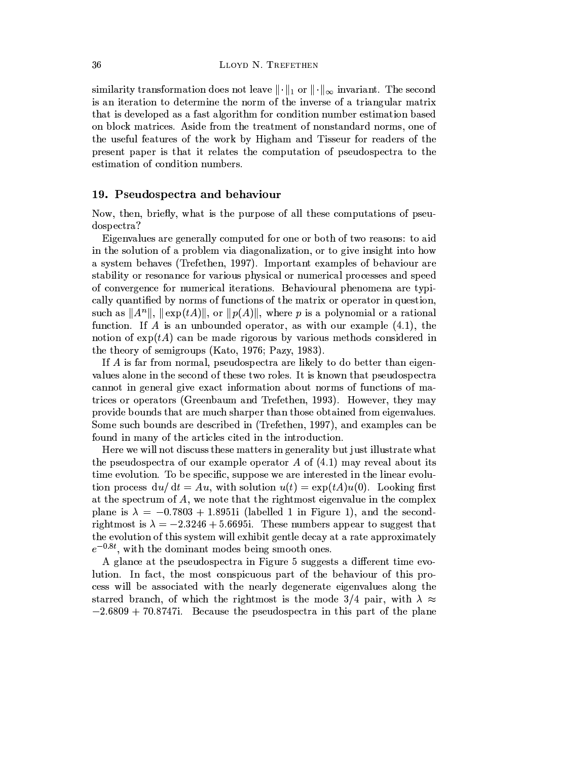similarity transformation does not leave $\|\cdot\|_1$ or $\|\cdot\|_\infty$ invariant. The second is an iteration to determine the norm of the inverse of a triangular matrix that is developed as a fast algorithm for condition number estimation based on block matrices. Aside from the treatment of nonstandard norms, one of the useful features of the work by Higham and Tisseur for readers of the present paper is that it relates the computation of pseudospectra to the estimation of condition numbers.

## 19. Pseudospectra and behaviour

Now, then, briefly, what is the purpose of all these computations of pseudospectra?

Eigenvalues are generally computed for one or both of two reasons: to aid in the solution of a problem via diagonalization, or to give insight into how a system behaves (Trefethen, 1997). Important examples of behaviour are stability or resonance for various physical or numerical processes and speed of convergence for numerical iterations. Behavioural phenomena are typically quantified by norms of functions of the matrix or operator in question, such as $\|A^n\|$, $\|\exp(tA)\|$, or $\|p(A)\|$, where $p$ is a polynomial or a rational function. If $A$ is an unbounded operator, as with our example (4.1), the notion of $\exp(tA)$ can be made rigorous by various methods considered in the theory of semigroups (Kato, 1976; Pazy, 1983).

If $A$ is far from normal, pseudospectra are likely to do better than eigenvalues alone in the second of these two roles. It is known that pseudospectra cannot in general give exact information about norms of functions of matrices or operators (Greenbaum and Trefethen, 1993). However, they may provide bounds that are much sharper than those obtained from eigenvalues. Some such bounds are described in (Trefethen, 1997), and examples can be found in many of the articles cited in the introduction.

Here we will not discuss these matters in generality but just illustrate what the pseudospectra of our example operator $A$ of (4.1) may reveal about its time evolution. To be specific, suppose we are interested in the linear evolution process $\mathrm{d}u/\mathrm{d}t = Au$, with solution $u(t) = \exp(tA)u(0)$. Looking first at the spectrum of $A$, we note that the rightmost eigenvalue in the complex plane is $\lambda = -0.7803 + 1.8951\mathrm{i}$ (labelled 1 in Figure 1), and the second-rightmost is $\lambda = -2.3246 + 5.6695\mathrm{i}$. These numbers appear to suggest that the evolution of this system will exhibit gentle decay at a rate approximately $e^{-0.8t}$, with the dominant modes being smooth ones.

A glance at the pseudospectra in Figure 5 suggests a different time evolution. In fact, the most conspicuous part of the behaviour of this process will be associated with the nearly degenerate eigenvalues along the starred branch, of which the rightmost is the mode 3/4 pair, with $\lambda \approx -2.6809 + 70.8747\mathrm{i}$. Because the pseudospectra in this part of the plane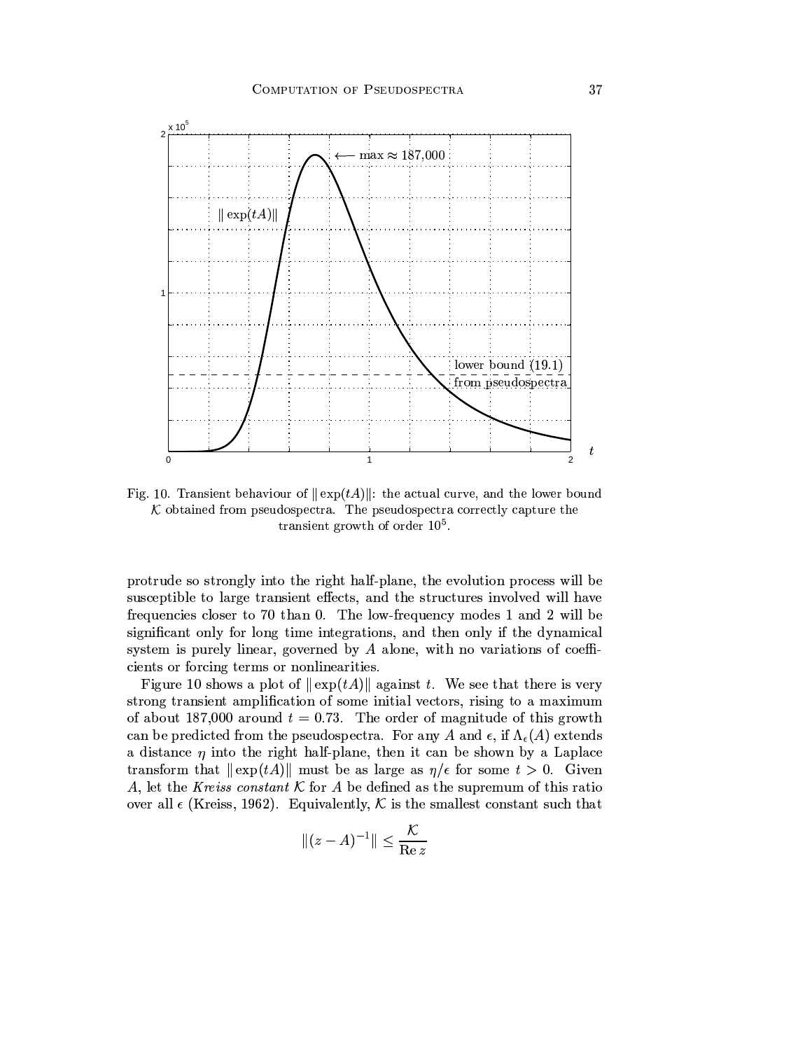Fig. 10. Transient behaviour of $\|\exp(tA)\|$: the actual curve, and the lower bound $\mathcal{K}$ obtained from pseudospectra. The pseudospectra correctly capture the transient growth of order $10^5$.

protrude so strongly into the right half-plane, the evolution process will be susceptible to large transient effects, and the structures involved will have frequencies closer to 70 than 0. The low-frequency modes 1 and 2 will be significant only for long time integrations, and then only if the dynamical system is purely linear, governed by $A$ alone, with no variations of coefficients or forcing terms or nonlinearities.

Figure 10 shows a plot of $\|\exp(tA)\|$ against $t$. We see that there is very strong transient amplification of some initial vectors, rising to a maximum of about 187,000 around $t = 0.73$. The order of magnitude of this growth can be predicted from the pseudospectra. For any $A$ and $\epsilon$, if $\Lambda_\epsilon(A)$ extends a distance $\eta$ into the right half-plane, then it can be shown by a Laplace transform that $\|\exp(tA)\|$ must be as large as $\eta/\epsilon$ for some $t > 0$. Given $A$, let the *Kreiss constant* $\mathcal{K}$ for $A$ be defined as the supremum of this ratio over all $\epsilon$ (Kreiss, 1962). Equivalently, $\mathcal{K}$ is the smallest constant such that

$$\|(z - A)^{-1}\| \leq \frac{\mathcal{K}}{\operatorname{Re} z}$$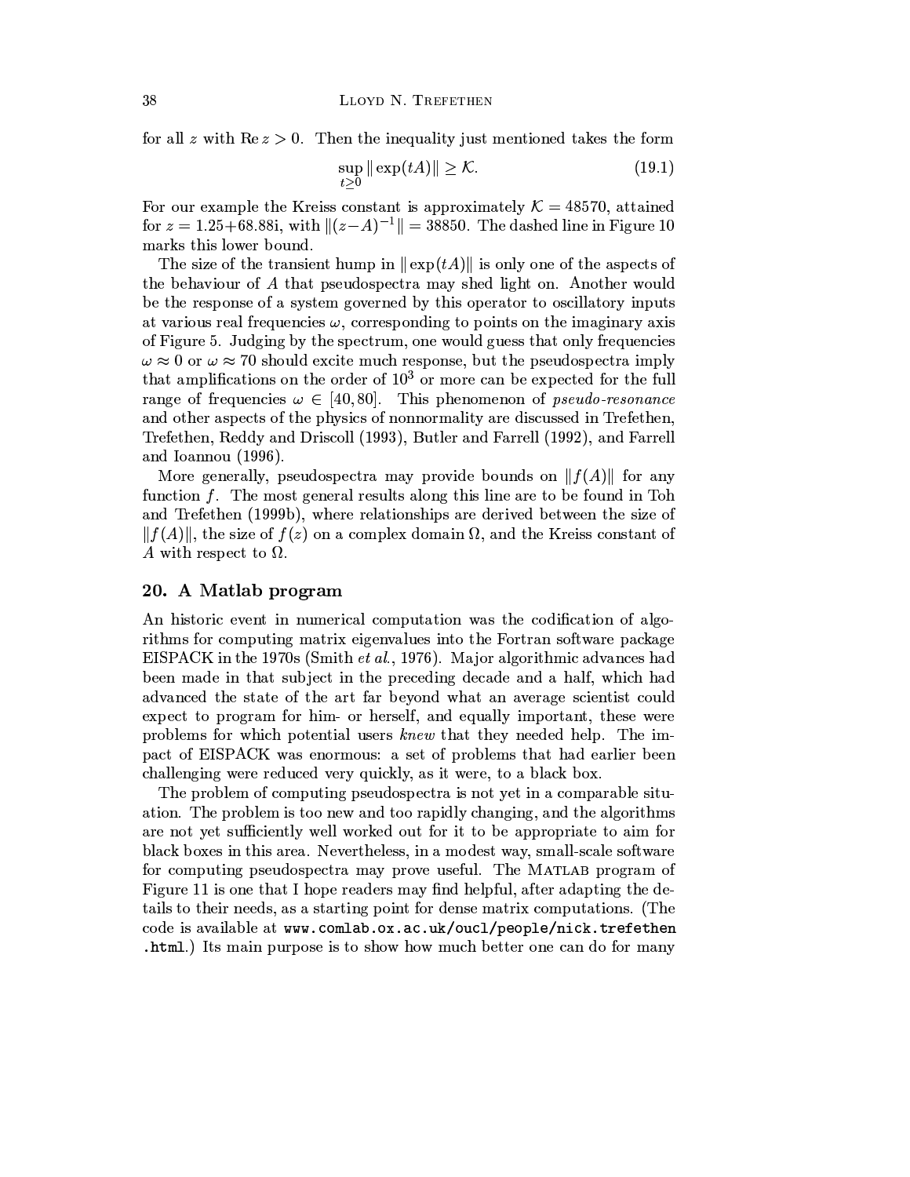for all $z$ with $\mathrm{Re}\, z > 0$. Then the inequality just mentioned takes the form

$$\sup_{t \geq 0} \|\exp(tA)\| \geq \mathcal{K}. \tag{19.1}$$

For our example the Kreiss constant is approximately $\mathcal{K} = 48570$, attained for $z = 1.25 + 68.88\mathrm{i}$, with $\|(z - A)^{-1}\| = 38850$. The dashed line in Figure 10 marks this lower bound.

The size of the transient hump in $\|\exp(tA)\|$ is only one of the aspects of the behaviour of $A$ that pseudospectra may shed light on. Another would be the response of a system governed by this operator to oscillatory inputs at various real frequencies $\omega$, corresponding to points on the imaginary axis of Figure 5. Judging by the spectrum, one would guess that only frequencies $\omega \approx 0$ or $\omega \approx 70$ should excite much response, but the pseudospectra imply that amplifications on the order of $10^3$ or more can be expected for the full range of frequencies $\omega \in [40, 80]$. This phenomenon of *pseudo-resonance* and other aspects of the physics of nonnormality are discussed in Trefethen, Trefethen, Reddy and Driscoll (1993), Butler and Farrell (1992), and Farrell and Ioannou (1996).

More generally, pseudospectra may provide bounds on $\|f(A)\|$ for any function $f$. The most general results along this line are to be found in Toh and Trefethen (1999b), where relationships are derived between the size of $\|f(A)\|$, the size of $f(z)$ on a complex domain $\Omega$, and the Kreiss constant of $A$ with respect to $\Omega$.

## 20. A Matlab program

An historic event in numerical computation was the codification of algorithms for computing matrix eigenvalues into the Fortran software package EISPACK in the 1970s (Smith *et al.*, 1976). Major algorithmic advances had been made in that subject in the preceding decade and a half, which had advanced the state of the art far beyond what an average scientist could expect to program for him- or herself, and equally important, these were problems for which potential users *knew* that they needed help. The impact of EISPACK was enormous: a set of problems that had earlier been challenging were reduced very quickly, as it were, to a black box.

The problem of computing pseudospectra is not yet in a comparable situation. The problem is too new and too rapidly changing, and the algorithms are not yet sufficiently well worked out for it to be appropriate to aim for black boxes in this area. Nevertheless, in a modest way, small-scale software for computing pseudospectra may prove useful. The MATLAB program of Figure 11 is one that I hope readers may find helpful, after adapting the details to their needs, as a starting point for dense matrix computations. (The code is available at `www.comlab.ox.ac.uk/oucl/people/nick.trefethen.html`.) Its main purpose is to show how much better one can do for many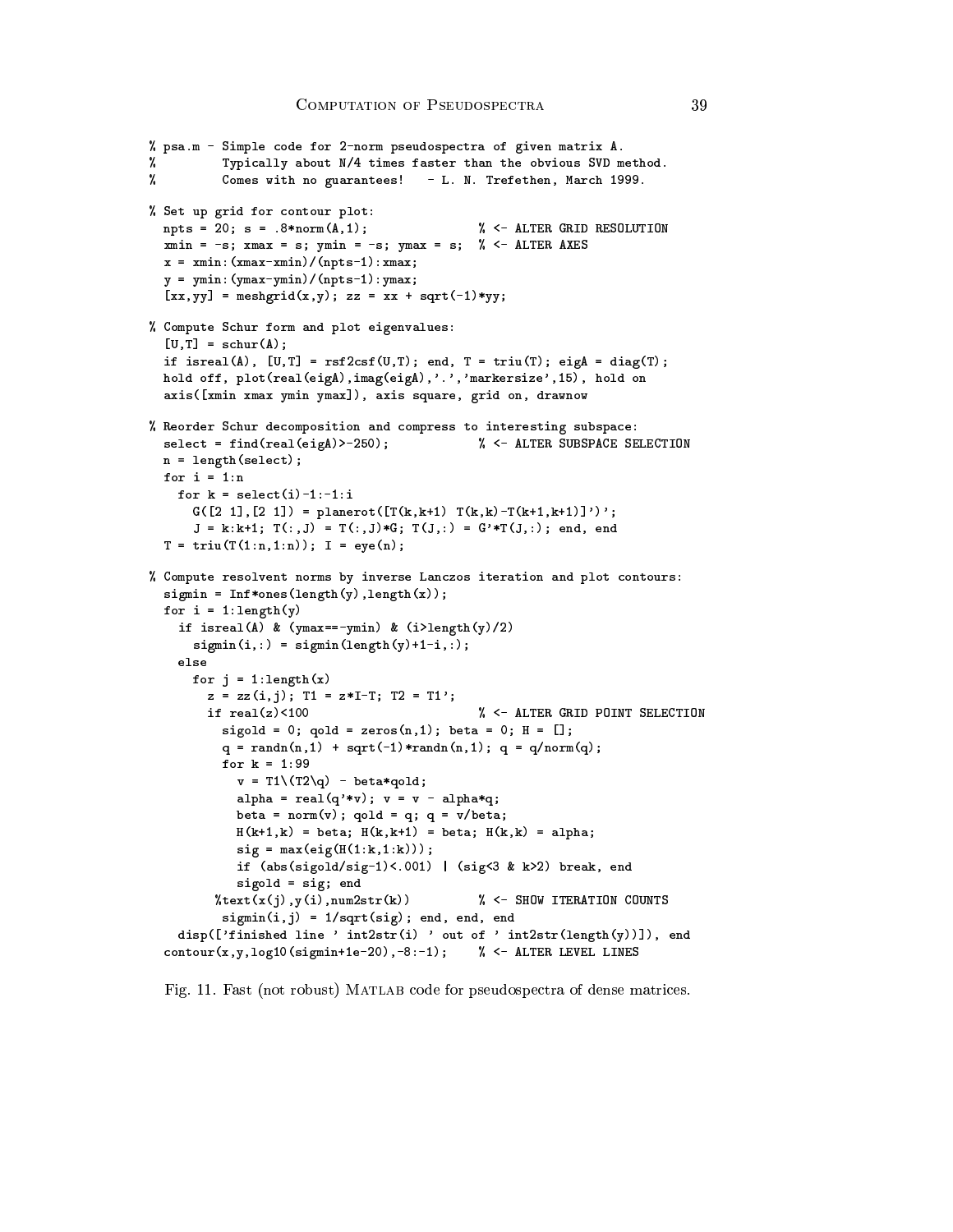```
% psa.m - Simple code for 2-norm pseudospectra of given matrix A.
%         Typically about N/4 times faster than the obvious SVD method.
%         Comes with no guarantees!   - L. N. Trefethen, March 1999.

% Set up grid for contour plot:
  npts = 20; s = .8*norm(A,1);                % <- ALTER GRID RESOLUTION
  xmin = -s; xmax = s; ymin = -s; ymax = s;  % <- ALTER AXES
  x = xmin:(xmax-xmin)/(npts-1):xmax;
  y = ymin:(ymax-ymin)/(npts-1):ymax;
  [xx,yy] = meshgrid(x,y); zz = xx + sqrt(-1)*yy;

% Compute Schur form and plot eigenvalues:
  [U,T] = schur(A);
  if isreal(A), [U,T] = rsf2csf(U,T); end, T = triu(T); eigA = diag(T);
  hold off, plot(real(eigA),imag(eigA),'.','markersize',15), hold on
  axis([xmin xmax ymin ymax]), axis square, grid on, drawnow

% Reorder Schur decomposition and compress to interesting subspace:
  select = find(real(eigA)>-250);             % <- ALTER SUBSPACE SELECTION
  n = length(select);
  for i = 1:n
    for k = select(i)-1:-1:i
      G([2 1],[2 1]) = planerot([T(k,k+1) T(k,k)-T(k+1,k+1)]')';
      J = k:k+1; T(:,J) = T(:,J)*G; T(J,:) = G'*T(J,:); end, end
  T = triu(T(1:n,1:n)); I = eye(n);

% Compute resolvent norms by inverse Lanczos iteration and plot contours:
  sigmin = Inf*ones(length(y),length(x));
  for i = 1:length(y)
    if isreal(A) & (ymax==-ymin) & (i>length(y)/2)
      sigmin(i,:) = sigmin(length(y)+1-i,:);
    else
      for j = 1:length(x)
        z = zz(i,j); T1 = z*I-T; T2 = T1';
        if real(z)<100                        % <- ALTER GRID POINT SELECTION
          sigold = 0; qold = zeros(n,1); beta = 0; H = [];
          q = randn(n,1) + sqrt(-1)*randn(n,1); q = q/norm(q);
          for k = 1:99
            v = T1\(T2\q) - beta*qold;
            alpha = real(q'*v); v = v - alpha*q;
            beta = norm(v); qold = q; q = v/beta;
            H(k+1,k) = beta; H(k,k+1) = beta; H(k,k) = alpha;
            sig = max(eig(H(1:k,1:k)));
            if (abs(sigold/sig-1)<.001) | (sig<3 & k>2) break, end
            sigold = sig; end
        %text(x(j),y(i),num2str(k))          % <- SHOW ITERATION COUNTS
         sigmin(i,j) = 1/sqrt(sig); end, end, end
    disp(['finished line ' int2str(i) ' out of ' int2str(length(y))]), end
  contour(x,y,log10(sigmin+1e-20),-8:-1);    % <- ALTER LEVEL LINES
```

Fig. 11. Fast (not robust) MATLAB code for pseudospectra of dense matrices.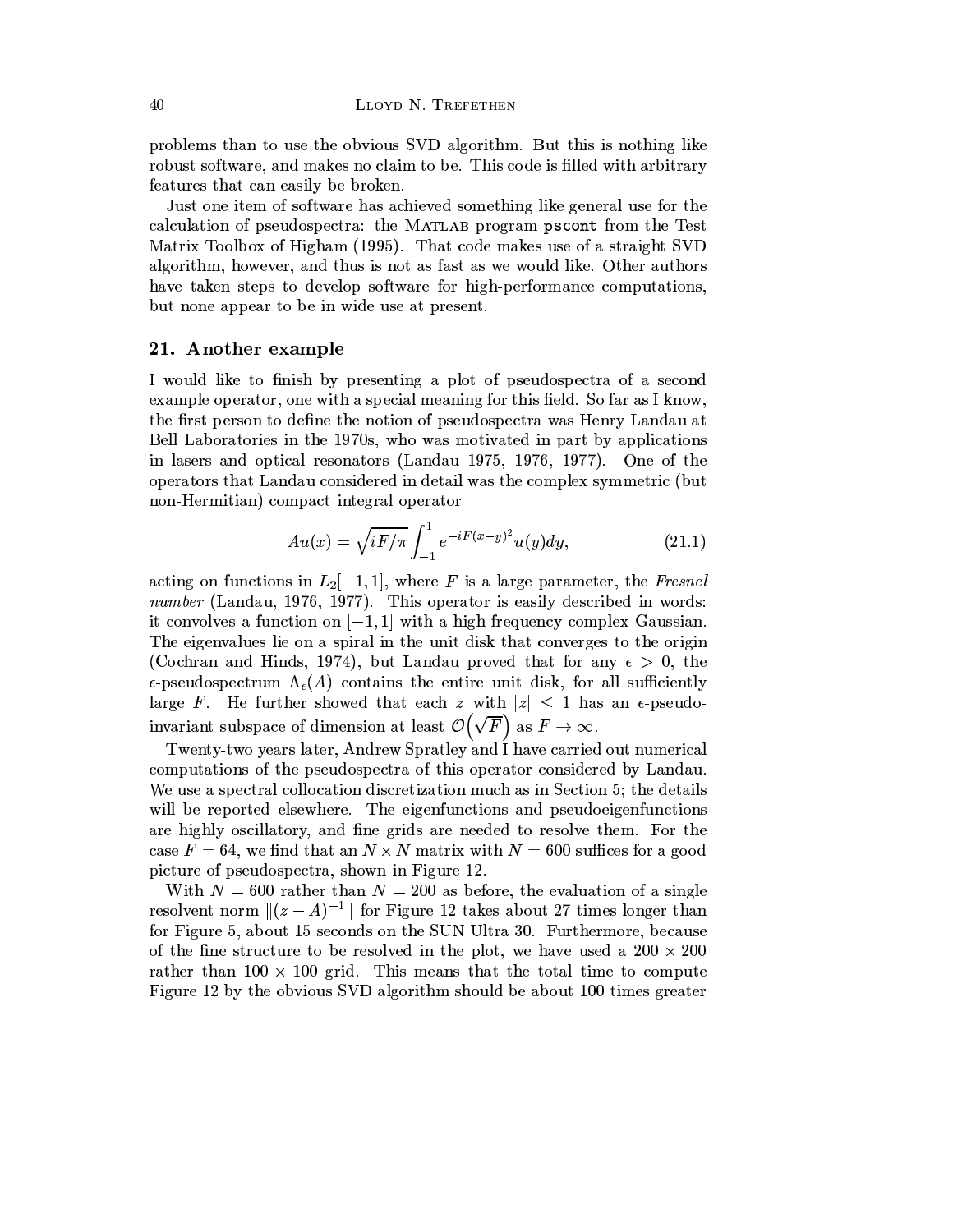problems than to use the obvious SVD algorithm. But this is nothing like robust software, and makes no claim to be. This code is filled with arbitrary features that can easily be broken.

Just one item of software has achieved something like general use for the calculation of pseudospectra: the MATLAB program **pscont** from the Test Matrix Toolbox of Higham (1995). That code makes use of a straight SVD algorithm, however, and thus is not as fast as we would like. Other authors have taken steps to develop software for high-performance computations, but none appear to be in wide use at present.

## 21. Another example

I would like to finish by presenting a plot of pseudospectra of a second example operator, one with a special meaning for this field. So far as I know, the first person to define the notion of pseudospectra was Henry Landau at Bell Laboratories in the 1970s, who was motivated in part by applications in lasers and optical resonators (Landau 1975, 1976, 1977). One of the operators that Landau considered in detail was the complex symmetric (but non-Hermitian) compact integral operator

$$Au(x) = \sqrt{iF/\pi} \int_{-1}^{1} e^{-iF(x-y)^2} u(y) dy, \tag{21.1}$$

acting on functions in $L_2[-1,1]$, where $F$ is a large parameter, the *Fresnel number* (Landau, 1976, 1977). This operator is easily described in words: it convolves a function on $[-1,1]$ with a high-frequency complex Gaussian. The eigenvalues lie on a spiral in the unit disk that converges to the origin (Cochran and Hinds, 1974), but Landau proved that for any $\epsilon > 0$, the $\epsilon$-pseudospectrum $\Lambda_\epsilon(A)$ contains the entire unit disk, for all sufficiently large $F$. He further showed that each $z$ with $|z| \leq 1$ has an $\epsilon$-pseudo-invariant subspace of dimension at least $\mathcal{O}\big(\sqrt{F}\big)$ as $F \to \infty$.

Twenty-two years later, Andrew Spratley and I have carried out numerical computations of the pseudospectra of this operator considered by Landau. We use a spectral collocation discretization much as in Section 5; the details will be reported elsewhere. The eigenfunctions and pseudoeigenfunctions are highly oscillatory, and fine grids are needed to resolve them. For the case $F = 64$, we find that an $N \times N$ matrix with $N = 600$ suffices for a good picture of pseudospectra, shown in Figure 12.

With $N = 600$ rather than $N = 200$ as before, the evaluation of a single resolvent norm $\|(z - A)^{-1}\|$ for Figure 12 takes about 27 times longer than for Figure 5, about 15 seconds on the SUN Ultra 30. Furthermore, because of the fine structure to be resolved in the plot, we have used a $200 \times 200$ rather than $100 \times 100$ grid. This means that the total time to compute Figure 12 by the obvious SVD algorithm should be about 100 times greater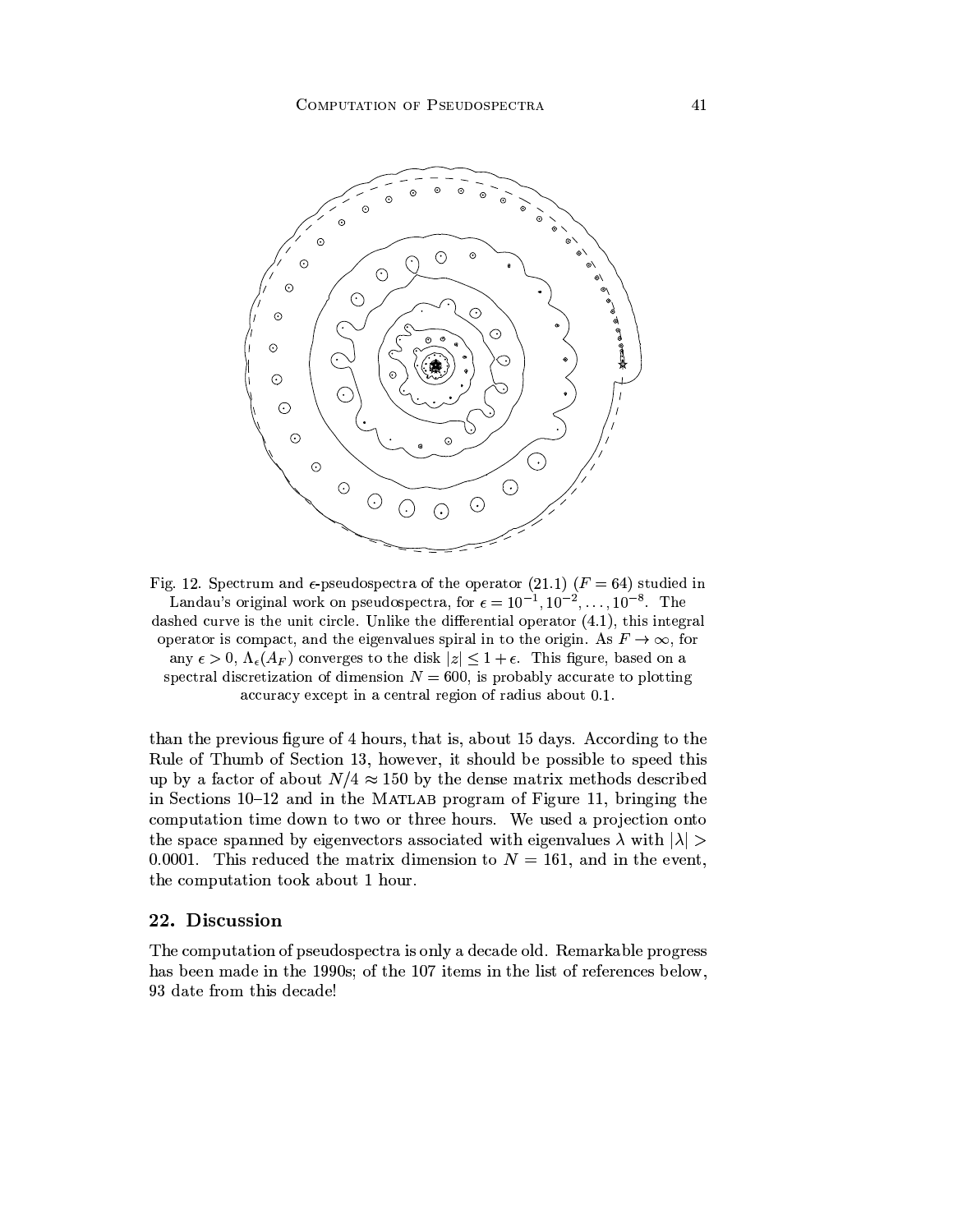Fig. 12. Spectrum and $\epsilon$-pseudospectra of the operator (21.1) ($F = 64$) studied in Landau's original work on pseudospectra, for $\epsilon = 10^{-1}, 10^{-2}, \ldots, 10^{-8}$. The dashed curve is the unit circle. Unlike the differential operator (4.1), this integral operator is compact, and the eigenvalues spiral in to the origin. As $F \to \infty$, for any $\epsilon > 0$, $\Lambda_\epsilon(A_F)$ converges to the disk $|z| \leq 1 + \epsilon$. This figure, based on a spectral discretization of dimension $N = 600$, is probably accurate to plotting accuracy except in a central region of radius about 0.1.

than the previous figure of 4 hours, that is, about 15 days. According to the Rule of Thumb of Section 13, however, it should be possible to speed this up by a factor of about $N/4 \approx 150$ by the dense matrix methods described in Sections 10–12 and in the MATLAB program of Figure 11, bringing the computation time down to two or three hours. We used a projection onto the space spanned by eigenvectors associated with eigenvalues $\lambda$ with $|\lambda| > 0.0001$. This reduced the matrix dimension to $N = 161$, and in the event, the computation took about 1 hour.

## 22. Discussion

The computation of pseudospectra is only a decade old. Remarkable progress has been made in the 1990s; of the 107 items in the list of references below, 93 date from this decade!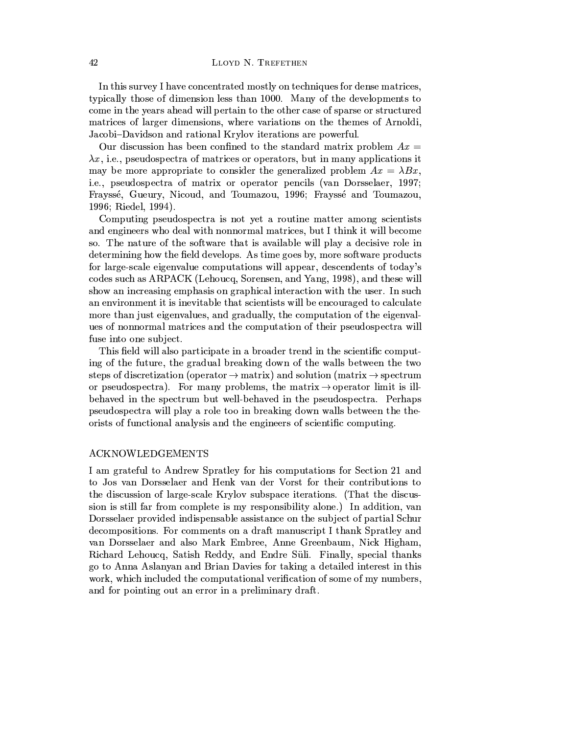In this survey I have concentrated mostly on techniques for dense matrices, typically those of dimension less than 1000. Many of the developments to come in the years ahead will pertain to the other case of sparse or structured matrices of larger dimensions, where variations on the themes of Arnoldi, Jacobi–Davidson and rational Krylov iterations are powerful.

Our discussion has been confined to the standard matrix problem $Ax = \lambda x$, i.e., pseudospectra of matrices or operators, but in many applications it may be more appropriate to consider the generalized problem $Ax = \lambda Bx$, i.e., pseudospectra of matrix or operator pencils (van Dorsselaer, 1997; Frayssé, Gueury, Nicoud, and Toumazou, 1996; Frayssé and Toumazou, 1996; Riedel, 1994).

Computing pseudospectra is not yet a routine matter among scientists and engineers who deal with nonnormal matrices, but I think it will become so. The nature of the software that is available will play a decisive role in determining how the field develops. As time goes by, more software products for large-scale eigenvalue computations will appear, descendents of today's codes such as ARPACK (Lehoucq, Sorensen, and Yang, 1998), and these will show an increasing emphasis on graphical interaction with the user. In such an environment it is inevitable that scientists will be encouraged to calculate more than just eigenvalues, and gradually, the computation of the eigenvalues of nonnormal matrices and the computation of their pseudospectra will fuse into one subject.

This field will also participate in a broader trend in the scientific computing of the future, the gradual breaking down of the walls between the two steps of discretization (operator $\to$ matrix) and solution (matrix $\to$ spectrum or pseudospectra). For many problems, the matrix $\to$ operator limit is ill-behaved in the spectrum but well-behaved in the pseudospectra. Perhaps pseudospectra will play a role too in breaking down walls between the theorists of functional analysis and the engineers of scientific computing.

## ACKNOWLEDGEMENTS

I am grateful to Andrew Spratley for his computations for Section 21 and to Jos van Dorsselaer and Henk van der Vorst for their contributions to the discussion of large-scale Krylov subspace iterations. (That the discussion is still far from complete is my responsibility alone.) In addition, van Dorsselaer provided indispensable assistance on the subject of partial Schur decompositions. For comments on a draft manuscript I thank Spratley and van Dorsselaer and also Mark Embree, Anne Greenbaum, Nick Higham, Richard Lehoucq, Satish Reddy, and Endre Süli. Finally, special thanks go to Anna Aslanyan and Brian Davies for taking a detailed interest in this work, which included the computational verification of some of my numbers, and for pointing out an error in a preliminary draft.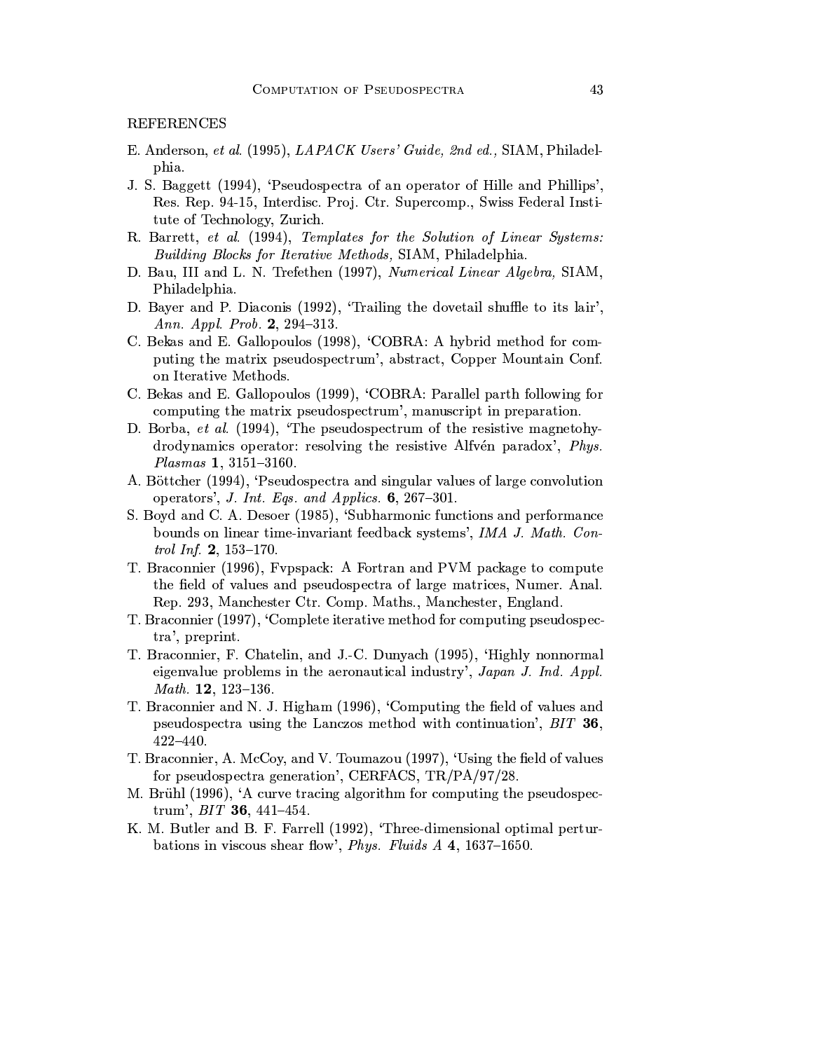## REFERENCES

E. Anderson, *et al.* (1995), *LAPACK Users' Guide, 2nd ed.,* SIAM, Philadelphia.

J. S. Baggett (1994), 'Pseudospectra of an operator of Hille and Phillips', Res. Rep. 94-15, Interdisc. Proj. Ctr. Supercomp., Swiss Federal Institute of Technology, Zurich.

R. Barrett, *et al.* (1994), *Templates for the Solution of Linear Systems: Building Blocks for Iterative Methods,* SIAM, Philadelphia.

D. Bau, III and L. N. Trefethen (1997), *Numerical Linear Algebra,* SIAM, Philadelphia.

D. Bayer and P. Diaconis (1992), 'Trailing the dovetail shuffle to its lair', *Ann. Appl. Prob.* **2**, 294–313.

C. Bekas and E. Gallopoulos (1998), 'COBRA: A hybrid method for computing the matrix pseudospectrum', abstract, Copper Mountain Conf. on Iterative Methods.

C. Bekas and E. Gallopoulos (1999), 'COBRA: Parallel parth following for computing the matrix pseudospectrum', manuscript in preparation.

D. Borba, *et al.* (1994), 'The pseudospectrum of the resistive magnetohydrodynamics operator: resolving the resistive Alfvén paradox', *Phys. Plasmas* **1**, 3151–3160.

A. Böttcher (1994), 'Pseudospectra and singular values of large convolution operators', *J. Int. Eqs. and Applics.* **6**, 267–301.

S. Boyd and C. A. Desoer (1985), 'Subharmonic functions and performance bounds on linear time-invariant feedback systems', *IMA J. Math. Control Inf.* **2**, 153–170.

T. Braconnier (1996), Fvpspack: A Fortran and PVM package to compute the field of values and pseudospectra of large matrices, Numer. Anal. Rep. 293, Manchester Ctr. Comp. Maths., Manchester, England.

T. Braconnier (1997), 'Complete iterative method for computing pseudospectra', preprint.

T. Braconnier, F. Chatelin, and J.-C. Dunyach (1995), 'Highly nonnormal eigenvalue problems in the aeronautical industry', *Japan J. Ind. Appl. Math.* **12**, 123–136.

T. Braconnier and N. J. Higham (1996), 'Computing the field of values and pseudospectra using the Lanczos method with continuation', *BIT* **36**, 422–440.

T. Braconnier, A. McCoy, and V. Toumazou (1997), 'Using the field of values for pseudospectra generation', CERFACS, TR/PA/97/28.

M. Brühl (1996), 'A curve tracing algorithm for computing the pseudospectrum', *BIT* **36**, 441–454.

K. M. Butler and B. F. Farrell (1992), 'Three-dimensional optimal perturbations in viscous shear flow', *Phys. Fluids A* **4**, 1637–1650.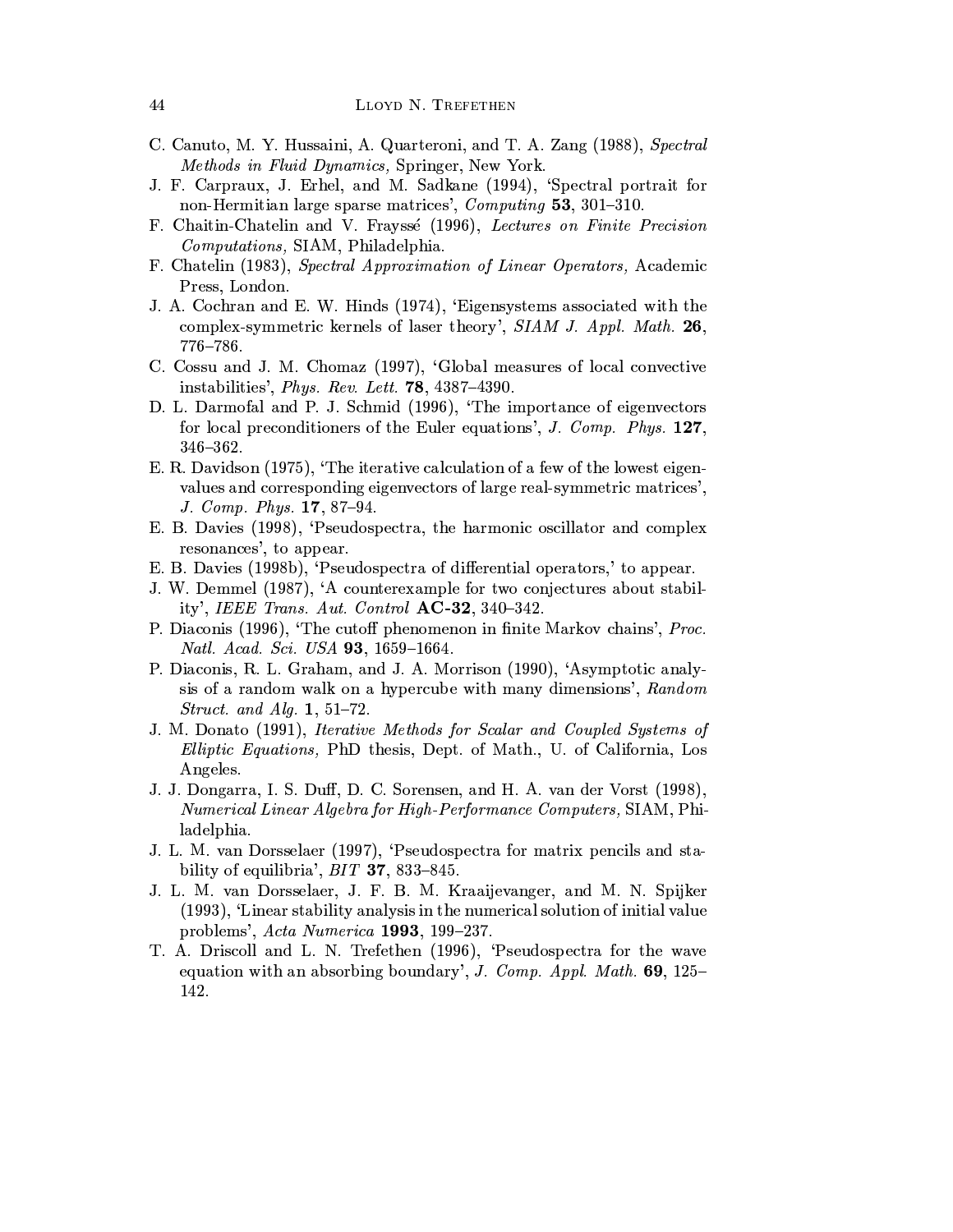C. Canuto, M. Y. Hussaini, A. Quarteroni, and T. A. Zang (1988), *Spectral Methods in Fluid Dynamics,* Springer, New York.

J. F. Carpraux, J. Erhel, and M. Sadkane (1994), 'Spectral portrait for non-Hermitian large sparse matrices', *Computing* **53**, 301–310.

F. Chaitin-Chatelin and V. Frayssé (1996), *Lectures on Finite Precision Computations,* SIAM, Philadelphia.

F. Chatelin (1983), *Spectral Approximation of Linear Operators,* Academic Press, London.

J. A. Cochran and E. W. Hinds (1974), 'Eigensystems associated with the complex-symmetric kernels of laser theory', *SIAM J. Appl. Math.* **26**, 776–786.

C. Cossu and J. M. Chomaz (1997), 'Global measures of local convective instabilities', *Phys. Rev. Lett.* **78**, 4387–4390.

D. L. Darmofal and P. J. Schmid (1996), 'The importance of eigenvectors for local preconditioners of the Euler equations', *J. Comp. Phys.* **127**, 346–362.

E. R. Davidson (1975), 'The iterative calculation of a few of the lowest eigenvalues and corresponding eigenvectors of large real-symmetric matrices', *J. Comp. Phys.* **17**, 87–94.

E. B. Davies (1998), 'Pseudospectra, the harmonic oscillator and complex resonances', to appear.

E. B. Davies (1998b), 'Pseudospectra of differential operators,' to appear.

J. W. Demmel (1987), 'A counterexample for two conjectures about stability', *IEEE Trans. Aut. Control* **AC-32**, 340–342.

P. Diaconis (1996), 'The cutoff phenomenon in finite Markov chains', *Proc. Natl. Acad. Sci. USA* **93**, 1659–1664.

P. Diaconis, R. L. Graham, and J. A. Morrison (1990), 'Asymptotic analysis of a random walk on a hypercube with many dimensions', *Random Struct. and Alg.* **1**, 51–72.

J. M. Donato (1991), *Iterative Methods for Scalar and Coupled Systems of Elliptic Equations,* PhD thesis, Dept. of Math., U. of California, Los Angeles.

J. J. Dongarra, I. S. Duff, D. C. Sorensen, and H. A. van der Vorst (1998), *Numerical Linear Algebra for High-Performance Computers,* SIAM, Philadelphia.

J. L. M. van Dorsselaer (1997), 'Pseudospectra for matrix pencils and stability of equilibria', *BIT* **37**, 833–845.

J. L. M. van Dorsselaer, J. F. B. M. Kraaijevanger, and M. N. Spijker (1993), 'Linear stability analysis in the numerical solution of initial value problems', *Acta Numerica* **1993**, 199–237.

T. A. Driscoll and L. N. Trefethen (1996), 'Pseudospectra for the wave equation with an absorbing boundary', *J. Comp. Appl. Math.* **69**, 125–142.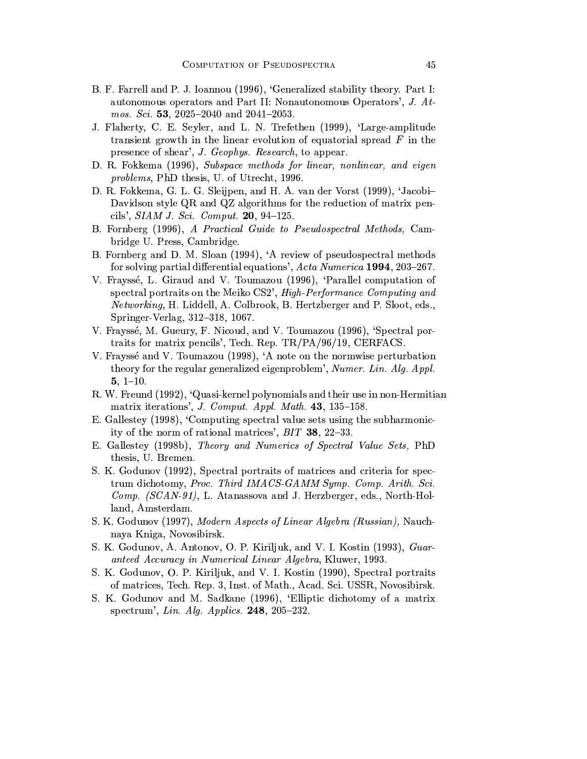B. F. Farrell and P. J. Ioannou (1996), 'Generalized stability theory. Part I: autonomous operators and Part II: Nonautonomous Operators', *J. Atmos. Sci.* **53**, 2025–2040 and 2041–2053.

J. Flaherty, C. E. Seyler, and L. N. Trefethen (1999), 'Large-amplitude transient growth in the linear evolution of equatorial spread $F$ in the presence of shear', *J. Geophys. Research*, to appear.

D. R. Fokkema (1996), *Subspace methods for linear, nonlinear, and eigen problems*, PhD thesis, U. of Utrecht, 1996.

D. R. Fokkema, G. L. G. Sleijpen, and H. A. van der Vorst (1999), 'Jacobi–Davidson style QR and QZ algorithms for the reduction of matrix pencils', *SIAM J. Sci. Comput.* **20**, 94–125.

B. Fornberg (1996), *A Practical Guide to Pseudospectral Methods,* Cambridge U. Press, Cambridge.

B. Fornberg and D. M. Sloan (1994), 'A review of pseudospectral methods for solving partial differential equations', *Acta Numerica* **1994**, 203–267.

V. Frayssé, L. Giraud and V. Toumazou (1996), 'Parallel computation of spectral portraits on the Meiko CS2', *High-Performance Computing and Networking*, H. Liddell, A. Colbrook, B. Hertzberger and P. Sloot, eds., Springer-Verlag, 312–318, 1067.

V. Frayssé, M. Gueury, F. Nicoud, and V. Toumazou (1996), 'Spectral portraits for matrix pencils', Tech. Rep. TR/PA/96/19, CERFACS.

V. Frayssé and V. Toumazou (1998), 'A note on the normwise perturbation theory for the regular generalized eigenproblem', *Numer. Lin. Alg. Appl.* **5**, 1–10.

R. W. Freund (1992), 'Quasi-kernel polynomials and their use in non-Hermitian matrix iterations', *J. Comput. Appl. Math.* **43**, 135–158.

E. Gallestey (1998), 'Computing spectral value sets using the subharmonicity of the norm of rational matrices', *BIT* **38**, 22–33.

E. Gallestey (1998b), *Theory and Numerics of Spectral Value Sets,* PhD thesis, U. Bremen.

S. K. Godunov (1992), Spectral portraits of matrices and criteria for spectrum dichotomy, *Proc. Third IMACS-GAMM Symp. Comp. Arith. Sci. Comp. (SCAN-91)*, L. Atanassova and J. Herzberger, eds., North-Holland, Amsterdam.

S. K. Godunov (1997), *Modern Aspects of Linear Algebra (Russian),* Nauchnaya Kniga, Novosibirsk.

S. K. Godunov, A. Antonov, O. P. Kiriljuk, and V. I. Kostin (1993), *Guaranteed Accuracy in Numerical Linear Algebra*, Kluwer, 1993.

S. K. Godunov, O. P. Kiriljuk, and V. I. Kostin (1990), Spectral portraits of matrices, Tech. Rep. 3, Inst. of Math., Acad. Sci. USSR, Novosibirsk.

S. K. Godunov and M. Sadkane (1996), 'Elliptic dichotomy of a matrix spectrum', *Lin. Alg. Applics.* **248**, 205–232.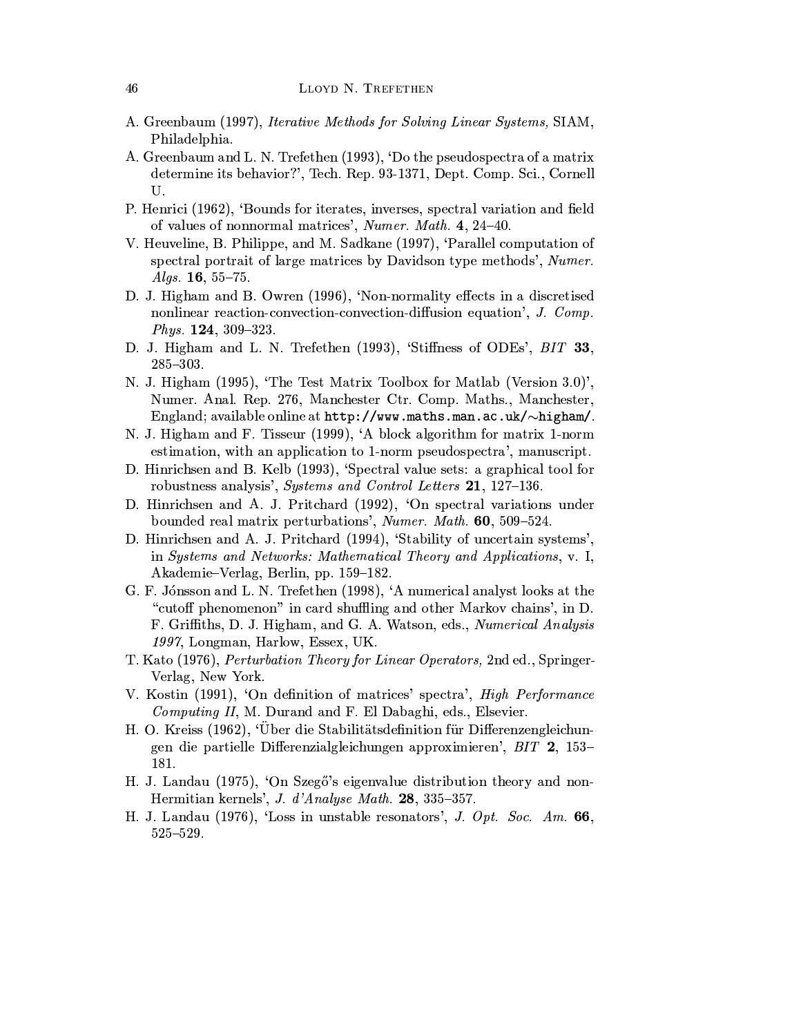A. Greenbaum (1997), *Iterative Methods for Solving Linear Systems,* SIAM, Philadelphia.

A. Greenbaum and L. N. Trefethen (1993), 'Do the pseudospectra of a matrix determine its behavior?', Tech. Rep. 93-1371, Dept. Comp. Sci., Cornell U.

P. Henrici (1962), 'Bounds for iterates, inverses, spectral variation and field of values of nonnormal matrices', *Numer. Math.* **4**, 24–40.

V. Heuveline, B. Philippe, and M. Sadkane (1997), 'Parallel computation of spectral portrait of large matrices by Davidson type methods', *Numer. Algs.* **16**, 55–75.

D. J. Higham and B. Owren (1996), 'Non-normality effects in a discretised nonlinear reaction-convection-convection-diffusion equation', *J. Comp. Phys.* **124**, 309–323.

D. J. Higham and L. N. Trefethen (1993), 'Stiffness of ODEs', *BIT* **33**, 285–303.

N. J. Higham (1995), 'The Test Matrix Toolbox for Matlab (Version 3.0)', Numer. Anal. Rep. 276, Manchester Ctr. Comp. Maths., Manchester, England; available online at `http://www.maths.man.ac.uk/~higham/`.

N. J. Higham and F. Tisseur (1999), 'A block algorithm for matrix 1-norm estimation, with an application to 1-norm pseudospectra', manuscript.

D. Hinrichsen and B. Kelb (1993), 'Spectral value sets: a graphical tool for robustness analysis', *Systems and Control Letters* **21**, 127–136.

D. Hinrichsen and A. J. Pritchard (1992), 'On spectral variations under bounded real matrix perturbations', *Numer. Math.* **60**, 509–524.

D. Hinrichsen and A. J. Pritchard (1994), 'Stability of uncertain systems', in *Systems and Networks: Mathematical Theory and Applications*, v. I, Akademie–Verlag, Berlin, pp. 159–182.

G. F. Jónsson and L. N. Trefethen (1998), 'A numerical analyst looks at the "cutoff phenomenon" in card shuffling and other Markov chains', in D. F. Griffiths, D. J. Higham, and G. A. Watson, eds., *Numerical Analysis 1997*, Longman, Harlow, Essex, UK.

T. Kato (1976), *Perturbation Theory for Linear Operators,* 2nd ed., Springer-Verlag, New York.

V. Kostin (1991), 'On definition of matrices' spectra', *High Performance Computing II*, M. Durand and F. El Dabaghi, eds., Elsevier.

H. O. Kreiss (1962), 'Über die Stabilitätsdefinition für Differenzengleichungen die partielle Differenzialgleichungen approximieren', *BIT* **2**, 153–181.

H. J. Landau (1975), 'On Szegő's eigenvalue distribution theory and non-Hermitian kernels', *J. d'Analyse Math.* **28**, 335–357.

H. J. Landau (1976), 'Loss in unstable resonators', *J. Opt. Soc. Am.* **66**, 525–529.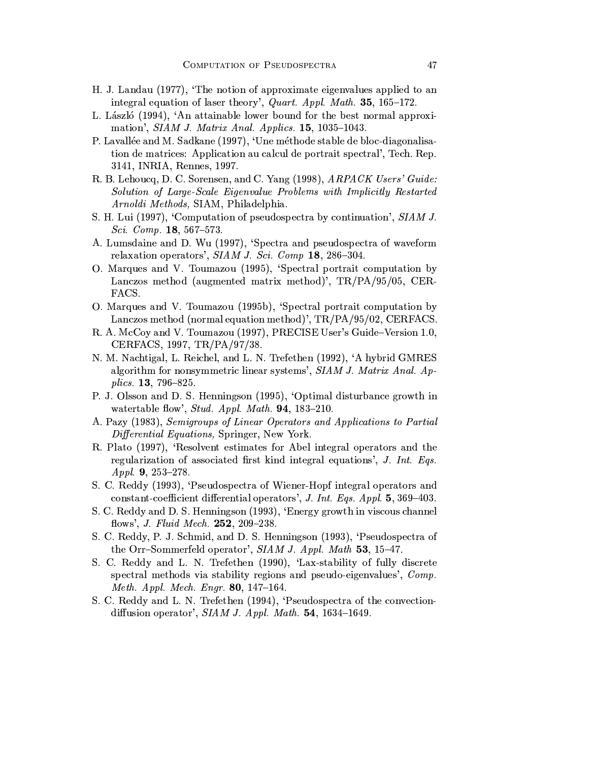H. J. Landau (1977), 'The notion of approximate eigenvalues applied to an integral equation of laser theory', *Quart. Appl. Math.* **35**, 165–172.

L. László (1994), 'An attainable lower bound for the best normal approximation', *SIAM J. Matrix Anal. Applics.* **15**, 1035–1043.

P. Lavallée and M. Sadkane (1997), 'Une méthode stable de bloc-diagonalisation de matrices: Application au calcul de portrait spectral', Tech. Rep. 3141, INRIA, Rennes, 1997.

R. B. Lehoucq, D. C. Sorensen, and C. Yang (1998), *ARPACK Users' Guide: Solution of Large-Scale Eigenvalue Problems with Implicitly Restarted Arnoldi Methods,* SIAM, Philadelphia.

S. H. Lui (1997), 'Computation of pseudospectra by continuation', *SIAM J. Sci. Comp.* **18**, 567–573.

A. Lumsdaine and D. Wu (1997), 'Spectra and pseudospectra of waveform relaxation operators', *SIAM J. Sci. Comp* **18**, 286–304.

O. Marques and V. Toumazou (1995), 'Spectral portrait computation by Lanczos method (augmented matrix method)', TR/PA/95/05, CERFACS.

O. Marques and V. Toumazou (1995b), 'Spectral portrait computation by Lanczos method (normal equation method)', TR/PA/95/02, CERFACS.

R. A. McCoy and V. Toumazou (1997), PRECISE User's Guide–Version 1.0, CERFACS, 1997, TR/PA/97/38.

N. M. Nachtigal, L. Reichel, and L. N. Trefethen (1992), 'A hybrid GMRES algorithm for nonsymmetric linear systems', *SIAM J. Matrix Anal. Applics.* **13**, 796–825.

P. J. Olsson and D. S. Henningson (1995), 'Optimal disturbance growth in watertable flow', *Stud. Appl. Math.* **94**, 183–210.

A. Pazy (1983), *Semigroups of Linear Operators and Applications to Partial Differential Equations,* Springer, New York.

R. Plato (1997), 'Resolvent estimates for Abel integral operators and the regularization of associated first kind integral equations', *J. Int. Eqs. Appl.* **9**, 253–278.

S. C. Reddy (1993), 'Pseudospectra of Wiener-Hopf integral operators and constant-coefficient differential operators', *J. Int. Eqs. Appl.* **5**, 369–403.

S. C. Reddy and D. S. Henningson (1993), 'Energy growth in viscous channel flows', *J. Fluid Mech.* **252**, 209–238.

S. C. Reddy, P. J. Schmid, and D. S. Henningson (1993), 'Pseudospectra of the Orr–Sommerfeld operator', *SIAM J. Appl. Math* **53**, 15–47.

S. C. Reddy and L. N. Trefethen (1990), 'Lax-stability of fully discrete spectral methods via stability regions and pseudo-eigenvalues', *Comp. Meth. Appl. Mech. Engr.* **80**, 147–164.

S. C. Reddy and L. N. Trefethen (1994), 'Pseudospectra of the convection-diffusion operator', *SIAM J. Appl. Math.* **54**, 1634–1649.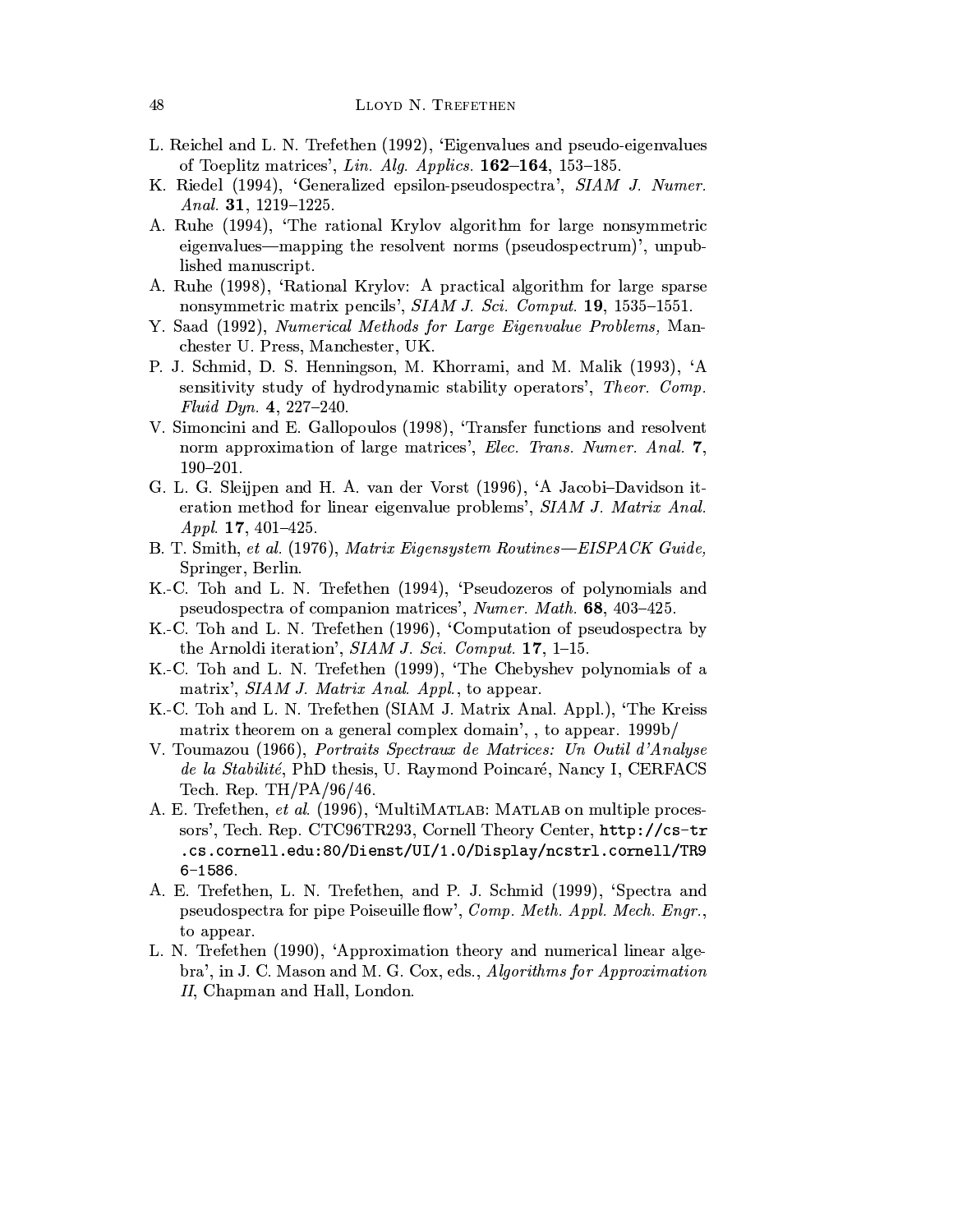L. Reichel and L. N. Trefethen (1992), 'Eigenvalues and pseudo-eigenvalues of Toeplitz matrices', *Lin. Alg. Applics.* **162–164**, 153–185.

K. Riedel (1994), 'Generalized epsilon-pseudospectra', *SIAM J. Numer. Anal.* **31**, 1219–1225.

A. Ruhe (1994), 'The rational Krylov algorithm for large nonsymmetric eigenvalues—mapping the resolvent norms (pseudospectrum)', unpublished manuscript.

A. Ruhe (1998), 'Rational Krylov: A practical algorithm for large sparse nonsymmetric matrix pencils', *SIAM J. Sci. Comput.* **19**, 1535–1551.

Y. Saad (1992), *Numerical Methods for Large Eigenvalue Problems,* Manchester U. Press, Manchester, UK.

P. J. Schmid, D. S. Henningson, M. Khorrami, and M. Malik (1993), 'A sensitivity study of hydrodynamic stability operators', *Theor. Comp. Fluid Dyn.* **4**, 227–240.

V. Simoncini and E. Gallopoulos (1998), 'Transfer functions and resolvent norm approximation of large matrices', *Elec. Trans. Numer. Anal.* **7**, 190–201.

G. L. G. Sleijpen and H. A. van der Vorst (1996), 'A Jacobi–Davidson iteration method for linear eigenvalue problems', *SIAM J. Matrix Anal. Appl.* **17**, 401–425.

B. T. Smith, *et al.* (1976), *Matrix Eigensystem Routines—EISPACK Guide,* Springer, Berlin.

K.-C. Toh and L. N. Trefethen (1994), 'Pseudozeros of polynomials and pseudospectra of companion matrices', *Numer. Math.* **68**, 403–425.

K.-C. Toh and L. N. Trefethen (1996), 'Computation of pseudospectra by the Arnoldi iteration', *SIAM J. Sci. Comput.* **17**, 1–15.

K.-C. Toh and L. N. Trefethen (1999), 'The Chebyshev polynomials of a matrix', *SIAM J. Matrix Anal. Appl.*, to appear.

K.-C. Toh and L. N. Trefethen (SIAM J. Matrix Anal. Appl.), 'The Kreiss matrix theorem on a general complex domain', , to appear. 1999b/

V. Toumazou (1966), *Portraits Spectraux de Matrices: Un Outil d'Analyse de la Stabilité*, PhD thesis, U. Raymond Poincaré, Nancy I, CERFACS Tech. Rep. TH/PA/96/46.

A. E. Trefethen, *et al.* (1996), 'MultiMATLAB: MATLAB on multiple processors', Tech. Rep. CTC96TR293, Cornell Theory Center, `http://cs-tr.cs.cornell.edu:80/Dienst/UI/1.0/Display/ncstrl.cornell/TR96-1586`.

A. E. Trefethen, L. N. Trefethen, and P. J. Schmid (1999), 'Spectra and pseudospectra for pipe Poiseuille flow', *Comp. Meth. Appl. Mech. Engr.*, to appear.

L. N. Trefethen (1990), 'Approximation theory and numerical linear algebra', in J. C. Mason and M. G. Cox, eds., *Algorithms for Approximation II*, Chapman and Hall, London.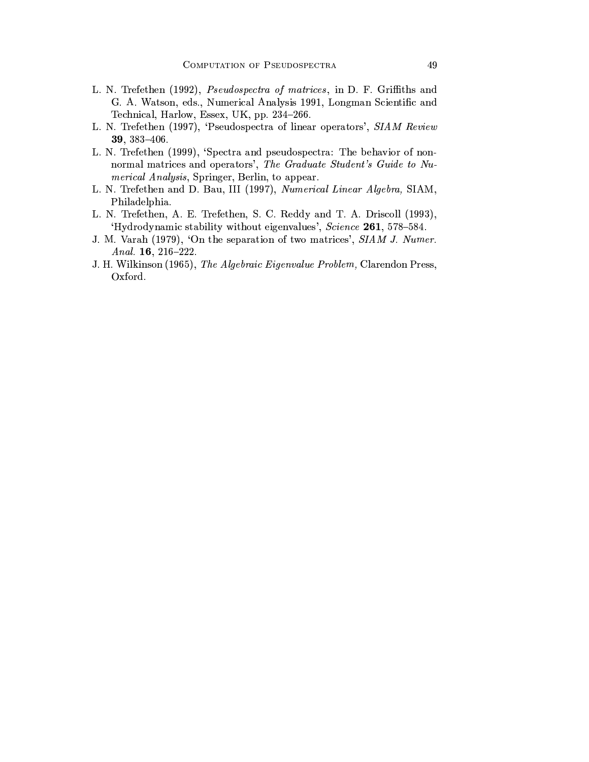L. N. Trefethen (1992), *Pseudospectra of matrices*, in D. F. Griffiths and G. A. Watson, eds., Numerical Analysis 1991, Longman Scientific and Technical, Harlow, Essex, UK, pp. 234–266.

L. N. Trefethen (1997), 'Pseudospectra of linear operators', *SIAM Review* **39**, 383–406.

L. N. Trefethen (1999), 'Spectra and pseudospectra: The behavior of non-normal matrices and operators', *The Graduate Student's Guide to Numerical Analysis*, Springer, Berlin, to appear.

L. N. Trefethen and D. Bau, III (1997), *Numerical Linear Algebra,* SIAM, Philadelphia.

L. N. Trefethen, A. E. Trefethen, S. C. Reddy and T. A. Driscoll (1993), 'Hydrodynamic stability without eigenvalues', *Science* **261**, 578–584.

J. M. Varah (1979), 'On the separation of two matrices', *SIAM J. Numer. Anal.* **16**, 216–222.

J. H. Wilkinson (1965), *The Algebraic Eigenvalue Problem,* Clarendon Press, Oxford.